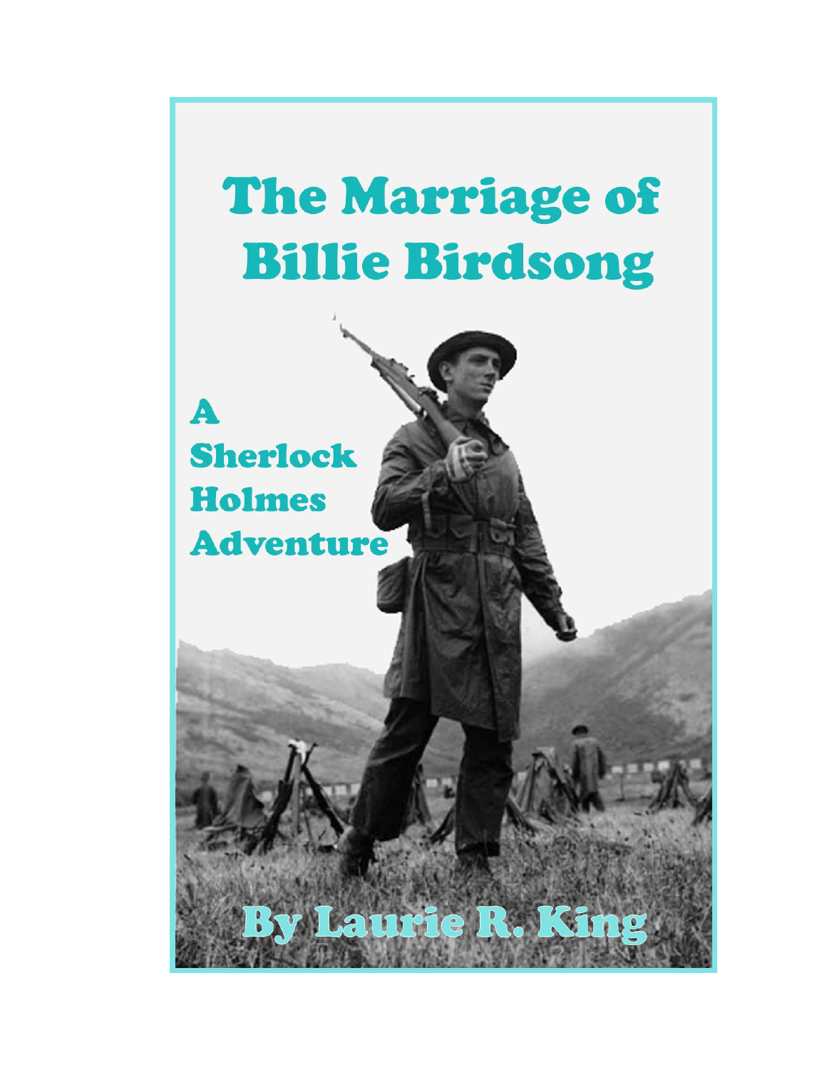# The Marriage of Billie Birdsong

**A Sherlock Holmes Adventure**

**By Laurie R. King**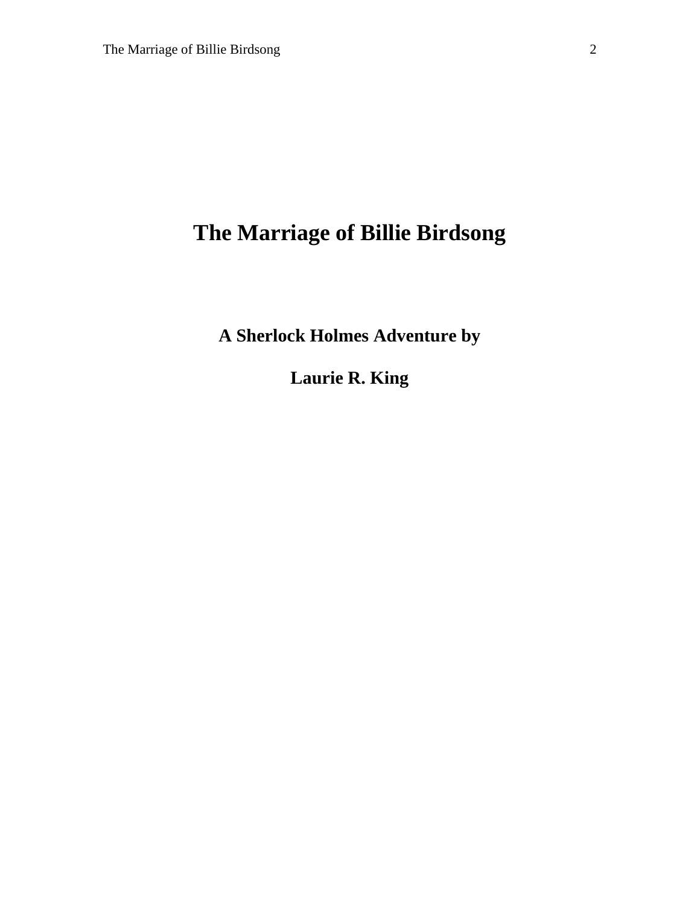# The Marriage of Billie Birdsong

**A Sherlock Holmes Adventure by**

**Laurie R. King**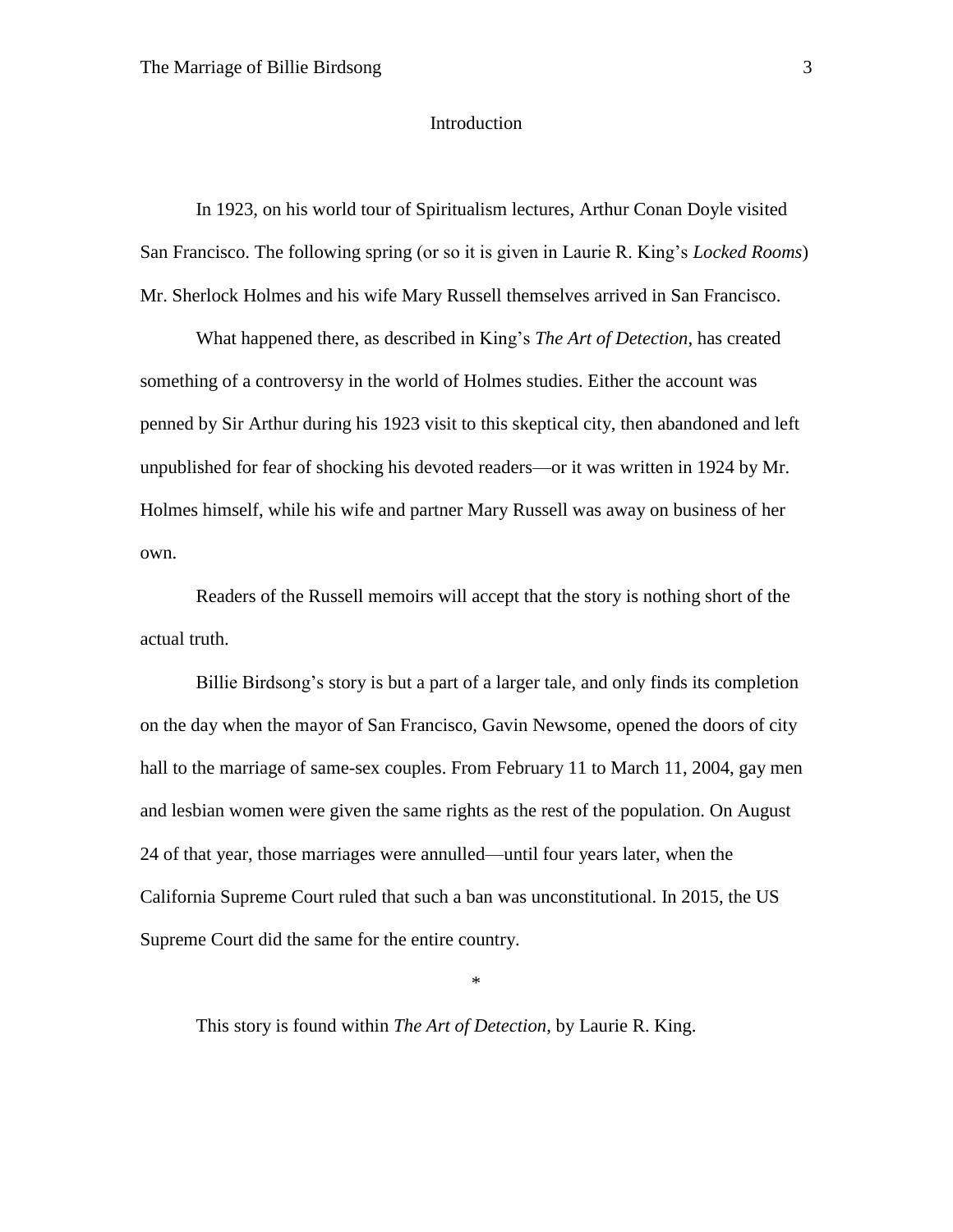# Introduction

In 1923, on his world tour of Spiritualism lectures, Arthur Conan Doyle visited San Francisco. The following spring (or so it is given in Laurie R. King's *Locked Rooms*) Mr. Sherlock Holmes and his wife Mary Russell themselves arrived in San Francisco.

What happened there, as described in King's *The Art of Detection*, has created something of a controversy in the world of Holmes studies. Either the account was penned by Sir Arthur during his 1923 visit to this skeptical city, then abandoned and left unpublished for fear of shocking his devoted readers—or it was written in 1924 by Mr. Holmes himself, while his wife and partner Mary Russell was away on business of her own.

Readers of the Russell memoirs will accept that the story is nothing short of the actual truth.

Billie Birdsong's story is but a part of a larger tale, and only finds its completion on the day when the mayor of San Francisco, Gavin Newsome, opened the doors of city hall to the marriage of same-sex couples. From February 11 to March 11, 2004, gay men and lesbian women were given the same rights as the rest of the population. On August 24 of that year, those marriages were annulled—until four years later, when the California Supreme Court ruled that such a ban was unconstitutional. In 2015, the US Supreme Court did the same for the entire country.

*

This story is found within *The Art of Detection*, by Laurie R. King.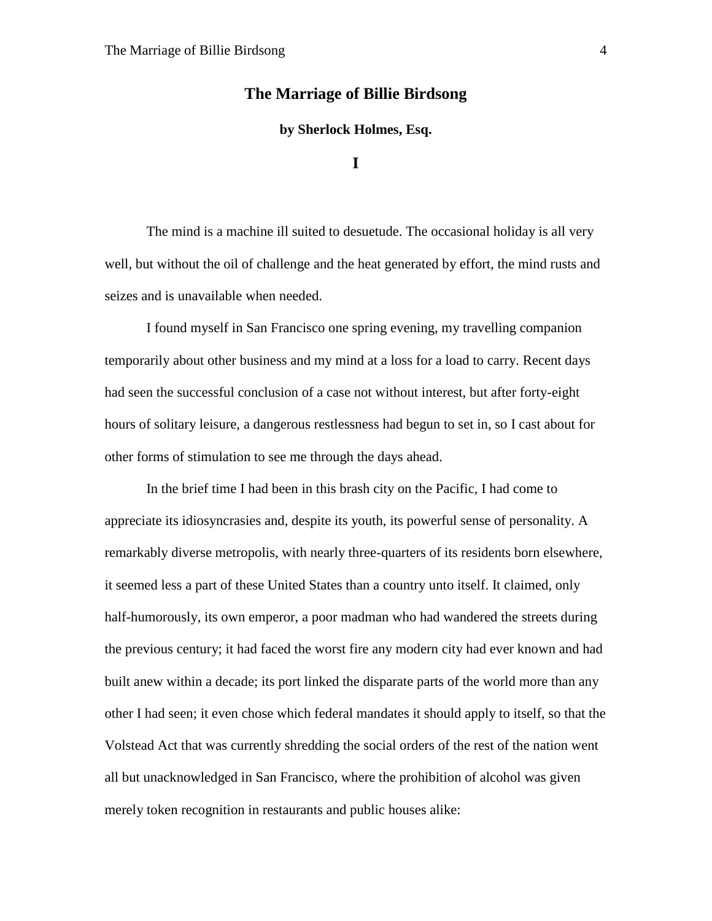# The Marriage of Billie Birdsong

**by Sherlock Holmes, Esq.**

## I

The mind is a machine ill suited to desuetude. The occasional holiday is all very well, but without the oil of challenge and the heat generated by effort, the mind rusts and seizes and is unavailable when needed.

I found myself in San Francisco one spring evening, my travelling companion temporarily about other business and my mind at a loss for a load to carry. Recent days had seen the successful conclusion of a case not without interest, but after forty-eight hours of solitary leisure, a dangerous restlessness had begun to set in, so I cast about for other forms of stimulation to see me through the days ahead.

In the brief time I had been in this brash city on the Pacific, I had come to appreciate its idiosyncrasies and, despite its youth, its powerful sense of personality. A remarkably diverse metropolis, with nearly three-quarters of its residents born elsewhere, it seemed less a part of these United States than a country unto itself. It claimed, only half-humorously, its own emperor, a poor madman who had wandered the streets during the previous century; it had faced the worst fire any modern city had ever known and had built anew within a decade; its port linked the disparate parts of the world more than any other I had seen; it even chose which federal mandates it should apply to itself, so that the Volstead Act that was currently shredding the social orders of the rest of the nation went all but unacknowledged in San Francisco, where the prohibition of alcohol was given merely token recognition in restaurants and public houses alike: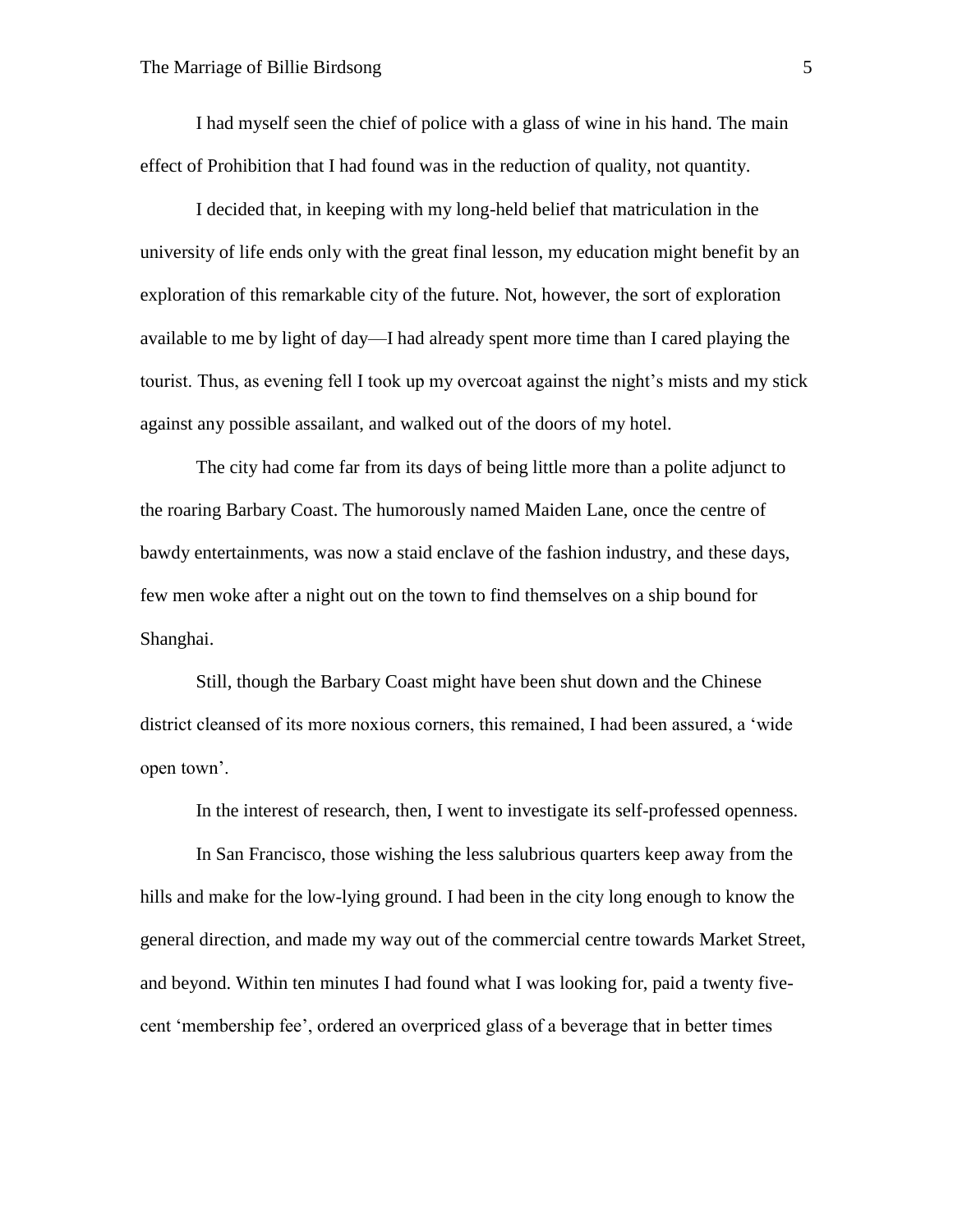I had myself seen the chief of police with a glass of wine in his hand. The main effect of Prohibition that I had found was in the reduction of quality, not quantity.

I decided that, in keeping with my long-held belief that matriculation in the university of life ends only with the great final lesson, my education might benefit by an exploration of this remarkable city of the future. Not, however, the sort of exploration available to me by light of day—I had already spent more time than I cared playing the tourist. Thus, as evening fell I took up my overcoat against the night's mists and my stick against any possible assailant, and walked out of the doors of my hotel.

The city had come far from its days of being little more than a polite adjunct to the roaring Barbary Coast. The humorously named Maiden Lane, once the centre of bawdy entertainments, was now a staid enclave of the fashion industry, and these days, few men woke after a night out on the town to find themselves on a ship bound for Shanghai.

Still, though the Barbary Coast might have been shut down and the Chinese district cleansed of its more noxious corners, this remained, I had been assured, a 'wide open town'.

In the interest of research, then, I went to investigate its self-professed openness.

In San Francisco, those wishing the less salubrious quarters keep away from the hills and make for the low-lying ground. I had been in the city long enough to know the general direction, and made my way out of the commercial centre towards Market Street, and beyond. Within ten minutes I had found what I was looking for, paid a twenty five-cent 'membership fee', ordered an overpriced glass of a beverage that in better times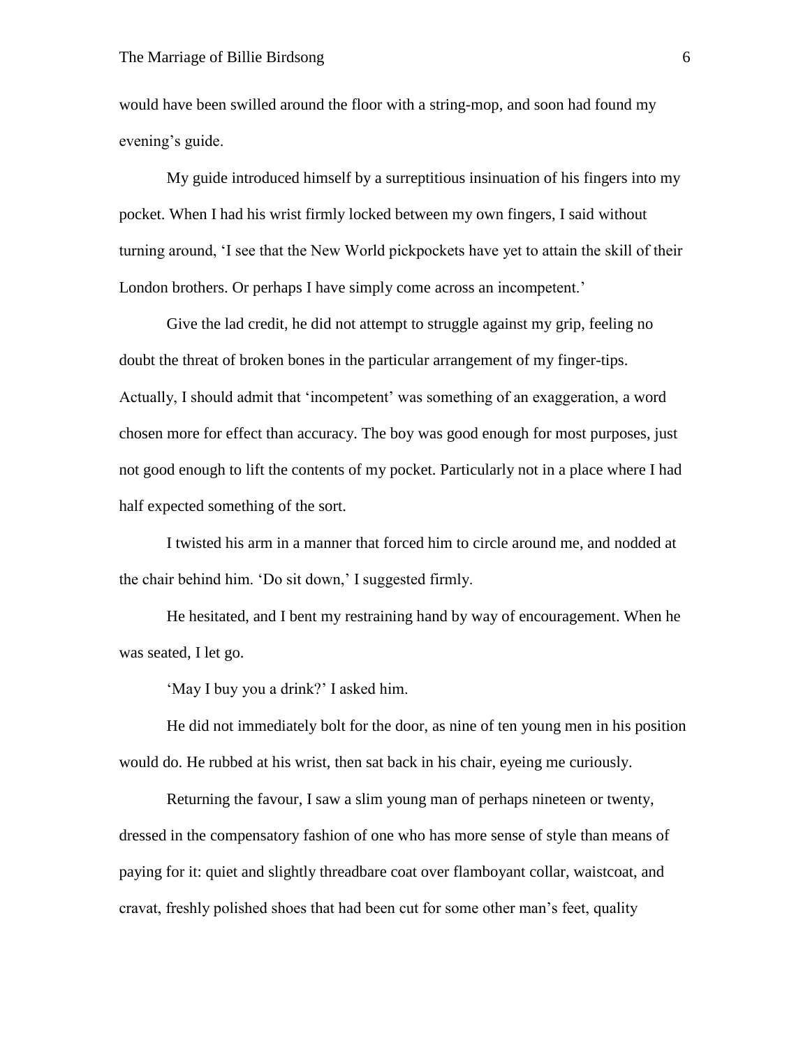would have been swilled around the floor with a string-mop, and soon had found my evening's guide.

My guide introduced himself by a surreptitious insinuation of his fingers into my pocket. When I had his wrist firmly locked between my own fingers, I said without turning around, 'I see that the New World pickpockets have yet to attain the skill of their London brothers. Or perhaps I have simply come across an incompetent.'

Give the lad credit, he did not attempt to struggle against my grip, feeling no doubt the threat of broken bones in the particular arrangement of my finger-tips. Actually, I should admit that 'incompetent' was something of an exaggeration, a word chosen more for effect than accuracy. The boy was good enough for most purposes, just not good enough to lift the contents of my pocket. Particularly not in a place where I had half expected something of the sort.

I twisted his arm in a manner that forced him to circle around me, and nodded at the chair behind him. 'Do sit down,' I suggested firmly.

He hesitated, and I bent my restraining hand by way of encouragement. When he was seated, I let go.

'May I buy you a drink?' I asked him.

He did not immediately bolt for the door, as nine of ten young men in his position would do. He rubbed at his wrist, then sat back in his chair, eyeing me curiously.

Returning the favour, I saw a slim young man of perhaps nineteen or twenty, dressed in the compensatory fashion of one who has more sense of style than means of paying for it: quiet and slightly threadbare coat over flamboyant collar, waistcoat, and cravat, freshly polished shoes that had been cut for some other man's feet, quality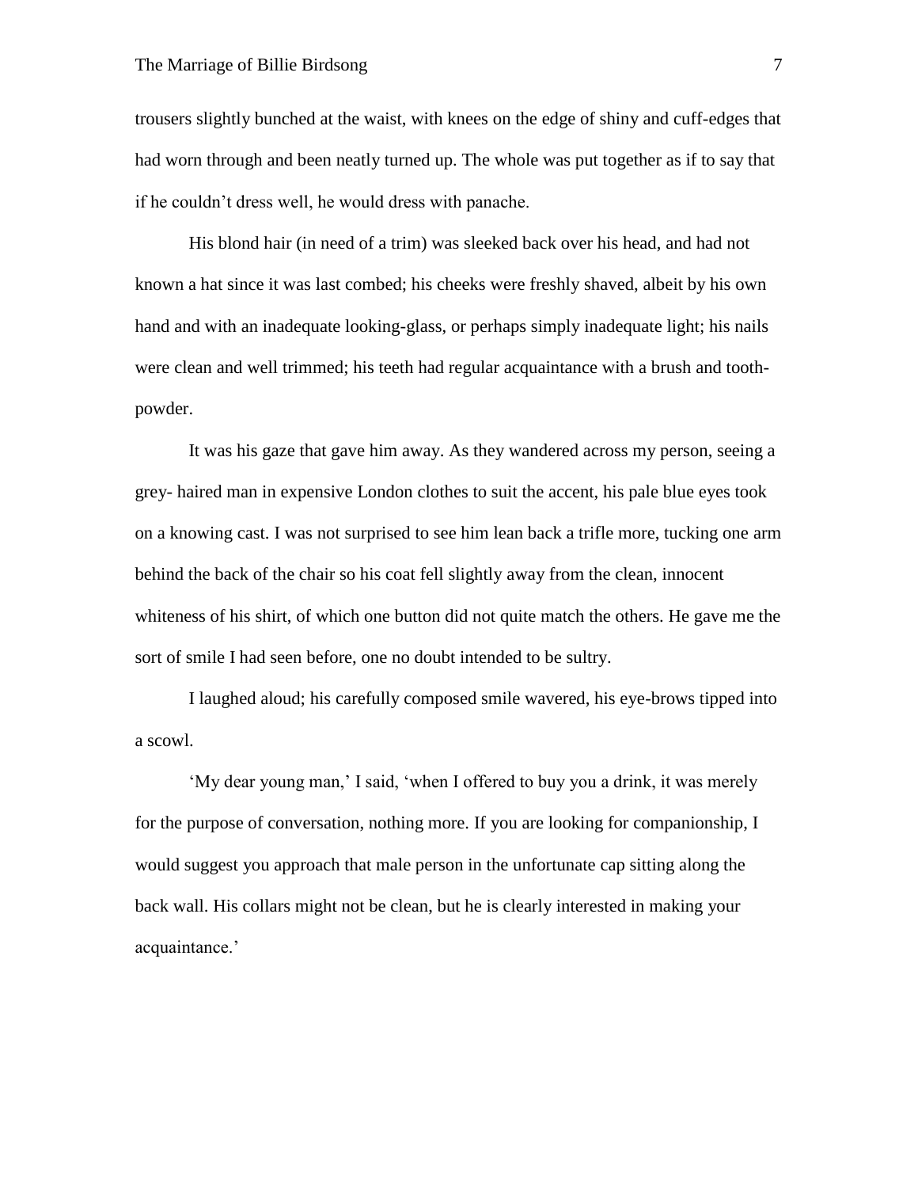trousers slightly bunched at the waist, with knees on the edge of shiny and cuff-edges that had worn through and been neatly turned up. The whole was put together as if to say that if he couldn't dress well, he would dress with panache.

His blond hair (in need of a trim) was sleeked back over his head, and had not known a hat since it was last combed; his cheeks were freshly shaved, albeit by his own hand and with an inadequate looking-glass, or perhaps simply inadequate light; his nails were clean and well trimmed; his teeth had regular acquaintance with a brush and tooth-powder.

It was his gaze that gave him away. As they wandered across my person, seeing a grey- haired man in expensive London clothes to suit the accent, his pale blue eyes took on a knowing cast. I was not surprised to see him lean back a trifle more, tucking one arm behind the back of the chair so his coat fell slightly away from the clean, innocent whiteness of his shirt, of which one button did not quite match the others. He gave me the sort of smile I had seen before, one no doubt intended to be sultry.

I laughed aloud; his carefully composed smile wavered, his eye-brows tipped into a scowl.

'My dear young man,' I said, 'when I offered to buy you a drink, it was merely for the purpose of conversation, nothing more. If you are looking for companionship, I would suggest you approach that male person in the unfortunate cap sitting along the back wall. His collars might not be clean, but he is clearly interested in making your acquaintance.'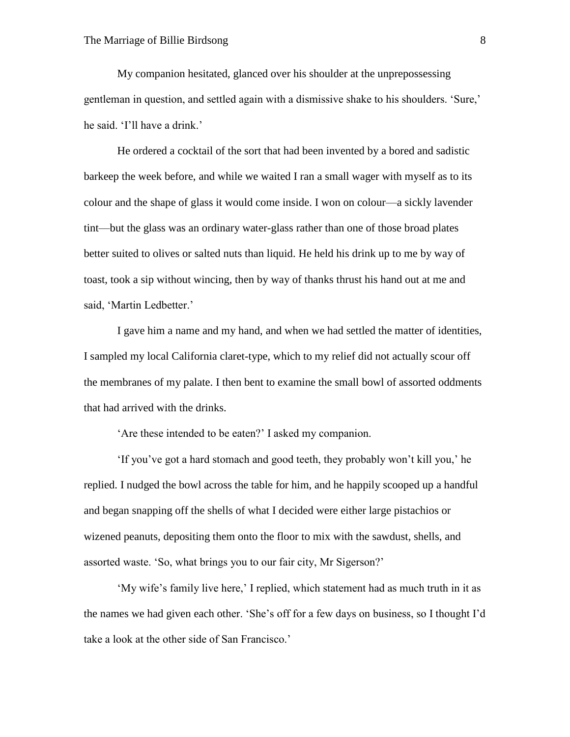My companion hesitated, glanced over his shoulder at the unprepossessing gentleman in question, and settled again with a dismissive shake to his shoulders. 'Sure,' he said. 'I'll have a drink.'

He ordered a cocktail of the sort that had been invented by a bored and sadistic barkeep the week before, and while we waited I ran a small wager with myself as to its colour and the shape of glass it would come inside. I won on colour—a sickly lavender tint—but the glass was an ordinary water-glass rather than one of those broad plates better suited to olives or salted nuts than liquid. He held his drink up to me by way of toast, took a sip without wincing, then by way of thanks thrust his hand out at me and said, 'Martin Ledbetter.'

I gave him a name and my hand, and when we had settled the matter of identities, I sampled my local California claret-type, which to my relief did not actually scour off the membranes of my palate. I then bent to examine the small bowl of assorted oddments that had arrived with the drinks.

'Are these intended to be eaten?' I asked my companion.

'If you've got a hard stomach and good teeth, they probably won't kill you,' he replied. I nudged the bowl across the table for him, and he happily scooped up a handful and began snapping off the shells of what I decided were either large pistachios or wizened peanuts, depositing them onto the floor to mix with the sawdust, shells, and assorted waste. 'So, what brings you to our fair city, Mr Sigerson?'

'My wife's family live here,' I replied, which statement had as much truth in it as the names we had given each other. 'She's off for a few days on business, so I thought I'd take a look at the other side of San Francisco.'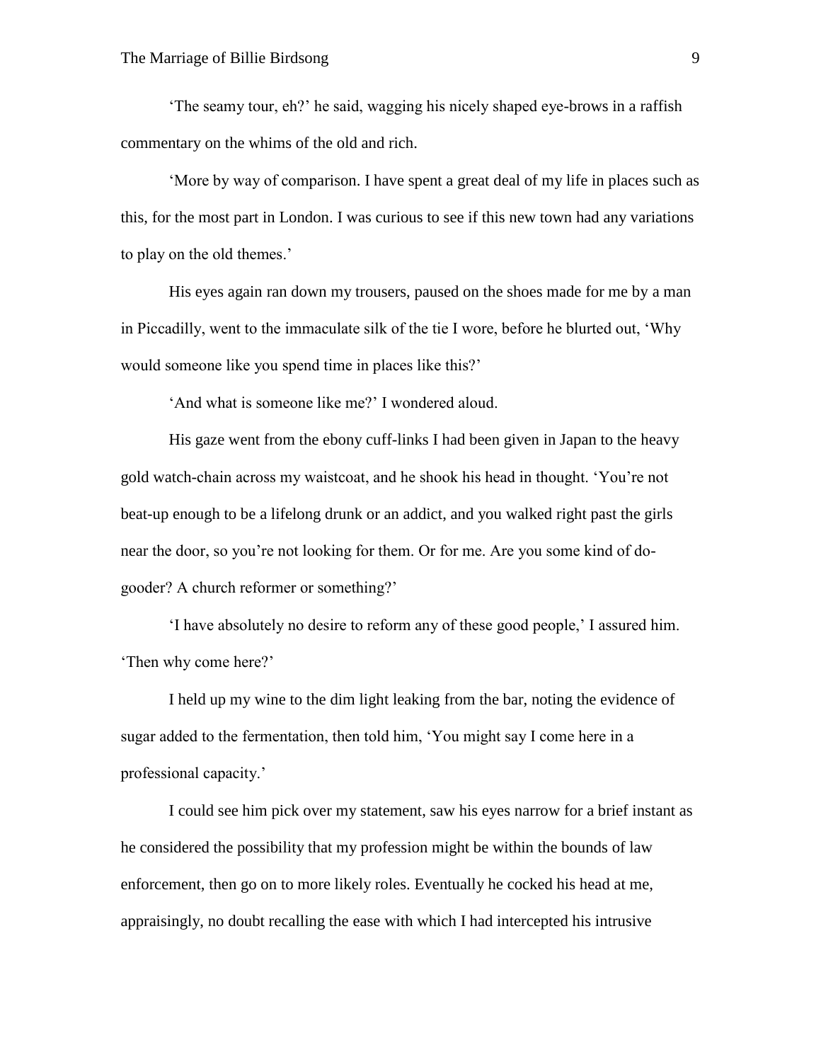'The seamy tour, eh?' he said, wagging his nicely shaped eye-brows in a raffish commentary on the whims of the old and rich.

'More by way of comparison. I have spent a great deal of my life in places such as this, for the most part in London. I was curious to see if this new town had any variations to play on the old themes.'

His eyes again ran down my trousers, paused on the shoes made for me by a man in Piccadilly, went to the immaculate silk of the tie I wore, before he blurted out, 'Why would someone like you spend time in places like this?'

'And what is someone like me?' I wondered aloud.

His gaze went from the ebony cuff-links I had been given in Japan to the heavy gold watch-chain across my waistcoat, and he shook his head in thought. 'You're not beat-up enough to be a lifelong drunk or an addict, and you walked right past the girls near the door, so you're not looking for them. Or for me. Are you some kind of do-gooder? A church reformer or something?'

'I have absolutely no desire to reform any of these good people,' I assured him. 'Then why come here?'

I held up my wine to the dim light leaking from the bar, noting the evidence of sugar added to the fermentation, then told him, 'You might say I come here in a professional capacity.'

I could see him pick over my statement, saw his eyes narrow for a brief instant as he considered the possibility that my profession might be within the bounds of law enforcement, then go on to more likely roles. Eventually he cocked his head at me, appraisingly, no doubt recalling the ease with which I had intercepted his intrusive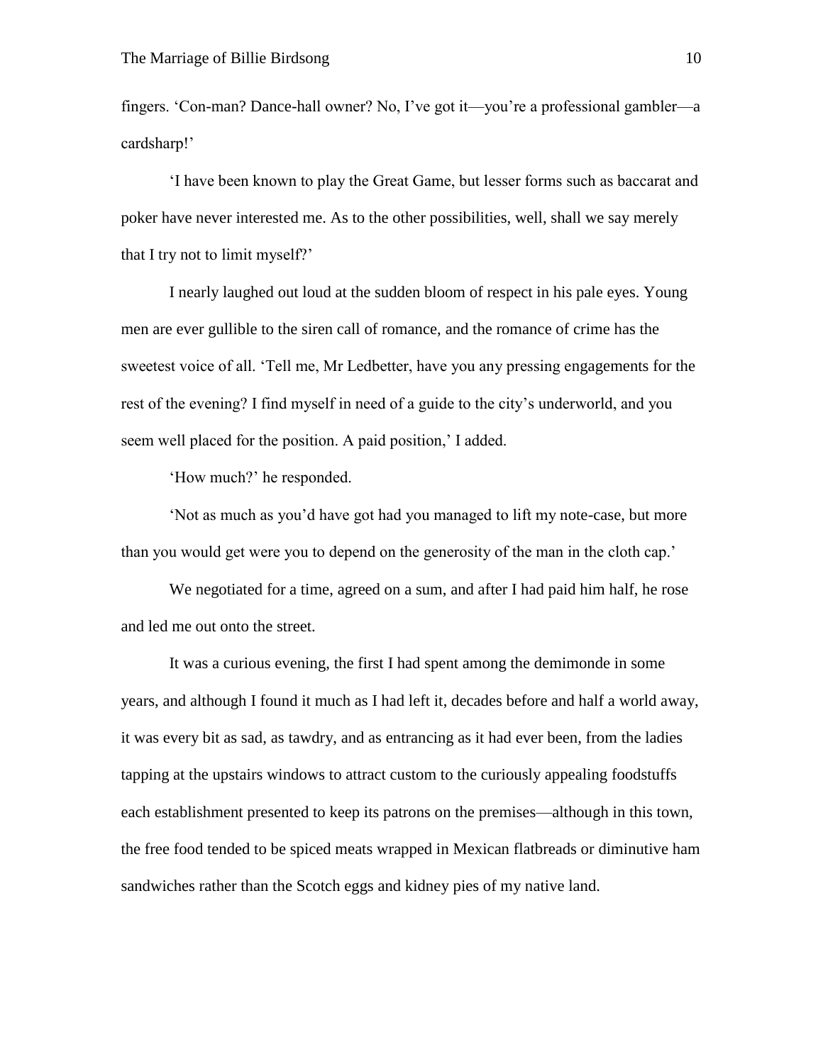fingers. 'Con-man? Dance-hall owner? No, I've got it—you're a professional gambler—a cardsharp!'

'I have been known to play the Great Game, but lesser forms such as baccarat and poker have never interested me. As to the other possibilities, well, shall we say merely that I try not to limit myself?'

I nearly laughed out loud at the sudden bloom of respect in his pale eyes. Young men are ever gullible to the siren call of romance, and the romance of crime has the sweetest voice of all. 'Tell me, Mr Ledbetter, have you any pressing engagements for the rest of the evening? I find myself in need of a guide to the city's underworld, and you seem well placed for the position. A paid position,' I added.

'How much?' he responded.

'Not as much as you'd have got had you managed to lift my note-case, but more than you would get were you to depend on the generosity of the man in the cloth cap.'

We negotiated for a time, agreed on a sum, and after I had paid him half, he rose and led me out onto the street.

It was a curious evening, the first I had spent among the demimonde in some years, and although I found it much as I had left it, decades before and half a world away, it was every bit as sad, as tawdry, and as entrancing as it had ever been, from the ladies tapping at the upstairs windows to attract custom to the curiously appealing foodstuffs each establishment presented to keep its patrons on the premises—although in this town, the free food tended to be spiced meats wrapped in Mexican flatbreads or diminutive ham sandwiches rather than the Scotch eggs and kidney pies of my native land.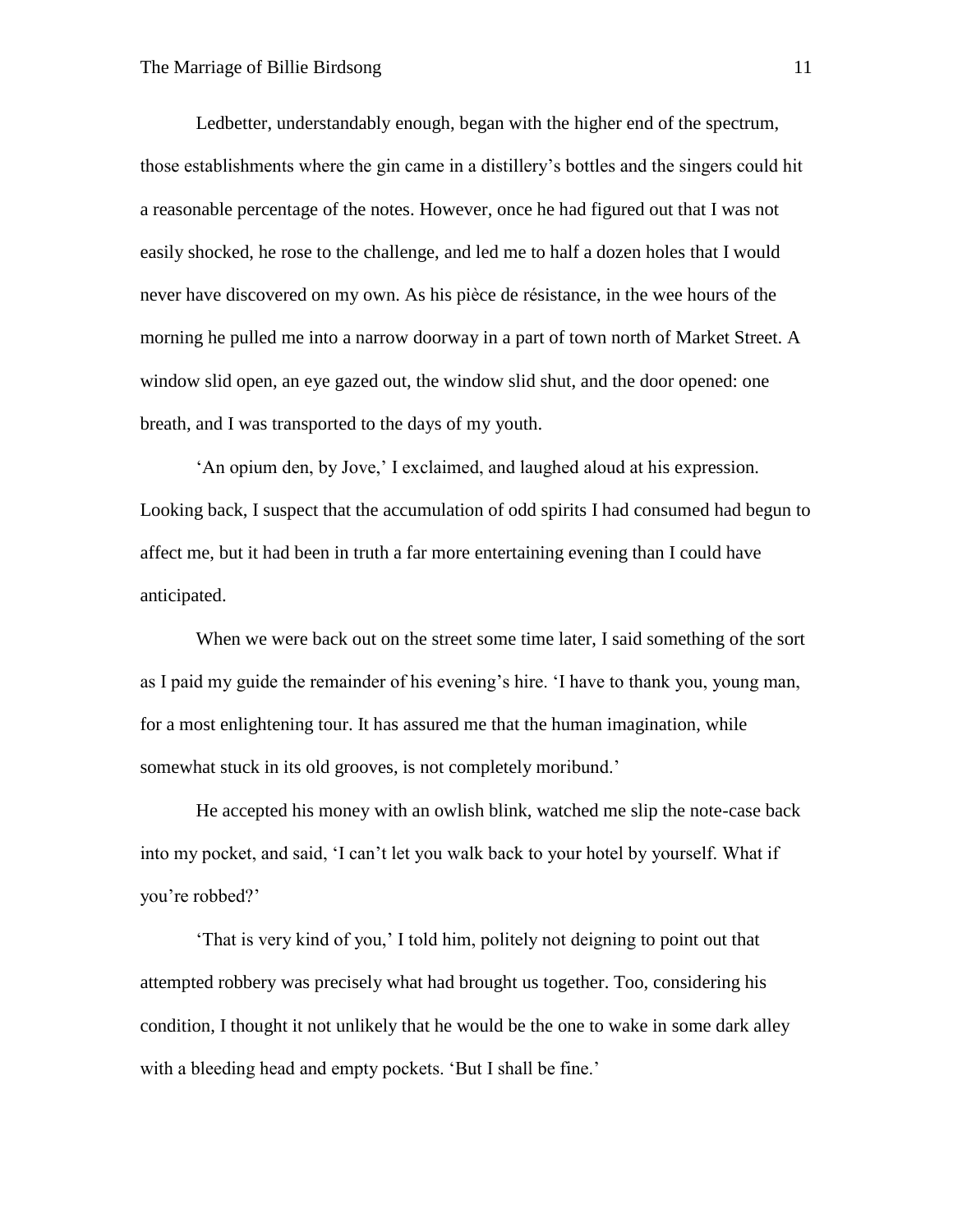Ledbetter, understandably enough, began with the higher end of the spectrum, those establishments where the gin came in a distillery's bottles and the singers could hit a reasonable percentage of the notes. However, once he had figured out that I was not easily shocked, he rose to the challenge, and led me to half a dozen holes that I would never have discovered on my own. As his pièce de résistance, in the wee hours of the morning he pulled me into a narrow doorway in a part of town north of Market Street. A window slid open, an eye gazed out, the window slid shut, and the door opened: one breath, and I was transported to the days of my youth.

'An opium den, by Jove,' I exclaimed, and laughed aloud at his expression. Looking back, I suspect that the accumulation of odd spirits I had consumed had begun to affect me, but it had been in truth a far more entertaining evening than I could have anticipated.

When we were back out on the street some time later, I said something of the sort as I paid my guide the remainder of his evening's hire. 'I have to thank you, young man, for a most enlightening tour. It has assured me that the human imagination, while somewhat stuck in its old grooves, is not completely moribund.'

He accepted his money with an owlish blink, watched me slip the note-case back into my pocket, and said, 'I can't let you walk back to your hotel by yourself. What if you're robbed?'

'That is very kind of you,' I told him, politely not deigning to point out that attempted robbery was precisely what had brought us together. Too, considering his condition, I thought it not unlikely that he would be the one to wake in some dark alley with a bleeding head and empty pockets. 'But I shall be fine.'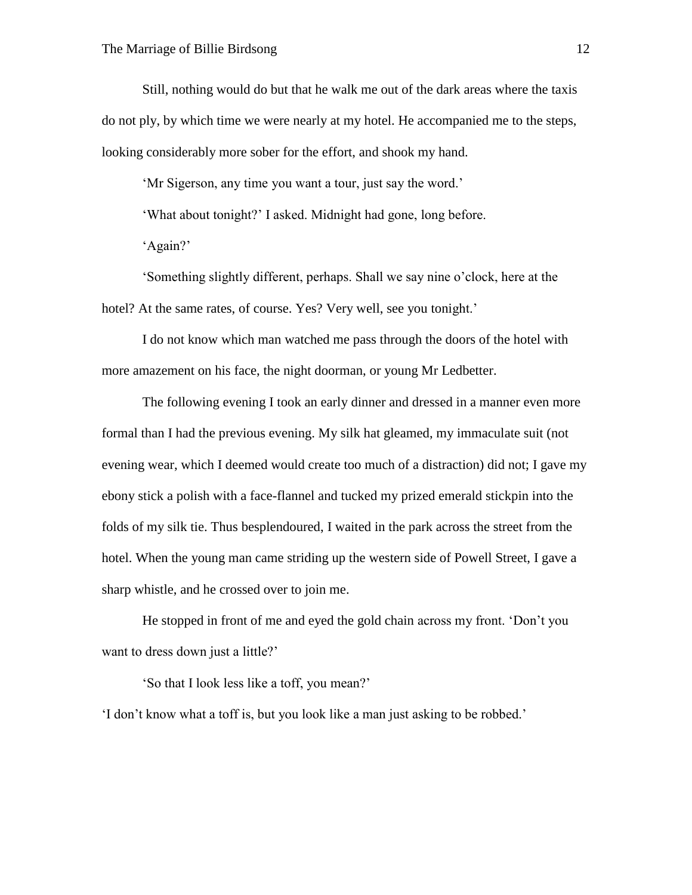Still, nothing would do but that he walk me out of the dark areas where the taxis do not ply, by which time we were nearly at my hotel. He accompanied me to the steps, looking considerably more sober for the effort, and shook my hand.

'Mr Sigerson, any time you want a tour, just say the word.'

'What about tonight?' I asked. Midnight had gone, long before.

'Again?'

'Something slightly different, perhaps. Shall we say nine o'clock, here at the hotel? At the same rates, of course. Yes? Very well, see you tonight.'

I do not know which man watched me pass through the doors of the hotel with more amazement on his face, the night doorman, or young Mr Ledbetter.

The following evening I took an early dinner and dressed in a manner even more formal than I had the previous evening. My silk hat gleamed, my immaculate suit (not evening wear, which I deemed would create too much of a distraction) did not; I gave my ebony stick a polish with a face-flannel and tucked my prized emerald stickpin into the folds of my silk tie. Thus besplendoured, I waited in the park across the street from the hotel. When the young man came striding up the western side of Powell Street, I gave a sharp whistle, and he crossed over to join me.

He stopped in front of me and eyed the gold chain across my front. 'Don't you want to dress down just a little?'

'So that I look less like a toff, you mean?'

'I don't know what a toff is, but you look like a man just asking to be robbed.'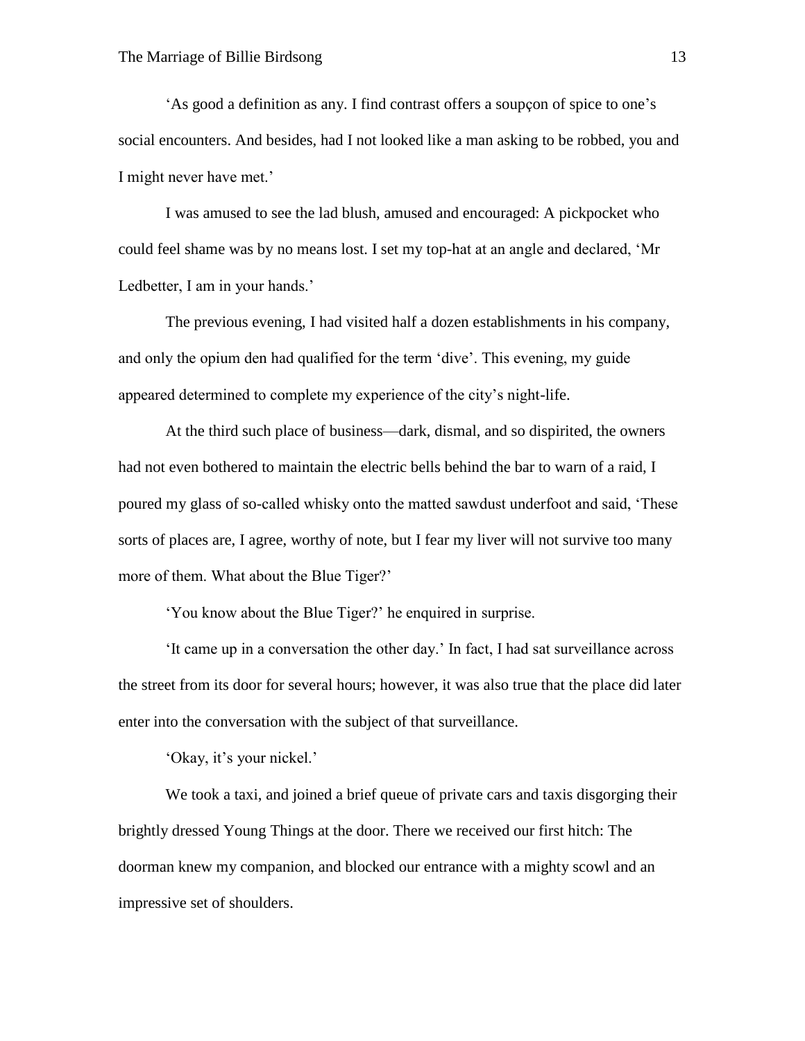'As good a definition as any. I find contrast offers a soupçon of spice to one's social encounters. And besides, had I not looked like a man asking to be robbed, you and I might never have met.'

I was amused to see the lad blush, amused and encouraged: A pickpocket who could feel shame was by no means lost. I set my top-hat at an angle and declared, 'Mr Ledbetter, I am in your hands.'

The previous evening, I had visited half a dozen establishments in his company, and only the opium den had qualified for the term 'dive'. This evening, my guide appeared determined to complete my experience of the city's night-life.

At the third such place of business—dark, dismal, and so dispirited, the owners had not even bothered to maintain the electric bells behind the bar to warn of a raid, I poured my glass of so-called whisky onto the matted sawdust underfoot and said, 'These sorts of places are, I agree, worthy of note, but I fear my liver will not survive too many more of them. What about the Blue Tiger?'

'You know about the Blue Tiger?' he enquired in surprise.

'It came up in a conversation the other day.' In fact, I had sat surveillance across the street from its door for several hours; however, it was also true that the place did later enter into the conversation with the subject of that surveillance.

'Okay, it's your nickel.'

We took a taxi, and joined a brief queue of private cars and taxis disgorging their brightly dressed Young Things at the door. There we received our first hitch: The doorman knew my companion, and blocked our entrance with a mighty scowl and an impressive set of shoulders.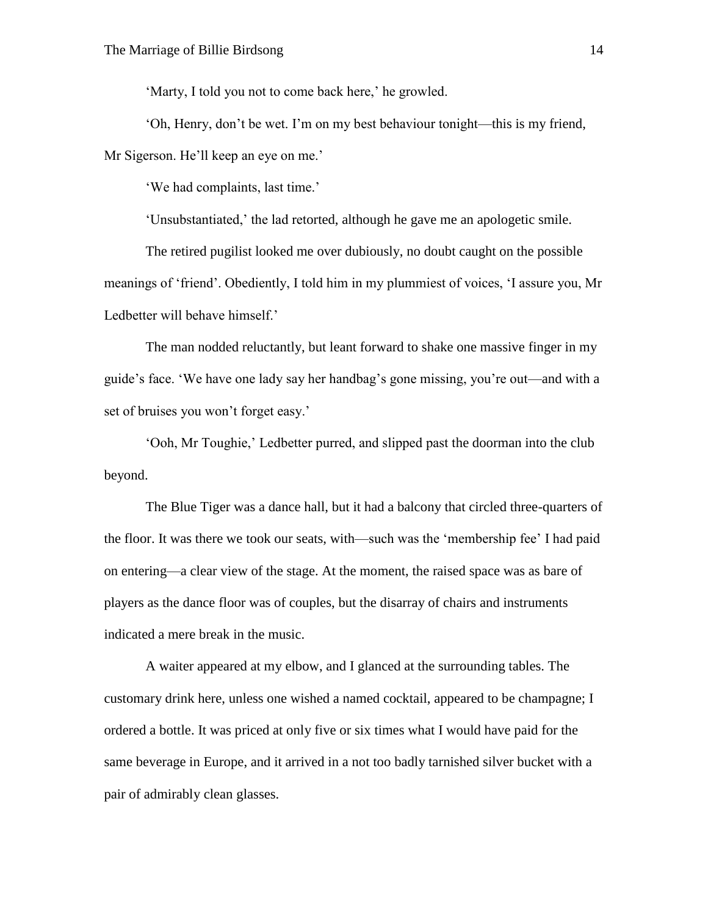'Marty, I told you not to come back here,' he growled.

'Oh, Henry, don't be wet. I'm on my best behaviour tonight—this is my friend, Mr Sigerson. He'll keep an eye on me.'

'We had complaints, last time.'

'Unsubstantiated,' the lad retorted, although he gave me an apologetic smile.

The retired pugilist looked me over dubiously, no doubt caught on the possible meanings of 'friend'. Obediently, I told him in my plummiest of voices, 'I assure you, Mr Ledbetter will behave himself.'

The man nodded reluctantly, but leant forward to shake one massive finger in my guide's face. 'We have one lady say her handbag's gone missing, you're out—and with a set of bruises you won't forget easy.'

'Ooh, Mr Toughie,' Ledbetter purred, and slipped past the doorman into the club beyond.

The Blue Tiger was a dance hall, but it had a balcony that circled three-quarters of the floor. It was there we took our seats, with—such was the 'membership fee' I had paid on entering—a clear view of the stage. At the moment, the raised space was as bare of players as the dance floor was of couples, but the disarray of chairs and instruments indicated a mere break in the music.

A waiter appeared at my elbow, and I glanced at the surrounding tables. The customary drink here, unless one wished a named cocktail, appeared to be champagne; I ordered a bottle. It was priced at only five or six times what I would have paid for the same beverage in Europe, and it arrived in a not too badly tarnished silver bucket with a pair of admirably clean glasses.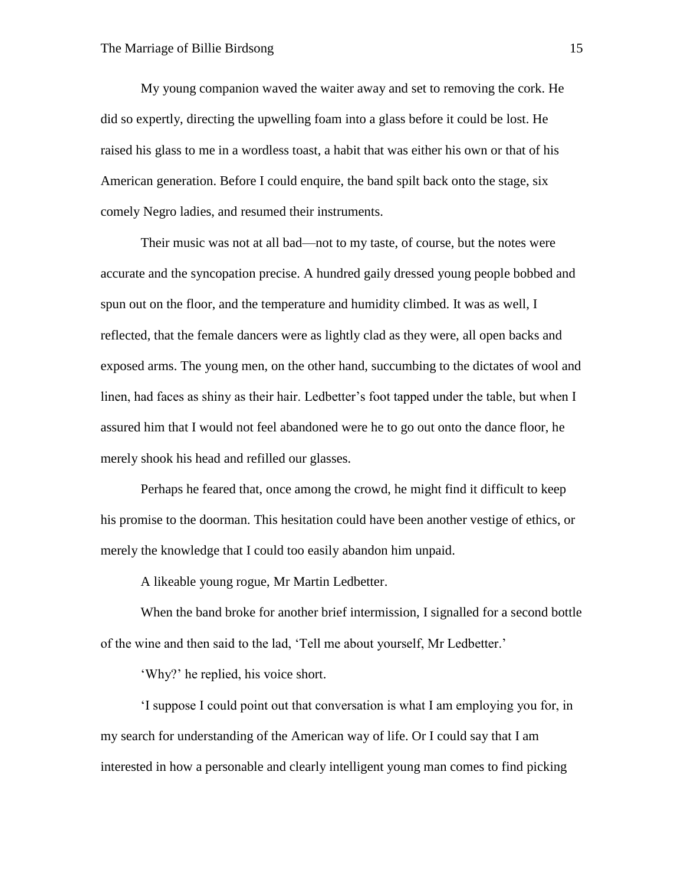My young companion waved the waiter away and set to removing the cork. He did so expertly, directing the upwelling foam into a glass before it could be lost. He raised his glass to me in a wordless toast, a habit that was either his own or that of his American generation. Before I could enquire, the band spilt back onto the stage, six comely Negro ladies, and resumed their instruments.

Their music was not at all bad—not to my taste, of course, but the notes were accurate and the syncopation precise. A hundred gaily dressed young people bobbed and spun out on the floor, and the temperature and humidity climbed. It was as well, I reflected, that the female dancers were as lightly clad as they were, all open backs and exposed arms. The young men, on the other hand, succumbing to the dictates of wool and linen, had faces as shiny as their hair. Ledbetter's foot tapped under the table, but when I assured him that I would not feel abandoned were he to go out onto the dance floor, he merely shook his head and refilled our glasses.

Perhaps he feared that, once among the crowd, he might find it difficult to keep his promise to the doorman. This hesitation could have been another vestige of ethics, or merely the knowledge that I could too easily abandon him unpaid.

A likeable young rogue, Mr Martin Ledbetter.

When the band broke for another brief intermission, I signalled for a second bottle of the wine and then said to the lad, 'Tell me about yourself, Mr Ledbetter.'

'Why?' he replied, his voice short.

'I suppose I could point out that conversation is what I am employing you for, in my search for understanding of the American way of life. Or I could say that I am interested in how a personable and clearly intelligent young man comes to find picking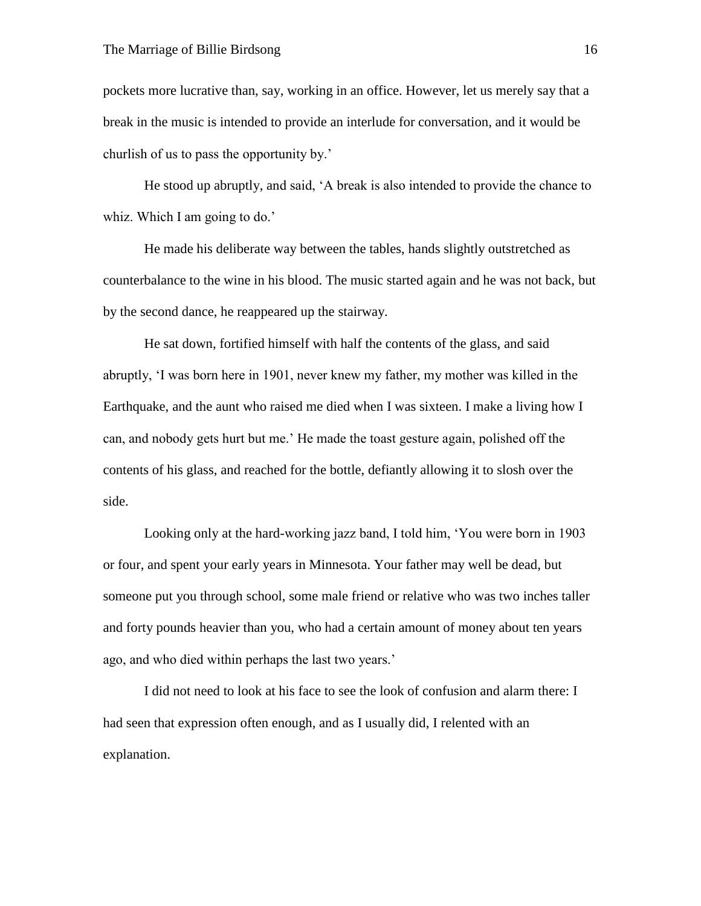pockets more lucrative than, say, working in an office. However, let us merely say that a break in the music is intended to provide an interlude for conversation, and it would be churlish of us to pass the opportunity by.'

He stood up abruptly, and said, 'A break is also intended to provide the chance to whiz. Which I am going to do.'

He made his deliberate way between the tables, hands slightly outstretched as counterbalance to the wine in his blood. The music started again and he was not back, but by the second dance, he reappeared up the stairway.

He sat down, fortified himself with half the contents of the glass, and said abruptly, 'I was born here in 1901, never knew my father, my mother was killed in the Earthquake, and the aunt who raised me died when I was sixteen. I make a living how I can, and nobody gets hurt but me.' He made the toast gesture again, polished off the contents of his glass, and reached for the bottle, defiantly allowing it to slosh over the side.

Looking only at the hard-working jazz band, I told him, 'You were born in 1903 or four, and spent your early years in Minnesota. Your father may well be dead, but someone put you through school, some male friend or relative who was two inches taller and forty pounds heavier than you, who had a certain amount of money about ten years ago, and who died within perhaps the last two years.'

I did not need to look at his face to see the look of confusion and alarm there: I had seen that expression often enough, and as I usually did, I relented with an explanation.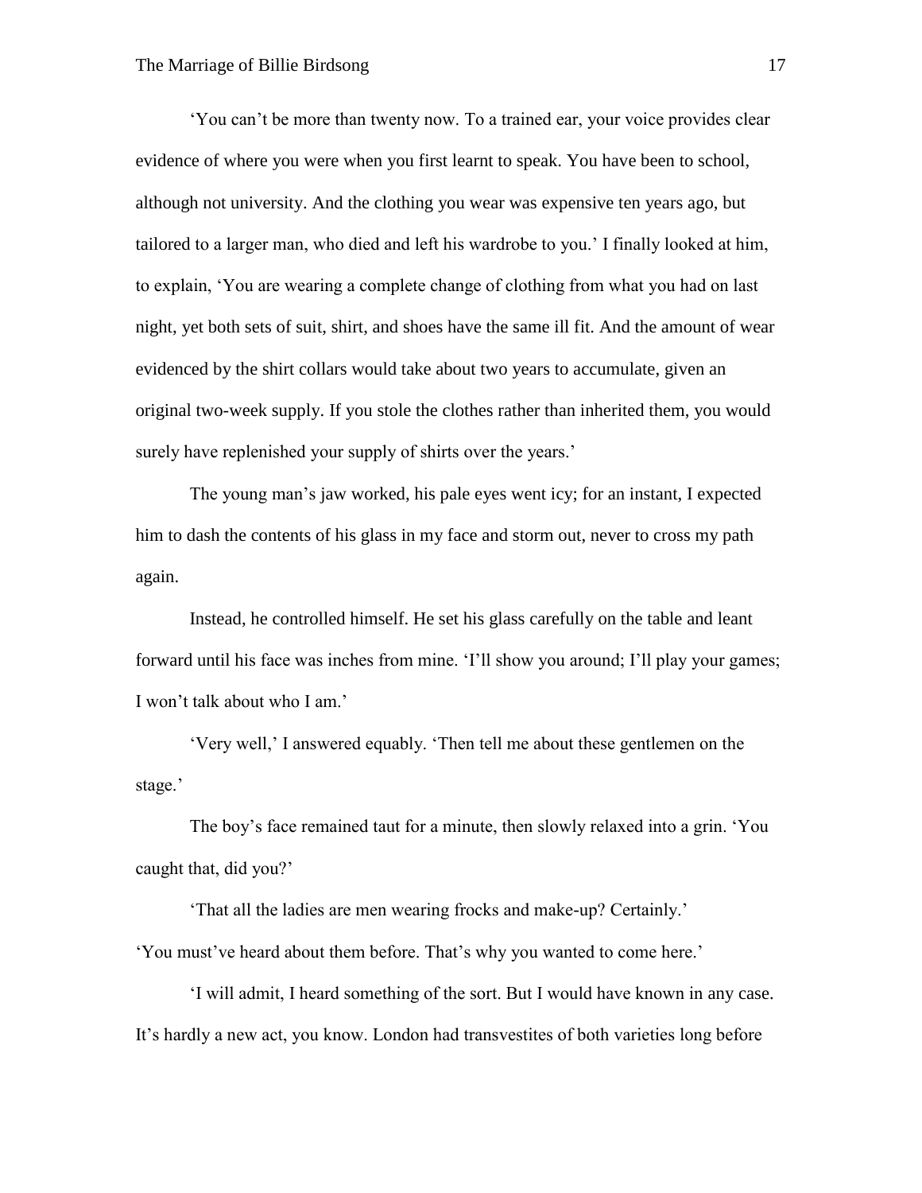'You can't be more than twenty now. To a trained ear, your voice provides clear evidence of where you were when you first learnt to speak. You have been to school, although not university. And the clothing you wear was expensive ten years ago, but tailored to a larger man, who died and left his wardrobe to you.' I finally looked at him, to explain, 'You are wearing a complete change of clothing from what you had on last night, yet both sets of suit, shirt, and shoes have the same ill fit. And the amount of wear evidenced by the shirt collars would take about two years to accumulate, given an original two-week supply. If you stole the clothes rather than inherited them, you would surely have replenished your supply of shirts over the years.'

The young man's jaw worked, his pale eyes went icy; for an instant, I expected him to dash the contents of his glass in my face and storm out, never to cross my path again.

Instead, he controlled himself. He set his glass carefully on the table and leant forward until his face was inches from mine. 'I'll show you around; I'll play your games; I won't talk about who I am.'

'Very well,' I answered equably. 'Then tell me about these gentlemen on the stage.'

The boy's face remained taut for a minute, then slowly relaxed into a grin. 'You caught that, did you?'

'That all the ladies are men wearing frocks and make-up? Certainly.'

'You must've heard about them before. That's why you wanted to come here.'

'I will admit, I heard something of the sort. But I would have known in any case. It's hardly a new act, you know. London had transvestites of both varieties long before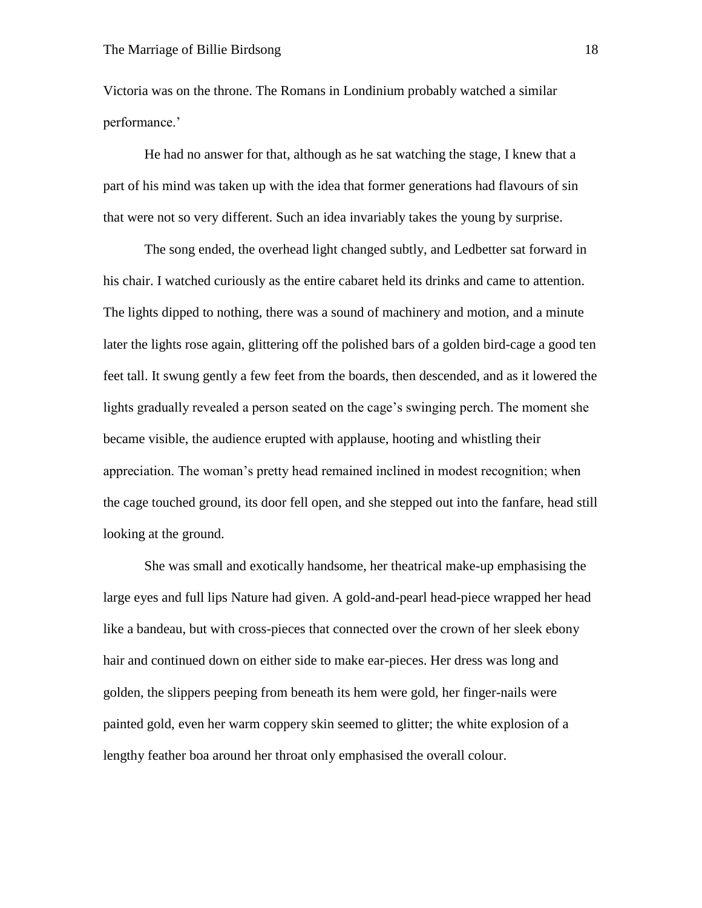Victoria was on the throne. The Romans in Londinium probably watched a similar performance.'

He had no answer for that, although as he sat watching the stage, I knew that a part of his mind was taken up with the idea that former generations had flavours of sin that were not so very different. Such an idea invariably takes the young by surprise.

The song ended, the overhead light changed subtly, and Ledbetter sat forward in his chair. I watched curiously as the entire cabaret held its drinks and came to attention. The lights dipped to nothing, there was a sound of machinery and motion, and a minute later the lights rose again, glittering off the polished bars of a golden bird-cage a good ten feet tall. It swung gently a few feet from the boards, then descended, and as it lowered the lights gradually revealed a person seated on the cage's swinging perch. The moment she became visible, the audience erupted with applause, hooting and whistling their appreciation. The woman's pretty head remained inclined in modest recognition; when the cage touched ground, its door fell open, and she stepped out into the fanfare, head still looking at the ground.

She was small and exotically handsome, her theatrical make-up emphasising the large eyes and full lips Nature had given. A gold-and-pearl head-piece wrapped her head like a bandeau, but with cross-pieces that connected over the crown of her sleek ebony hair and continued down on either side to make ear-pieces. Her dress was long and golden, the slippers peeping from beneath its hem were gold, her finger-nails were painted gold, even her warm coppery skin seemed to glitter; the white explosion of a lengthy feather boa around her throat only emphasised the overall colour.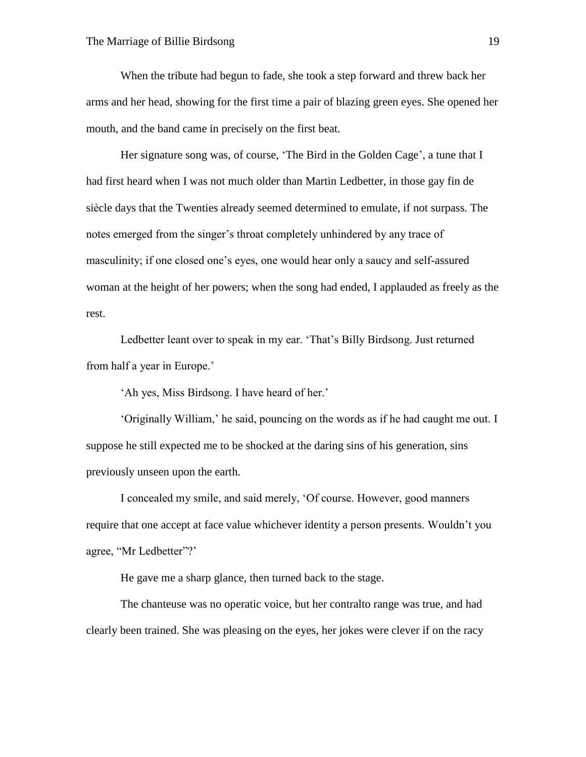When the tribute had begun to fade, she took a step forward and threw back her arms and her head, showing for the first time a pair of blazing green eyes. She opened her mouth, and the band came in precisely on the first beat.

Her signature song was, of course, 'The Bird in the Golden Cage', a tune that I had first heard when I was not much older than Martin Ledbetter, in those gay fin de siècle days that the Twenties already seemed determined to emulate, if not surpass. The notes emerged from the singer's throat completely unhindered by any trace of masculinity; if one closed one's eyes, one would hear only a saucy and self-assured woman at the height of her powers; when the song had ended, I applauded as freely as the rest.

Ledbetter leant over to speak in my ear. 'That's Billy Birdsong. Just returned from half a year in Europe.'

'Ah yes, Miss Birdsong. I have heard of her.'

'Originally William,' he said, pouncing on the words as if he had caught me out. I suppose he still expected me to be shocked at the daring sins of his generation, sins previously unseen upon the earth.

I concealed my smile, and said merely, 'Of course. However, good manners require that one accept at face value whichever identity a person presents. Wouldn't you agree, "Mr Ledbetter"?'

He gave me a sharp glance, then turned back to the stage.

The chanteuse was no operatic voice, but her contralto range was true, and had clearly been trained. She was pleasing on the eyes, her jokes were clever if on the racy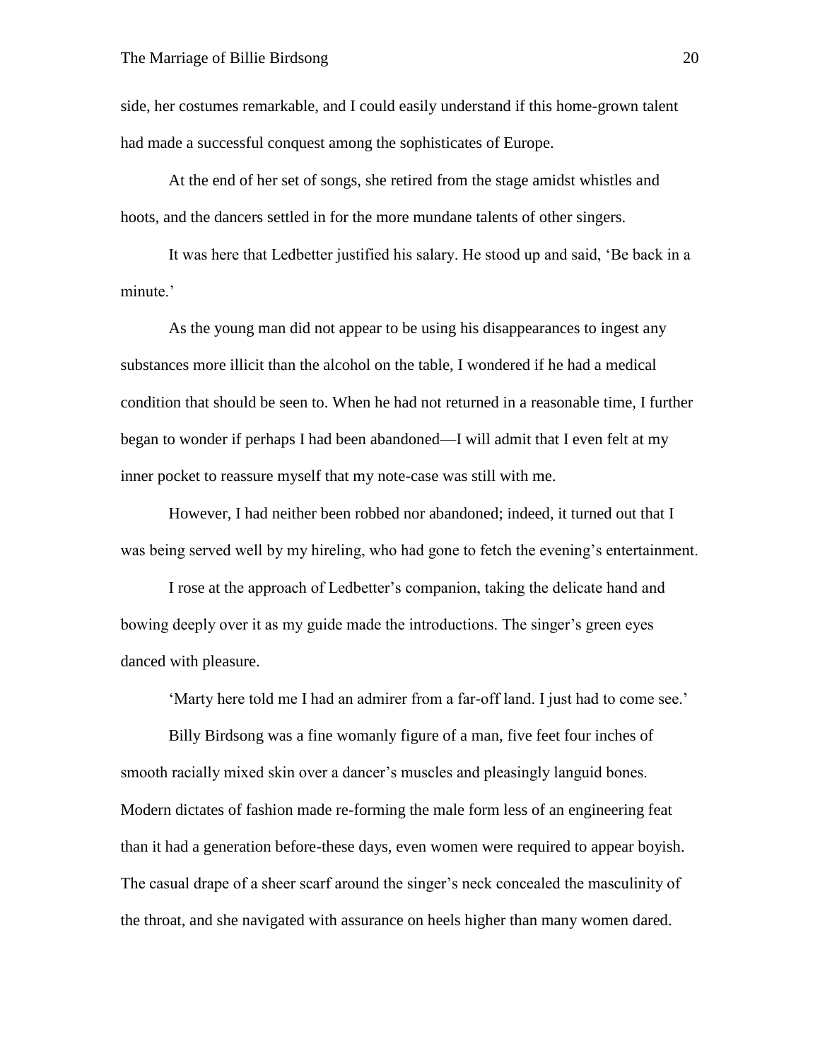side, her costumes remarkable, and I could easily understand if this home-grown talent had made a successful conquest among the sophisticates of Europe.

At the end of her set of songs, she retired from the stage amidst whistles and hoots, and the dancers settled in for the more mundane talents of other singers.

It was here that Ledbetter justified his salary. He stood up and said, 'Be back in a minute.'

As the young man did not appear to be using his disappearances to ingest any substances more illicit than the alcohol on the table, I wondered if he had a medical condition that should be seen to. When he had not returned in a reasonable time, I further began to wonder if perhaps I had been abandoned—I will admit that I even felt at my inner pocket to reassure myself that my note-case was still with me.

However, I had neither been robbed nor abandoned; indeed, it turned out that I was being served well by my hireling, who had gone to fetch the evening's entertainment.

I rose at the approach of Ledbetter's companion, taking the delicate hand and bowing deeply over it as my guide made the introductions. The singer's green eyes danced with pleasure.

'Marty here told me I had an admirer from a far-off land. I just had to come see.'

Billy Birdsong was a fine womanly figure of a man, five feet four inches of smooth racially mixed skin over a dancer's muscles and pleasingly languid bones. Modern dictates of fashion made re-forming the male form less of an engineering feat than it had a generation before-these days, even women were required to appear boyish. The casual drape of a sheer scarf around the singer's neck concealed the masculinity of the throat, and she navigated with assurance on heels higher than many women dared.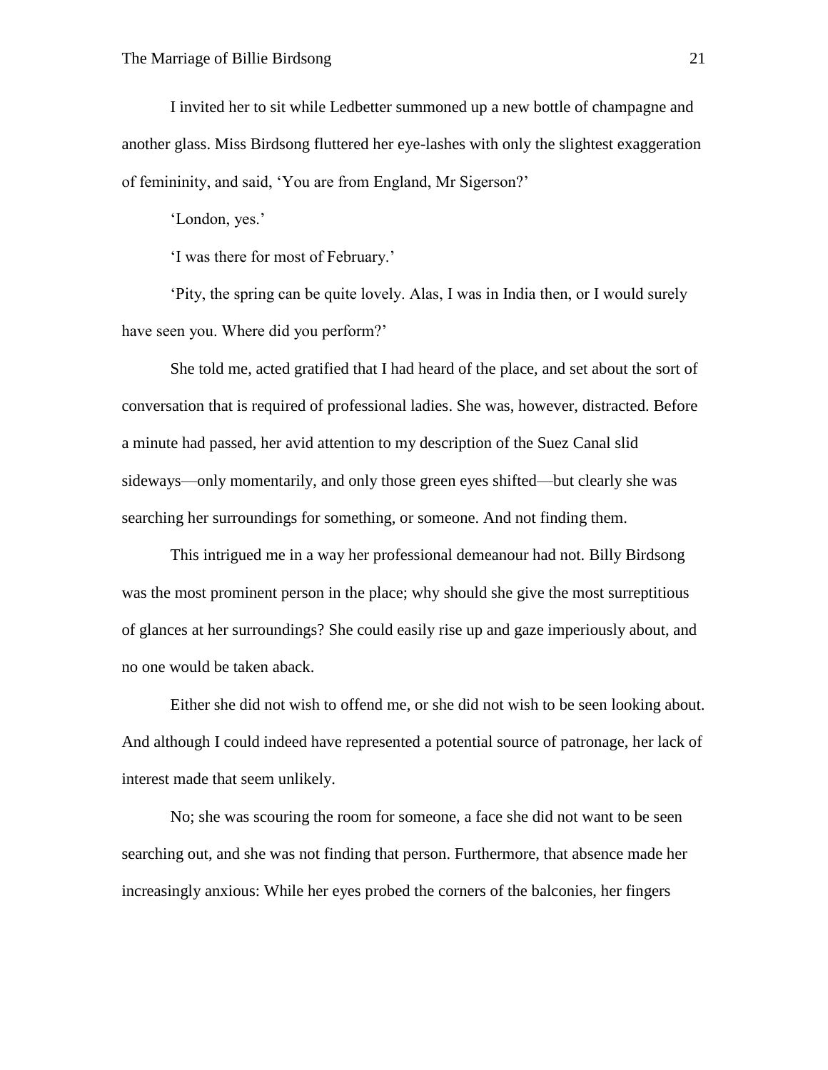I invited her to sit while Ledbetter summoned up a new bottle of champagne and another glass. Miss Birdsong fluttered her eye-lashes with only the slightest exaggeration of femininity, and said, 'You are from England, Mr Sigerson?'

'London, yes.'

'I was there for most of February.'

'Pity, the spring can be quite lovely. Alas, I was in India then, or I would surely have seen you. Where did you perform?'

She told me, acted gratified that I had heard of the place, and set about the sort of conversation that is required of professional ladies. She was, however, distracted. Before a minute had passed, her avid attention to my description of the Suez Canal slid sideways—only momentarily, and only those green eyes shifted—but clearly she was searching her surroundings for something, or someone. And not finding them.

This intrigued me in a way her professional demeanour had not. Billy Birdsong was the most prominent person in the place; why should she give the most surreptitious of glances at her surroundings? She could easily rise up and gaze imperiously about, and no one would be taken aback.

Either she did not wish to offend me, or she did not wish to be seen looking about. And although I could indeed have represented a potential source of patronage, her lack of interest made that seem unlikely.

No; she was scouring the room for someone, a face she did not want to be seen searching out, and she was not finding that person. Furthermore, that absence made her increasingly anxious: While her eyes probed the corners of the balconies, her fingers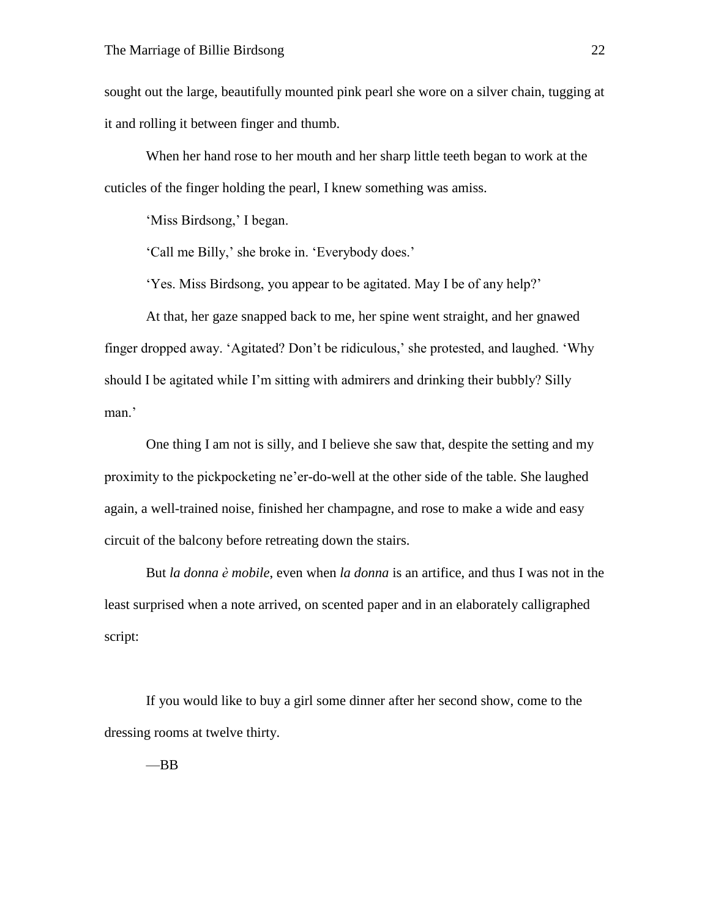sought out the large, beautifully mounted pink pearl she wore on a silver chain, tugging at it and rolling it between finger and thumb.

When her hand rose to her mouth and her sharp little teeth began to work at the cuticles of the finger holding the pearl, I knew something was amiss.

'Miss Birdsong,' I began.

'Call me Billy,' she broke in. 'Everybody does.'

'Yes. Miss Birdsong, you appear to be agitated. May I be of any help?'

At that, her gaze snapped back to me, her spine went straight, and her gnawed finger dropped away. 'Agitated? Don't be ridiculous,' she protested, and laughed. 'Why should I be agitated while I'm sitting with admirers and drinking their bubbly? Silly man.'

One thing I am not is silly, and I believe she saw that, despite the setting and my proximity to the pickpocketing ne'er-do-well at the other side of the table. She laughed again, a well-trained noise, finished her champagne, and rose to make a wide and easy circuit of the balcony before retreating down the stairs.

But *la donna è mobile*, even when *la donna* is an artifice, and thus I was not in the least surprised when a note arrived, on scented paper and in an elaborately calligraphed script:

If you would like to buy a girl some dinner after her second show, come to the dressing rooms at twelve thirty.

—BB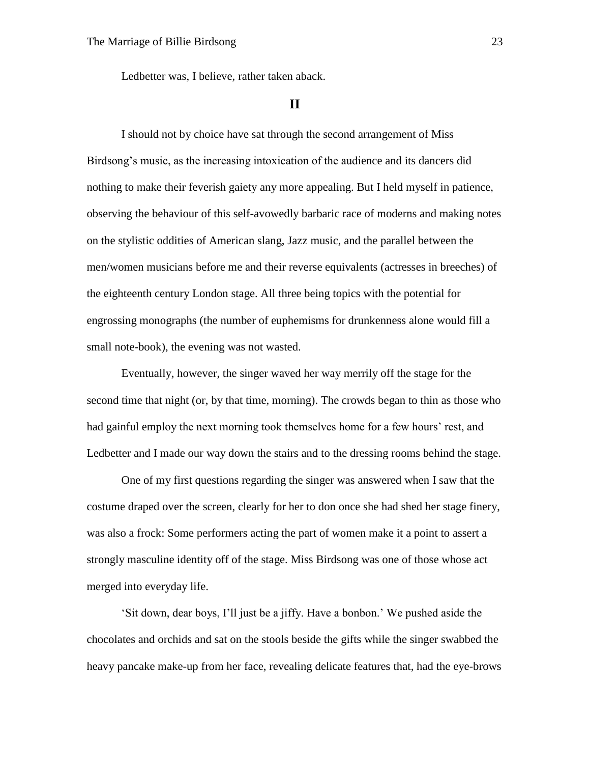Ledbetter was, I believe, rather taken aback.

## II

I should not by choice have sat through the second arrangement of Miss Birdsong's music, as the increasing intoxication of the audience and its dancers did nothing to make their feverish gaiety any more appealing. But I held myself in patience, observing the behaviour of this self-avowedly barbaric race of moderns and making notes on the stylistic oddities of American slang, Jazz music, and the parallel between the men/women musicians before me and their reverse equivalents (actresses in breeches) of the eighteenth century London stage. All three being topics with the potential for engrossing monographs (the number of euphemisms for drunkenness alone would fill a small note-book), the evening was not wasted.

Eventually, however, the singer waved her way merrily off the stage for the second time that night (or, by that time, morning). The crowds began to thin as those who had gainful employ the next morning took themselves home for a few hours' rest, and Ledbetter and I made our way down the stairs and to the dressing rooms behind the stage.

One of my first questions regarding the singer was answered when I saw that the costume draped over the screen, clearly for her to don once she had shed her stage finery, was also a frock: Some performers acting the part of women make it a point to assert a strongly masculine identity off of the stage. Miss Birdsong was one of those whose act merged into everyday life.

'Sit down, dear boys, I'll just be a jiffy. Have a bonbon.' We pushed aside the chocolates and orchids and sat on the stools beside the gifts while the singer swabbed the heavy pancake make-up from her face, revealing delicate features that, had the eye-brows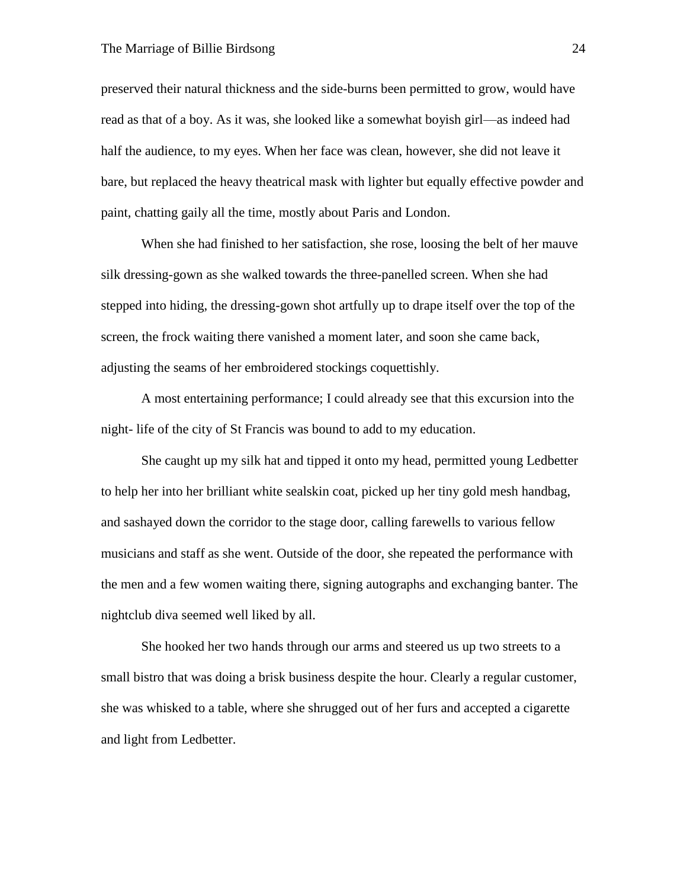preserved their natural thickness and the side-burns been permitted to grow, would have read as that of a boy. As it was, she looked like a somewhat boyish girl—as indeed had half the audience, to my eyes. When her face was clean, however, she did not leave it bare, but replaced the heavy theatrical mask with lighter but equally effective powder and paint, chatting gaily all the time, mostly about Paris and London.

When she had finished to her satisfaction, she rose, loosing the belt of her mauve silk dressing-gown as she walked towards the three-panelled screen. When she had stepped into hiding, the dressing-gown shot artfully up to drape itself over the top of the screen, the frock waiting there vanished a moment later, and soon she came back, adjusting the seams of her embroidered stockings coquettishly.

A most entertaining performance; I could already see that this excursion into the night- life of the city of St Francis was bound to add to my education.

She caught up my silk hat and tipped it onto my head, permitted young Ledbetter to help her into her brilliant white sealskin coat, picked up her tiny gold mesh handbag, and sashayed down the corridor to the stage door, calling farewells to various fellow musicians and staff as she went. Outside of the door, she repeated the performance with the men and a few women waiting there, signing autographs and exchanging banter. The nightclub diva seemed well liked by all.

She hooked her two hands through our arms and steered us up two streets to a small bistro that was doing a brisk business despite the hour. Clearly a regular customer, she was whisked to a table, where she shrugged out of her furs and accepted a cigarette and light from Ledbetter.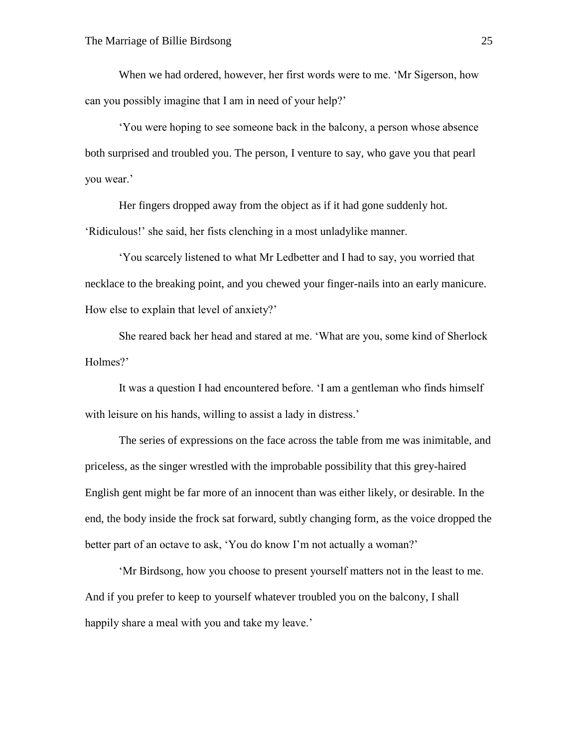When we had ordered, however, her first words were to me. 'Mr Sigerson, how can you possibly imagine that I am in need of your help?'

'You were hoping to see someone back in the balcony, a person whose absence both surprised and troubled you. The person, I venture to say, who gave you that pearl you wear.'

Her fingers dropped away from the object as if it had gone suddenly hot. 'Ridiculous!' she said, her fists clenching in a most unladylike manner.

'You scarcely listened to what Mr Ledbetter and I had to say, you worried that necklace to the breaking point, and you chewed your finger-nails into an early manicure. How else to explain that level of anxiety?'

She reared back her head and stared at me. 'What are you, some kind of Sherlock Holmes?'

It was a question I had encountered before. 'I am a gentleman who finds himself with leisure on his hands, willing to assist a lady in distress.'

The series of expressions on the face across the table from me was inimitable, and priceless, as the singer wrestled with the improbable possibility that this grey-haired English gent might be far more of an innocent than was either likely, or desirable. In the end, the body inside the frock sat forward, subtly changing form, as the voice dropped the better part of an octave to ask, 'You do know I'm not actually a woman?'

'Mr Birdsong, how you choose to present yourself matters not in the least to me. And if you prefer to keep to yourself whatever troubled you on the balcony, I shall happily share a meal with you and take my leave.'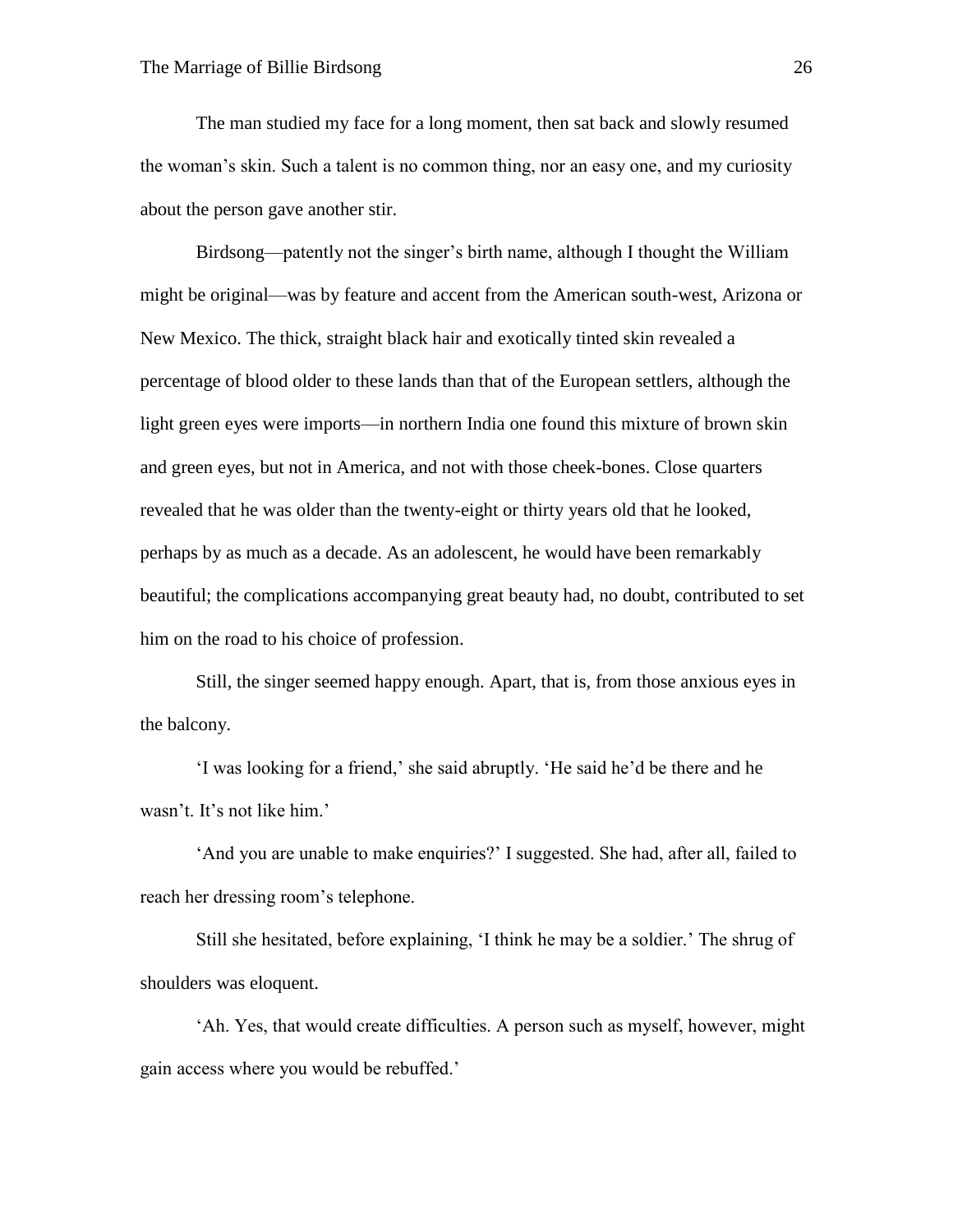The man studied my face for a long moment, then sat back and slowly resumed the woman's skin. Such a talent is no common thing, nor an easy one, and my curiosity about the person gave another stir.

Birdsong—patently not the singer's birth name, although I thought the William might be original—was by feature and accent from the American south-west, Arizona or New Mexico. The thick, straight black hair and exotically tinted skin revealed a percentage of blood older to these lands than that of the European settlers, although the light green eyes were imports—in northern India one found this mixture of brown skin and green eyes, but not in America, and not with those cheek-bones. Close quarters revealed that he was older than the twenty-eight or thirty years old that he looked, perhaps by as much as a decade. As an adolescent, he would have been remarkably beautiful; the complications accompanying great beauty had, no doubt, contributed to set him on the road to his choice of profession.

Still, the singer seemed happy enough. Apart, that is, from those anxious eyes in the balcony.

'I was looking for a friend,' she said abruptly. 'He said he'd be there and he wasn't. It's not like him.'

'And you are unable to make enquiries?' I suggested. She had, after all, failed to reach her dressing room's telephone.

Still she hesitated, before explaining, 'I think he may be a soldier.' The shrug of shoulders was eloquent.

'Ah. Yes, that would create difficulties. A person such as myself, however, might gain access where you would be rebuffed.'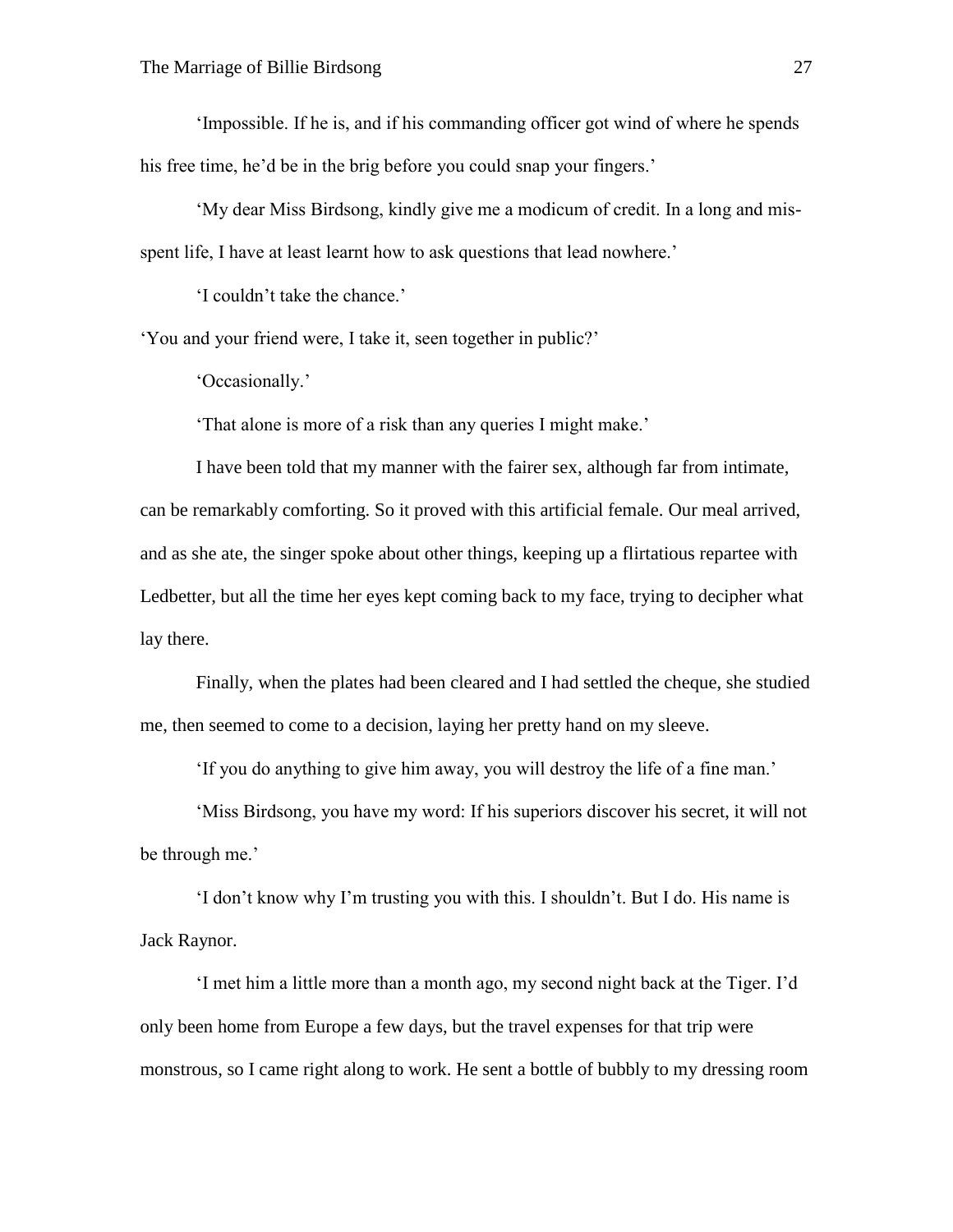'Impossible. If he is, and if his commanding officer got wind of where he spends his free time, he'd be in the brig before you could snap your fingers.'

'My dear Miss Birdsong, kindly give me a modicum of credit. In a long and mis-spent life, I have at least learnt how to ask questions that lead nowhere.'

'I couldn't take the chance.'

'You and your friend were, I take it, seen together in public?'

'Occasionally.'

'That alone is more of a risk than any queries I might make.'

I have been told that my manner with the fairer sex, although far from intimate, can be remarkably comforting. So it proved with this artificial female. Our meal arrived, and as she ate, the singer spoke about other things, keeping up a flirtatious repartee with Ledbetter, but all the time her eyes kept coming back to my face, trying to decipher what lay there.

Finally, when the plates had been cleared and I had settled the cheque, she studied me, then seemed to come to a decision, laying her pretty hand on my sleeve.

'If you do anything to give him away, you will destroy the life of a fine man.'

'Miss Birdsong, you have my word: If his superiors discover his secret, it will not be through me.'

'I don't know why I'm trusting you with this. I shouldn't. But I do. His name is Jack Raynor.

'I met him a little more than a month ago, my second night back at the Tiger. I'd only been home from Europe a few days, but the travel expenses for that trip were monstrous, so I came right along to work. He sent a bottle of bubbly to my dressing room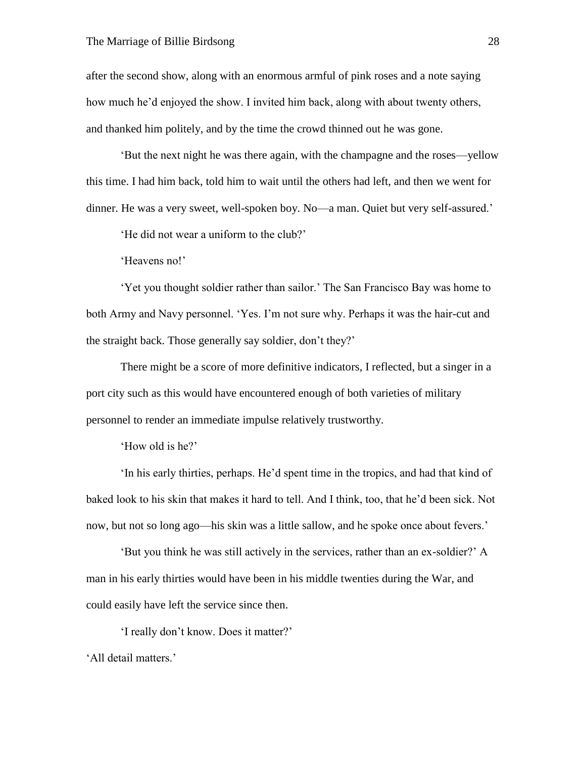after the second show, along with an enormous armful of pink roses and a note saying how much he'd enjoyed the show. I invited him back, along with about twenty others, and thanked him politely, and by the time the crowd thinned out he was gone.

'But the next night he was there again, with the champagne and the roses—yellow this time. I had him back, told him to wait until the others had left, and then we went for dinner. He was a very sweet, well-spoken boy. No—a man. Quiet but very self-assured.'

'He did not wear a uniform to the club?'

'Heavens no!'

'Yet you thought soldier rather than sailor.' The San Francisco Bay was home to both Army and Navy personnel. 'Yes. I'm not sure why. Perhaps it was the hair-cut and the straight back. Those generally say soldier, don't they?'

There might be a score of more definitive indicators, I reflected, but a singer in a port city such as this would have encountered enough of both varieties of military personnel to render an immediate impulse relatively trustworthy.

'How old is he?'

'In his early thirties, perhaps. He'd spent time in the tropics, and had that kind of baked look to his skin that makes it hard to tell. And I think, too, that he'd been sick. Not now, but not so long ago—his skin was a little sallow, and he spoke once about fevers.'

'But you think he was still actively in the services, rather than an ex-soldier?' A man in his early thirties would have been in his middle twenties during the War, and could easily have left the service since then.

'I really don't know. Does it matter?'

'All detail matters.'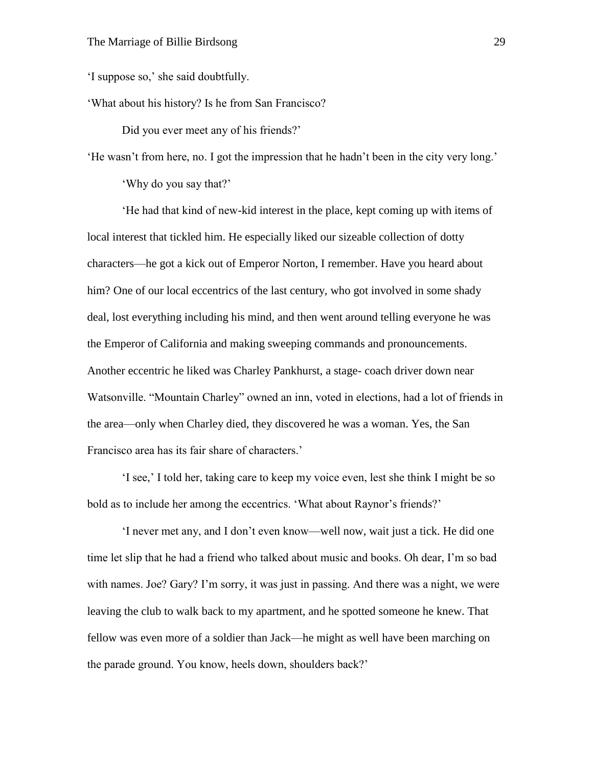'I suppose so,' she said doubtfully.

'What about his history? Is he from San Francisco?

Did you ever meet any of his friends?'

'He wasn't from here, no. I got the impression that he hadn't been in the city very long.'

'Why do you say that?'

'He had that kind of new-kid interest in the place, kept coming up with items of local interest that tickled him. He especially liked our sizeable collection of dotty characters—he got a kick out of Emperor Norton, I remember. Have you heard about him? One of our local eccentrics of the last century, who got involved in some shady deal, lost everything including his mind, and then went around telling everyone he was the Emperor of California and making sweeping commands and pronouncements. Another eccentric he liked was Charley Pankhurst, a stage- coach driver down near Watsonville. "Mountain Charley" owned an inn, voted in elections, had a lot of friends in the area—only when Charley died, they discovered he was a woman. Yes, the San Francisco area has its fair share of characters.'

'I see,' I told her, taking care to keep my voice even, lest she think I might be so bold as to include her among the eccentrics. 'What about Raynor's friends?'

'I never met any, and I don't even know—well now, wait just a tick. He did one time let slip that he had a friend who talked about music and books. Oh dear, I'm so bad with names. Joe? Gary? I'm sorry, it was just in passing. And there was a night, we were leaving the club to walk back to my apartment, and he spotted someone he knew. That fellow was even more of a soldier than Jack—he might as well have been marching on the parade ground. You know, heels down, shoulders back?'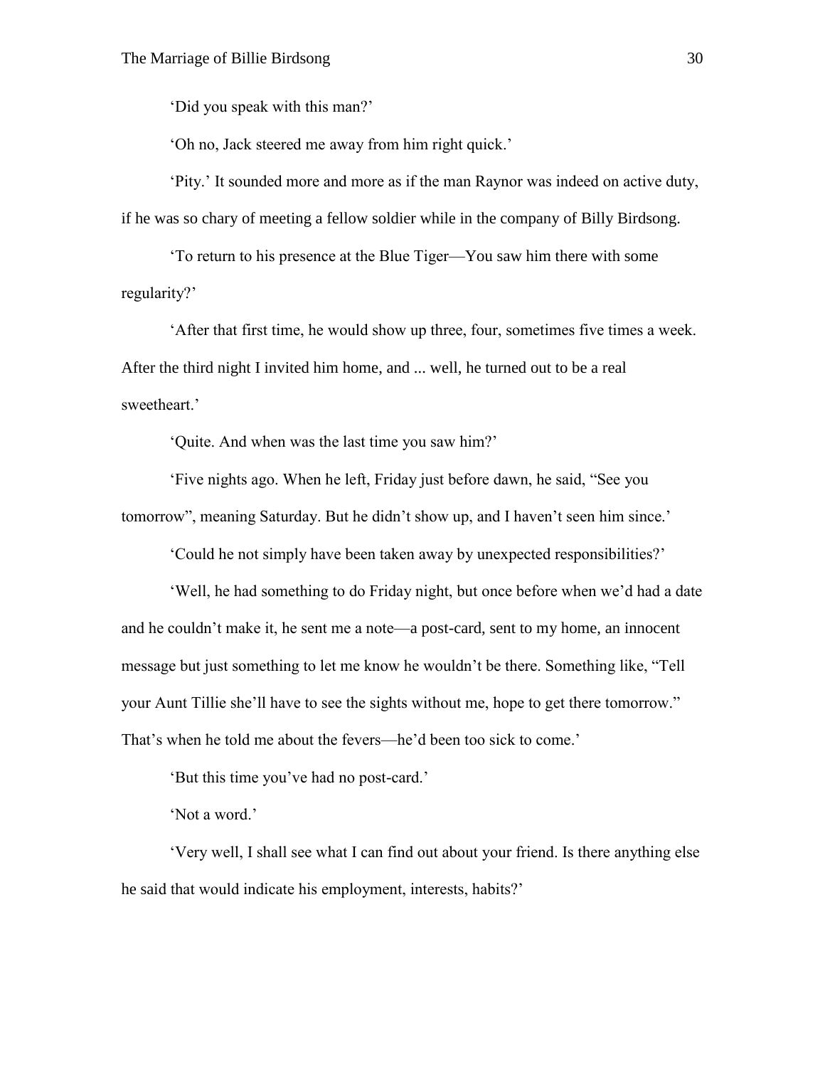'Did you speak with this man?'

'Oh no, Jack steered me away from him right quick.'

'Pity.' It sounded more and more as if the man Raynor was indeed on active duty, if he was so chary of meeting a fellow soldier while in the company of Billy Birdsong.

'To return to his presence at the Blue Tiger—You saw him there with some regularity?'

'After that first time, he would show up three, four, sometimes five times a week. After the third night I invited him home, and ... well, he turned out to be a real sweetheart.'

'Quite. And when was the last time you saw him?'

'Five nights ago. When he left, Friday just before dawn, he said, "See you tomorrow", meaning Saturday. But he didn't show up, and I haven't seen him since.'

'Could he not simply have been taken away by unexpected responsibilities?'

'Well, he had something to do Friday night, but once before when we'd had a date and he couldn't make it, he sent me a note—a post-card, sent to my home, an innocent message but just something to let me know he wouldn't be there. Something like, "Tell your Aunt Tillie she'll have to see the sights without me, hope to get there tomorrow." That's when he told me about the fevers—he'd been too sick to come.'

'But this time you've had no post-card.'

'Not a word.'

'Very well, I shall see what I can find out about your friend. Is there anything else he said that would indicate his employment, interests, habits?'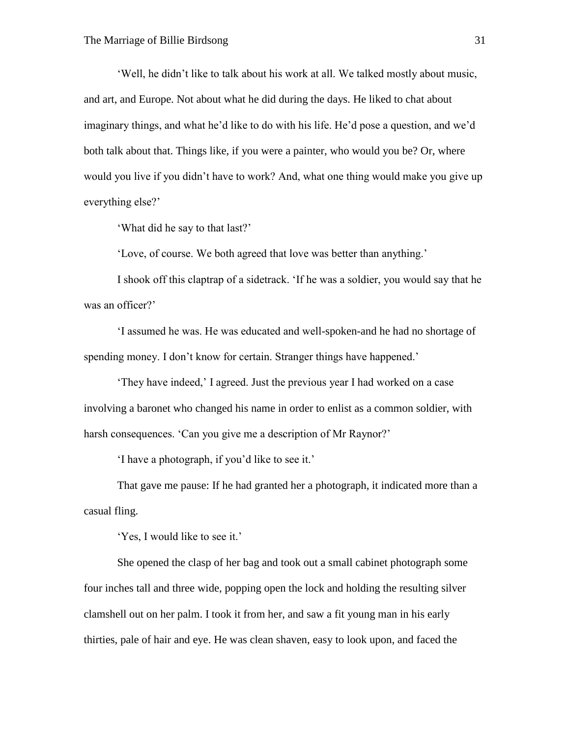'Well, he didn't like to talk about his work at all. We talked mostly about music, and art, and Europe. Not about what he did during the days. He liked to chat about imaginary things, and what he'd like to do with his life. He'd pose a question, and we'd both talk about that. Things like, if you were a painter, who would you be? Or, where would you live if you didn't have to work? And, what one thing would make you give up everything else?'

'What did he say to that last?'

'Love, of course. We both agreed that love was better than anything.'

I shook off this claptrap of a sidetrack. 'If he was a soldier, you would say that he was an officer?'

'I assumed he was. He was educated and well-spoken-and he had no shortage of spending money. I don't know for certain. Stranger things have happened.'

'They have indeed,' I agreed. Just the previous year I had worked on a case involving a baronet who changed his name in order to enlist as a common soldier, with harsh consequences. 'Can you give me a description of Mr Raynor?'

'I have a photograph, if you'd like to see it.'

That gave me pause: If he had granted her a photograph, it indicated more than a casual fling.

'Yes, I would like to see it.'

She opened the clasp of her bag and took out a small cabinet photograph some four inches tall and three wide, popping open the lock and holding the resulting silver clamshell out on her palm. I took it from her, and saw a fit young man in his early thirties, pale of hair and eye. He was clean shaven, easy to look upon, and faced the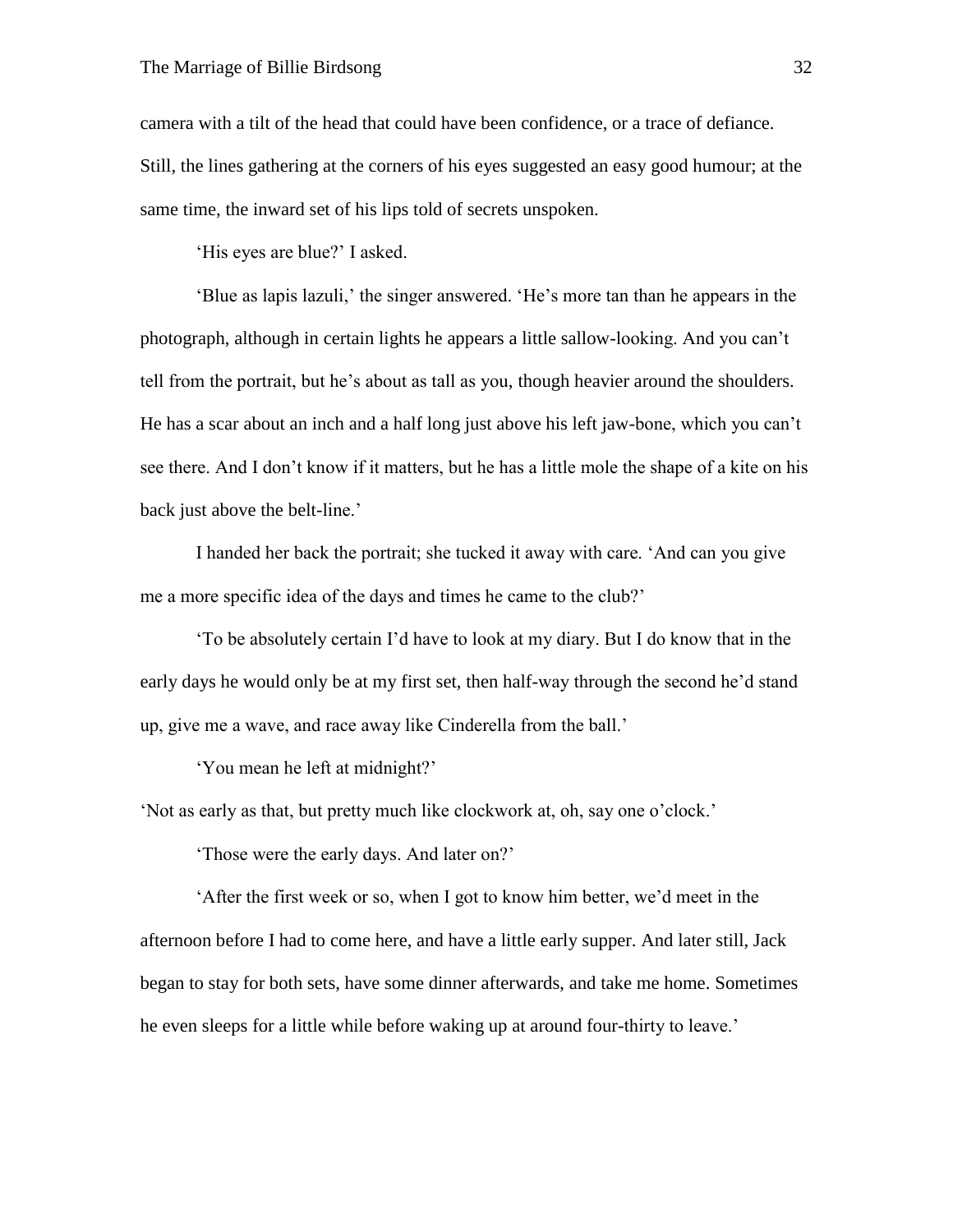camera with a tilt of the head that could have been confidence, or a trace of defiance. Still, the lines gathering at the corners of his eyes suggested an easy good humour; at the same time, the inward set of his lips told of secrets unspoken.

'His eyes are blue?' I asked.

'Blue as lapis lazuli,' the singer answered. 'He's more tan than he appears in the photograph, although in certain lights he appears a little sallow-looking. And you can't tell from the portrait, but he's about as tall as you, though heavier around the shoulders. He has a scar about an inch and a half long just above his left jaw-bone, which you can't see there. And I don't know if it matters, but he has a little mole the shape of a kite on his back just above the belt-line.'

I handed her back the portrait; she tucked it away with care. 'And can you give me a more specific idea of the days and times he came to the club?'

'To be absolutely certain I'd have to look at my diary. But I do know that in the early days he would only be at my first set, then half-way through the second he'd stand up, give me a wave, and race away like Cinderella from the ball.'

'You mean he left at midnight?'

'Not as early as that, but pretty much like clockwork at, oh, say one o'clock.'

'Those were the early days. And later on?'

'After the first week or so, when I got to know him better, we'd meet in the afternoon before I had to come here, and have a little early supper. And later still, Jack began to stay for both sets, have some dinner afterwards, and take me home. Sometimes he even sleeps for a little while before waking up at around four-thirty to leave.'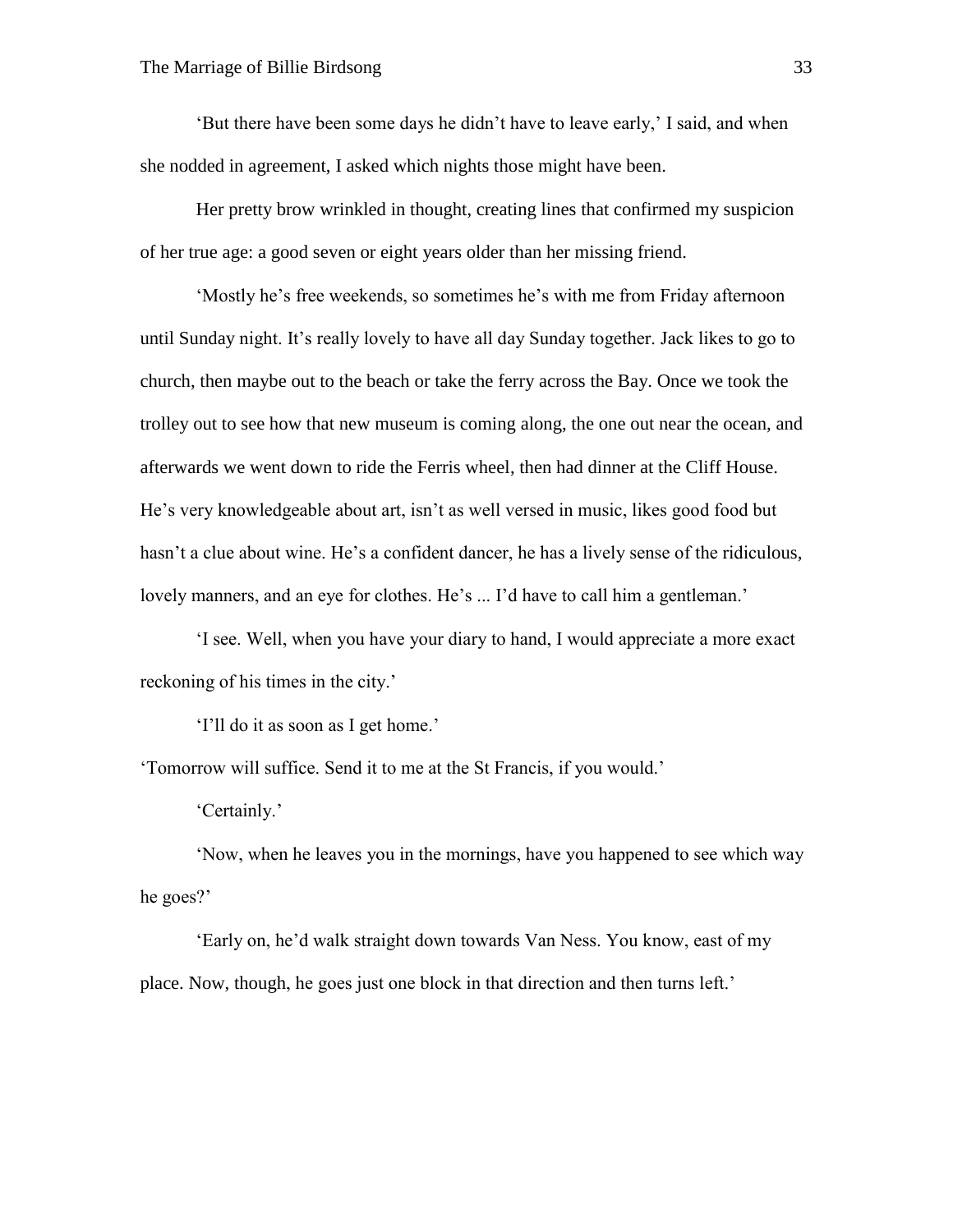'But there have been some days he didn't have to leave early,' I said, and when she nodded in agreement, I asked which nights those might have been.

Her pretty brow wrinkled in thought, creating lines that confirmed my suspicion of her true age: a good seven or eight years older than her missing friend.

'Mostly he's free weekends, so sometimes he's with me from Friday afternoon until Sunday night. It's really lovely to have all day Sunday together. Jack likes to go to church, then maybe out to the beach or take the ferry across the Bay. Once we took the trolley out to see how that new museum is coming along, the one out near the ocean, and afterwards we went down to ride the Ferris wheel, then had dinner at the Cliff House. He's very knowledgeable about art, isn't as well versed in music, likes good food but hasn't a clue about wine. He's a confident dancer, he has a lively sense of the ridiculous, lovely manners, and an eye for clothes. He's ... I'd have to call him a gentleman.'

'I see. Well, when you have your diary to hand, I would appreciate a more exact reckoning of his times in the city.'

'I'll do it as soon as I get home.'

'Tomorrow will suffice. Send it to me at the St Francis, if you would.'

'Certainly.'

'Now, when he leaves you in the mornings, have you happened to see which way he goes?'

'Early on, he'd walk straight down towards Van Ness. You know, east of my place. Now, though, he goes just one block in that direction and then turns left.'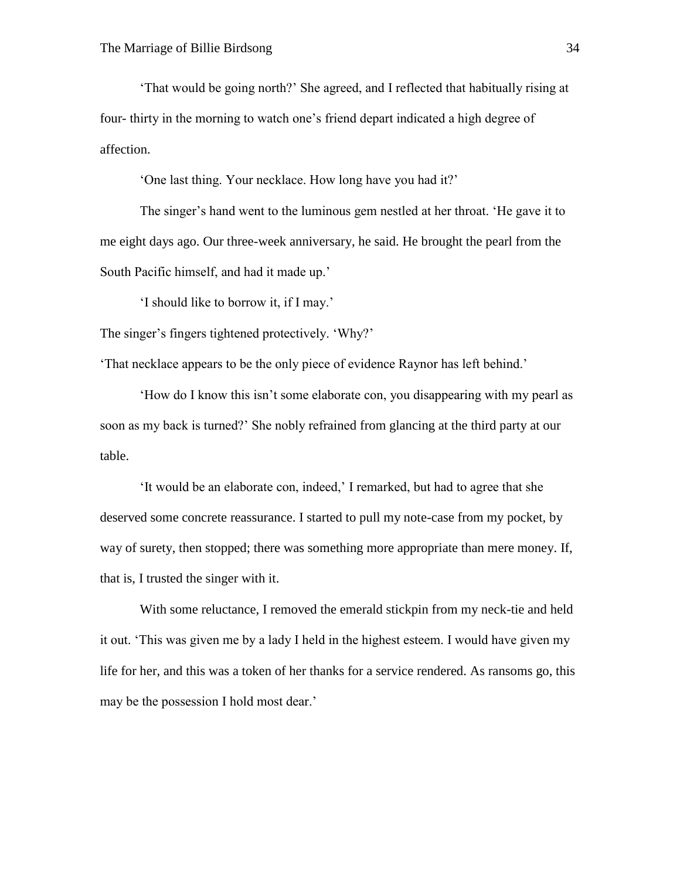'That would be going north?' She agreed, and I reflected that habitually rising at four- thirty in the morning to watch one's friend depart indicated a high degree of affection.

'One last thing. Your necklace. How long have you had it?'

The singer's hand went to the luminous gem nestled at her throat. 'He gave it to me eight days ago. Our three-week anniversary, he said. He brought the pearl from the South Pacific himself, and had it made up.'

'I should like to borrow it, if I may.'

The singer's fingers tightened protectively. 'Why?'

'That necklace appears to be the only piece of evidence Raynor has left behind.'

'How do I know this isn't some elaborate con, you disappearing with my pearl as soon as my back is turned?' She nobly refrained from glancing at the third party at our table.

'It would be an elaborate con, indeed,' I remarked, but had to agree that she deserved some concrete reassurance. I started to pull my note-case from my pocket, by way of surety, then stopped; there was something more appropriate than mere money. If, that is, I trusted the singer with it.

With some reluctance, I removed the emerald stickpin from my neck-tie and held it out. 'This was given me by a lady I held in the highest esteem. I would have given my life for her, and this was a token of her thanks for a service rendered. As ransoms go, this may be the possession I hold most dear.'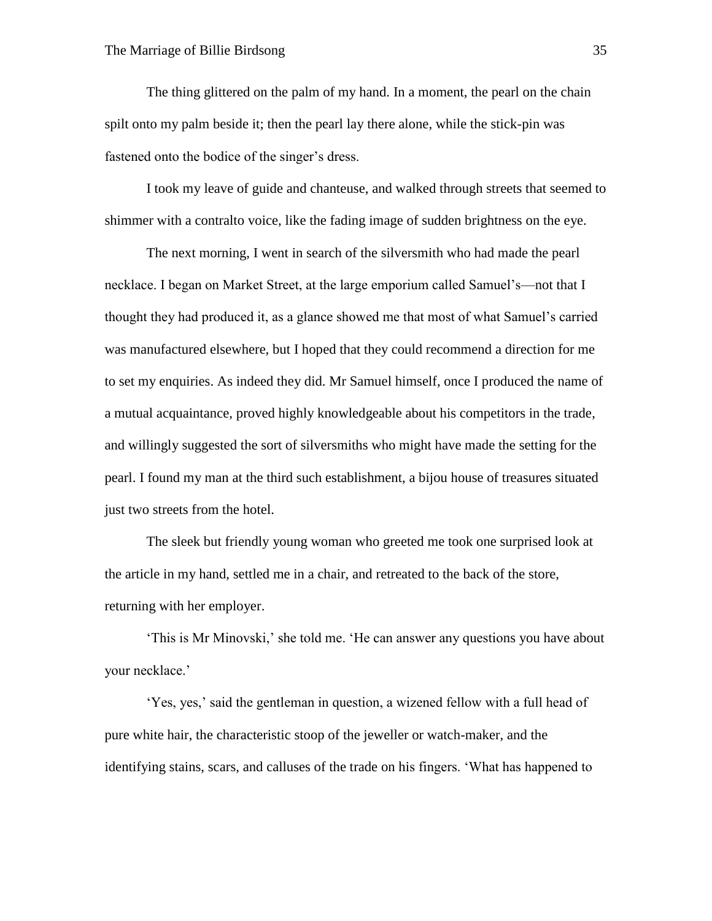The thing glittered on the palm of my hand. In a moment, the pearl on the chain spilt onto my palm beside it; then the pearl lay there alone, while the stick-pin was fastened onto the bodice of the singer's dress.

I took my leave of guide and chanteuse, and walked through streets that seemed to shimmer with a contralto voice, like the fading image of sudden brightness on the eye.

The next morning, I went in search of the silversmith who had made the pearl necklace. I began on Market Street, at the large emporium called Samuel's—not that I thought they had produced it, as a glance showed me that most of what Samuel's carried was manufactured elsewhere, but I hoped that they could recommend a direction for me to set my enquiries. As indeed they did. Mr Samuel himself, once I produced the name of a mutual acquaintance, proved highly knowledgeable about his competitors in the trade, and willingly suggested the sort of silversmiths who might have made the setting for the pearl. I found my man at the third such establishment, a bijou house of treasures situated just two streets from the hotel.

The sleek but friendly young woman who greeted me took one surprised look at the article in my hand, settled me in a chair, and retreated to the back of the store, returning with her employer.

'This is Mr Minovski,' she told me. 'He can answer any questions you have about your necklace.'

'Yes, yes,' said the gentleman in question, a wizened fellow with a full head of pure white hair, the characteristic stoop of the jeweller or watch-maker, and the identifying stains, scars, and calluses of the trade on his fingers. 'What has happened to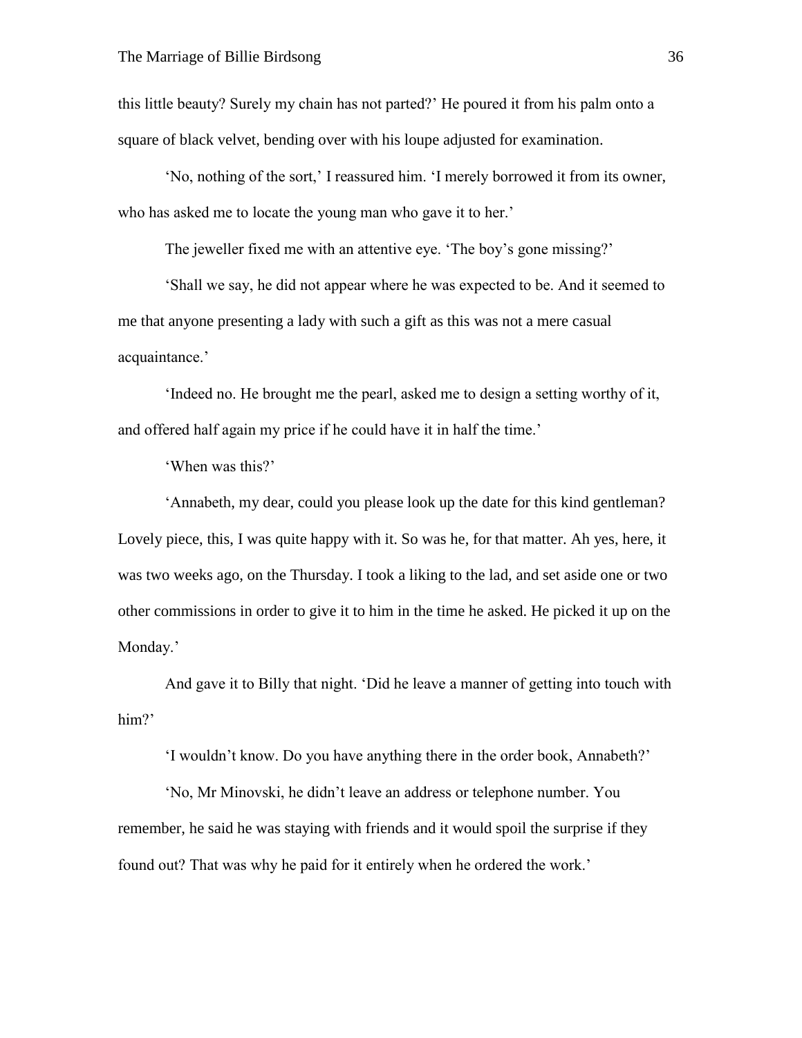this little beauty? Surely my chain has not parted?' He poured it from his palm onto a square of black velvet, bending over with his loupe adjusted for examination.

'No, nothing of the sort,' I reassured him. 'I merely borrowed it from its owner, who has asked me to locate the young man who gave it to her.'

The jeweller fixed me with an attentive eye. 'The boy's gone missing?'

'Shall we say, he did not appear where he was expected to be. And it seemed to me that anyone presenting a lady with such a gift as this was not a mere casual acquaintance.'

'Indeed no. He brought me the pearl, asked me to design a setting worthy of it, and offered half again my price if he could have it in half the time.'

'When was this?'

'Annabeth, my dear, could you please look up the date for this kind gentleman? Lovely piece, this, I was quite happy with it. So was he, for that matter. Ah yes, here, it was two weeks ago, on the Thursday. I took a liking to the lad, and set aside one or two other commissions in order to give it to him in the time he asked. He picked it up on the Monday.'

And gave it to Billy that night. 'Did he leave a manner of getting into touch with him?'

'I wouldn't know. Do you have anything there in the order book, Annabeth?'

'No, Mr Minovski, he didn't leave an address or telephone number. You remember, he said he was staying with friends and it would spoil the surprise if they found out? That was why he paid for it entirely when he ordered the work.'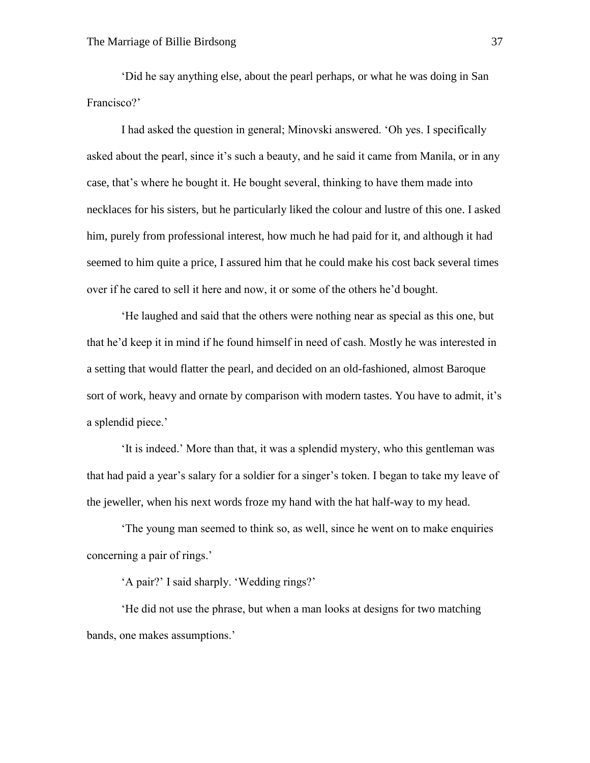'Did he say anything else, about the pearl perhaps, or what he was doing in San Francisco?'

I had asked the question in general; Minovski answered. 'Oh yes. I specifically asked about the pearl, since it's such a beauty, and he said it came from Manila, or in any case, that's where he bought it. He bought several, thinking to have them made into necklaces for his sisters, but he particularly liked the colour and lustre of this one. I asked him, purely from professional interest, how much he had paid for it, and although it had seemed to him quite a price, I assured him that he could make his cost back several times over if he cared to sell it here and now, it or some of the others he'd bought.

'He laughed and said that the others were nothing near as special as this one, but that he'd keep it in mind if he found himself in need of cash. Mostly he was interested in a setting that would flatter the pearl, and decided on an old-fashioned, almost Baroque sort of work, heavy and ornate by comparison with modern tastes. You have to admit, it's a splendid piece.'

'It is indeed.' More than that, it was a splendid mystery, who this gentleman was that had paid a year's salary for a soldier for a singer's token. I began to take my leave of the jeweller, when his next words froze my hand with the hat half-way to my head.

'The young man seemed to think so, as well, since he went on to make enquiries concerning a pair of rings.'

'A pair?' I said sharply. 'Wedding rings?'

'He did not use the phrase, but when a man looks at designs for two matching bands, one makes assumptions.'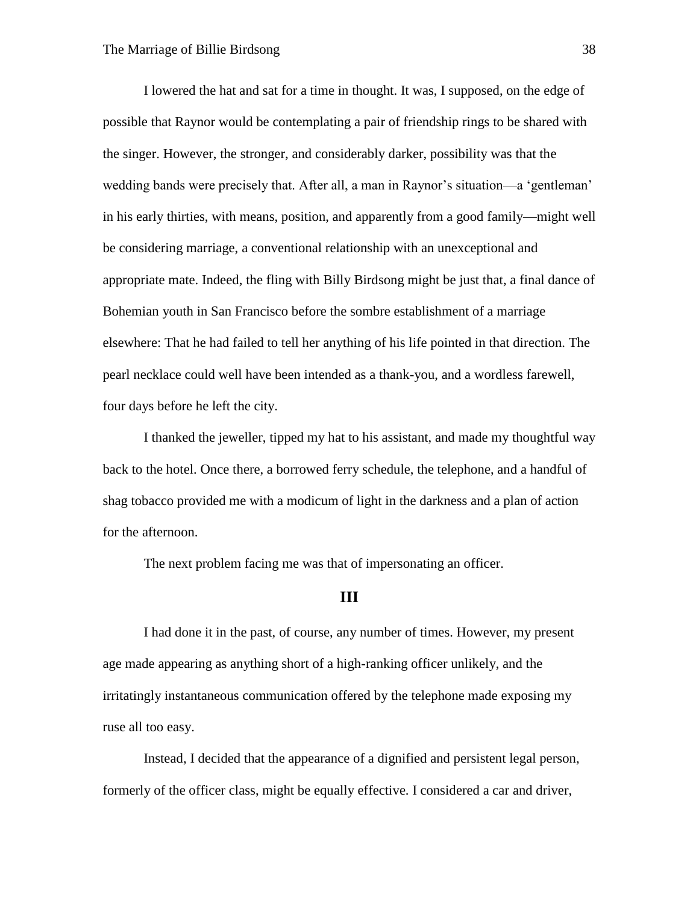I lowered the hat and sat for a time in thought. It was, I supposed, on the edge of possible that Raynor would be contemplating a pair of friendship rings to be shared with the singer. However, the stronger, and considerably darker, possibility was that the wedding bands were precisely that. After all, a man in Raynor's situation—a 'gentleman' in his early thirties, with means, position, and apparently from a good family—might well be considering marriage, a conventional relationship with an unexceptional and appropriate mate. Indeed, the fling with Billy Birdsong might be just that, a final dance of Bohemian youth in San Francisco before the sombre establishment of a marriage elsewhere: That he had failed to tell her anything of his life pointed in that direction. The pearl necklace could well have been intended as a thank-you, and a wordless farewell, four days before he left the city.

I thanked the jeweller, tipped my hat to his assistant, and made my thoughtful way back to the hotel. Once there, a borrowed ferry schedule, the telephone, and a handful of shag tobacco provided me with a modicum of light in the darkness and a plan of action for the afternoon.

The next problem facing me was that of impersonating an officer.

## III

I had done it in the past, of course, any number of times. However, my present age made appearing as anything short of a high-ranking officer unlikely, and the irritatingly instantaneous communication offered by the telephone made exposing my ruse all too easy.

Instead, I decided that the appearance of a dignified and persistent legal person, formerly of the officer class, might be equally effective. I considered a car and driver,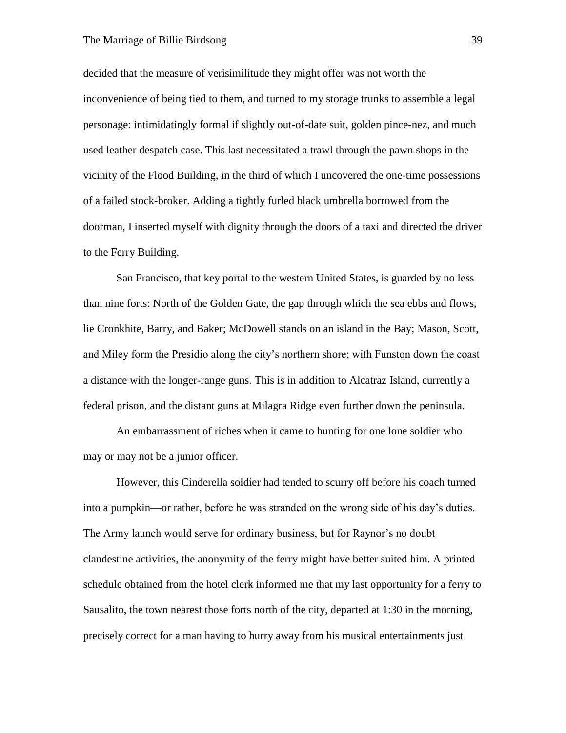decided that the measure of verisimilitude they might offer was not worth the inconvenience of being tied to them, and turned to my storage trunks to assemble a legal personage: intimidatingly formal if slightly out-of-date suit, golden pince-nez, and much used leather despatch case. This last necessitated a trawl through the pawn shops in the vicinity of the Flood Building, in the third of which I uncovered the one-time possessions of a failed stock-broker. Adding a tightly furled black umbrella borrowed from the doorman, I inserted myself with dignity through the doors of a taxi and directed the driver to the Ferry Building.

San Francisco, that key portal to the western United States, is guarded by no less than nine forts: North of the Golden Gate, the gap through which the sea ebbs and flows, lie Cronkhite, Barry, and Baker; McDowell stands on an island in the Bay; Mason, Scott, and Miley form the Presidio along the city's northern shore; with Funston down the coast a distance with the longer-range guns. This is in addition to Alcatraz Island, currently a federal prison, and the distant guns at Milagra Ridge even further down the peninsula.

An embarrassment of riches when it came to hunting for one lone soldier who may or may not be a junior officer.

However, this Cinderella soldier had tended to scurry off before his coach turned into a pumpkin—or rather, before he was stranded on the wrong side of his day's duties. The Army launch would serve for ordinary business, but for Raynor's no doubt clandestine activities, the anonymity of the ferry might have better suited him. A printed schedule obtained from the hotel clerk informed me that my last opportunity for a ferry to Sausalito, the town nearest those forts north of the city, departed at 1:30 in the morning, precisely correct for a man having to hurry away from his musical entertainments just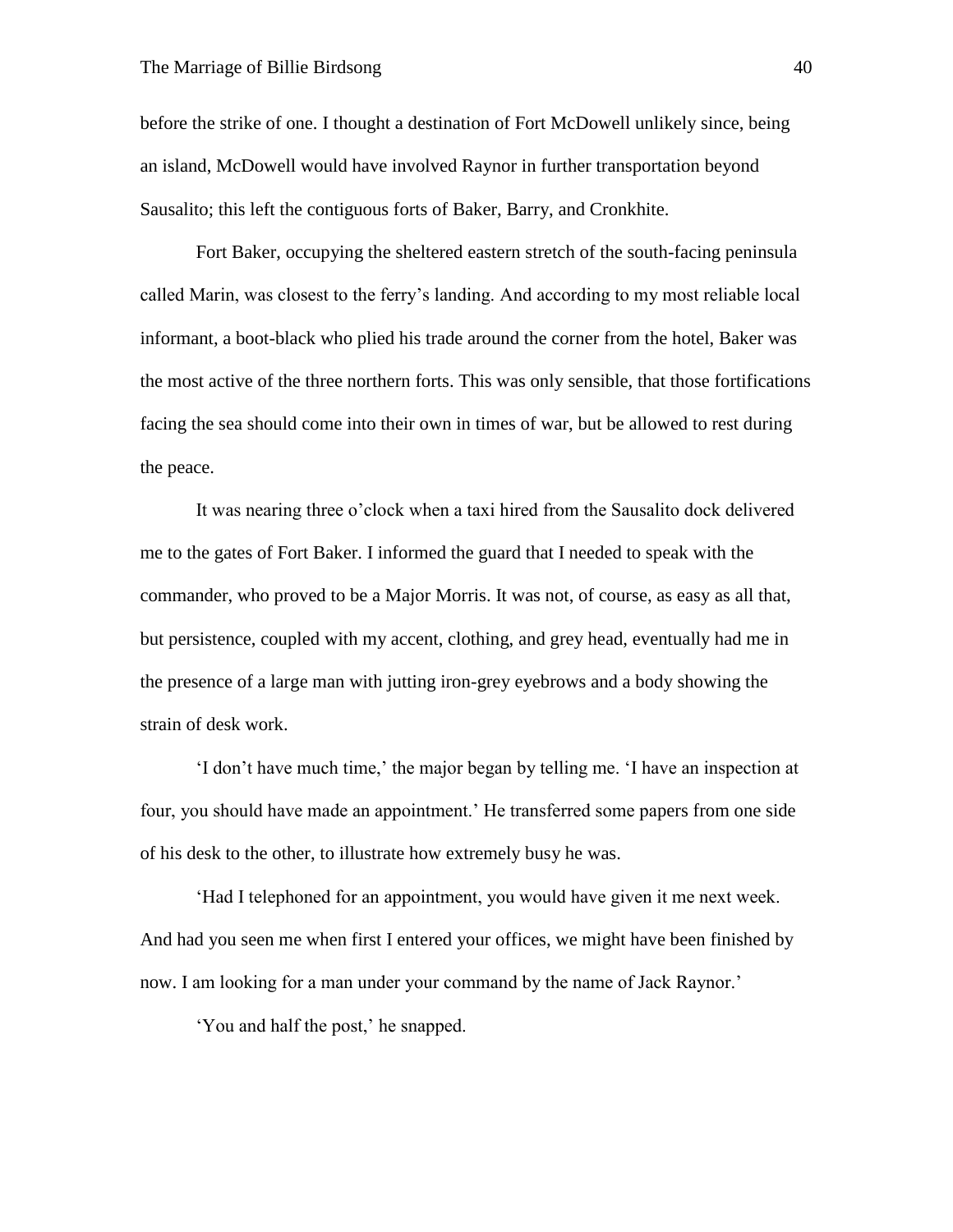before the strike of one. I thought a destination of Fort McDowell unlikely since, being an island, McDowell would have involved Raynor in further transportation beyond Sausalito; this left the contiguous forts of Baker, Barry, and Cronkhite.

Fort Baker, occupying the sheltered eastern stretch of the south-facing peninsula called Marin, was closest to the ferry's landing. And according to my most reliable local informant, a boot-black who plied his trade around the corner from the hotel, Baker was the most active of the three northern forts. This was only sensible, that those fortifications facing the sea should come into their own in times of war, but be allowed to rest during the peace.

It was nearing three o'clock when a taxi hired from the Sausalito dock delivered me to the gates of Fort Baker. I informed the guard that I needed to speak with the commander, who proved to be a Major Morris. It was not, of course, as easy as all that, but persistence, coupled with my accent, clothing, and grey head, eventually had me in the presence of a large man with jutting iron-grey eyebrows and a body showing the strain of desk work.

'I don't have much time,' the major began by telling me. 'I have an inspection at four, you should have made an appointment.' He transferred some papers from one side of his desk to the other, to illustrate how extremely busy he was.

'Had I telephoned for an appointment, you would have given it me next week. And had you seen me when first I entered your offices, we might have been finished by now. I am looking for a man under your command by the name of Jack Raynor.'

'You and half the post,' he snapped.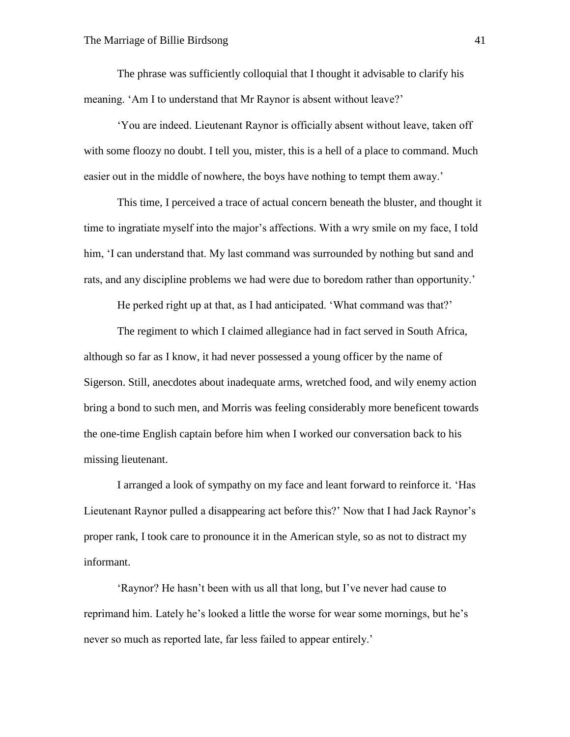The phrase was sufficiently colloquial that I thought it advisable to clarify his meaning. 'Am I to understand that Mr Raynor is absent without leave?'

'You are indeed. Lieutenant Raynor is officially absent without leave, taken off with some floozy no doubt. I tell you, mister, this is a hell of a place to command. Much easier out in the middle of nowhere, the boys have nothing to tempt them away.'

This time, I perceived a trace of actual concern beneath the bluster, and thought it time to ingratiate myself into the major's affections. With a wry smile on my face, I told him, 'I can understand that. My last command was surrounded by nothing but sand and rats, and any discipline problems we had were due to boredom rather than opportunity.'

He perked right up at that, as I had anticipated. 'What command was that?'

The regiment to which I claimed allegiance had in fact served in South Africa, although so far as I know, it had never possessed a young officer by the name of Sigerson. Still, anecdotes about inadequate arms, wretched food, and wily enemy action bring a bond to such men, and Morris was feeling considerably more beneficent towards the one-time English captain before him when I worked our conversation back to his missing lieutenant.

I arranged a look of sympathy on my face and leant forward to reinforce it. 'Has Lieutenant Raynor pulled a disappearing act before this?' Now that I had Jack Raynor's proper rank, I took care to pronounce it in the American style, so as not to distract my informant.

'Raynor? He hasn't been with us all that long, but I've never had cause to reprimand him. Lately he's looked a little the worse for wear some mornings, but he's never so much as reported late, far less failed to appear entirely.'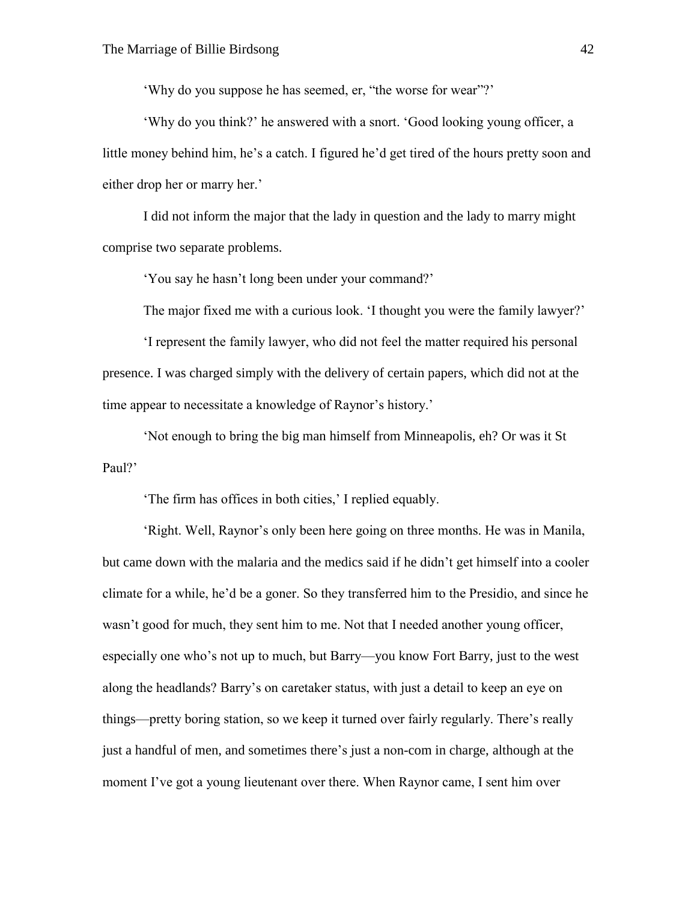'Why do you suppose he has seemed, er, "the worse for wear"?'

'Why do you think?' he answered with a snort. 'Good looking young officer, a little money behind him, he's a catch. I figured he'd get tired of the hours pretty soon and either drop her or marry her.'

I did not inform the major that the lady in question and the lady to marry might comprise two separate problems.

'You say he hasn't long been under your command?'

The major fixed me with a curious look. 'I thought you were the family lawyer?'

'I represent the family lawyer, who did not feel the matter required his personal presence. I was charged simply with the delivery of certain papers, which did not at the time appear to necessitate a knowledge of Raynor's history.'

'Not enough to bring the big man himself from Minneapolis, eh? Or was it St Paul?'

'The firm has offices in both cities,' I replied equably.

'Right. Well, Raynor's only been here going on three months. He was in Manila, but came down with the malaria and the medics said if he didn't get himself into a cooler climate for a while, he'd be a goner. So they transferred him to the Presidio, and since he wasn't good for much, they sent him to me. Not that I needed another young officer, especially one who's not up to much, but Barry—you know Fort Barry, just to the west along the headlands? Barry's on caretaker status, with just a detail to keep an eye on things—pretty boring station, so we keep it turned over fairly regularly. There's really just a handful of men, and sometimes there's just a non-com in charge, although at the moment I've got a young lieutenant over there. When Raynor came, I sent him over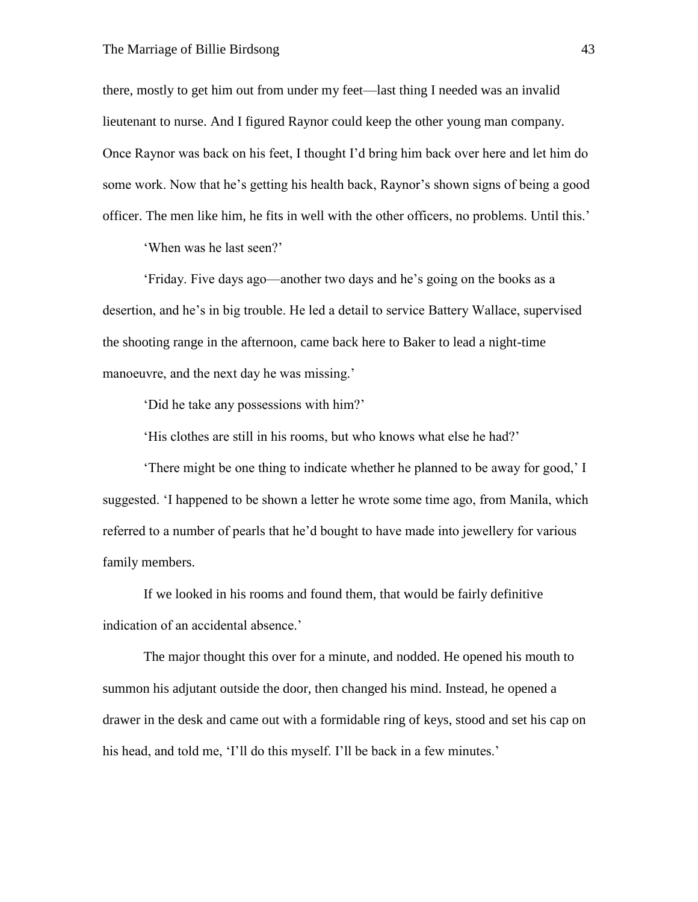there, mostly to get him out from under my feet—last thing I needed was an invalid lieutenant to nurse. And I figured Raynor could keep the other young man company. Once Raynor was back on his feet, I thought I'd bring him back over here and let him do some work. Now that he's getting his health back, Raynor's shown signs of being a good officer. The men like him, he fits in well with the other officers, no problems. Until this.'

'When was he last seen?'

'Friday. Five days ago—another two days and he's going on the books as a desertion, and he's in big trouble. He led a detail to service Battery Wallace, supervised the shooting range in the afternoon, came back here to Baker to lead a night-time manoeuvre, and the next day he was missing.'

'Did he take any possessions with him?'

'His clothes are still in his rooms, but who knows what else he had?'

'There might be one thing to indicate whether he planned to be away for good,' I suggested. 'I happened to be shown a letter he wrote some time ago, from Manila, which referred to a number of pearls that he'd bought to have made into jewellery for various family members.

If we looked in his rooms and found them, that would be fairly definitive indication of an accidental absence.'

The major thought this over for a minute, and nodded. He opened his mouth to summon his adjutant outside the door, then changed his mind. Instead, he opened a drawer in the desk and came out with a formidable ring of keys, stood and set his cap on his head, and told me, 'I'll do this myself. I'll be back in a few minutes.'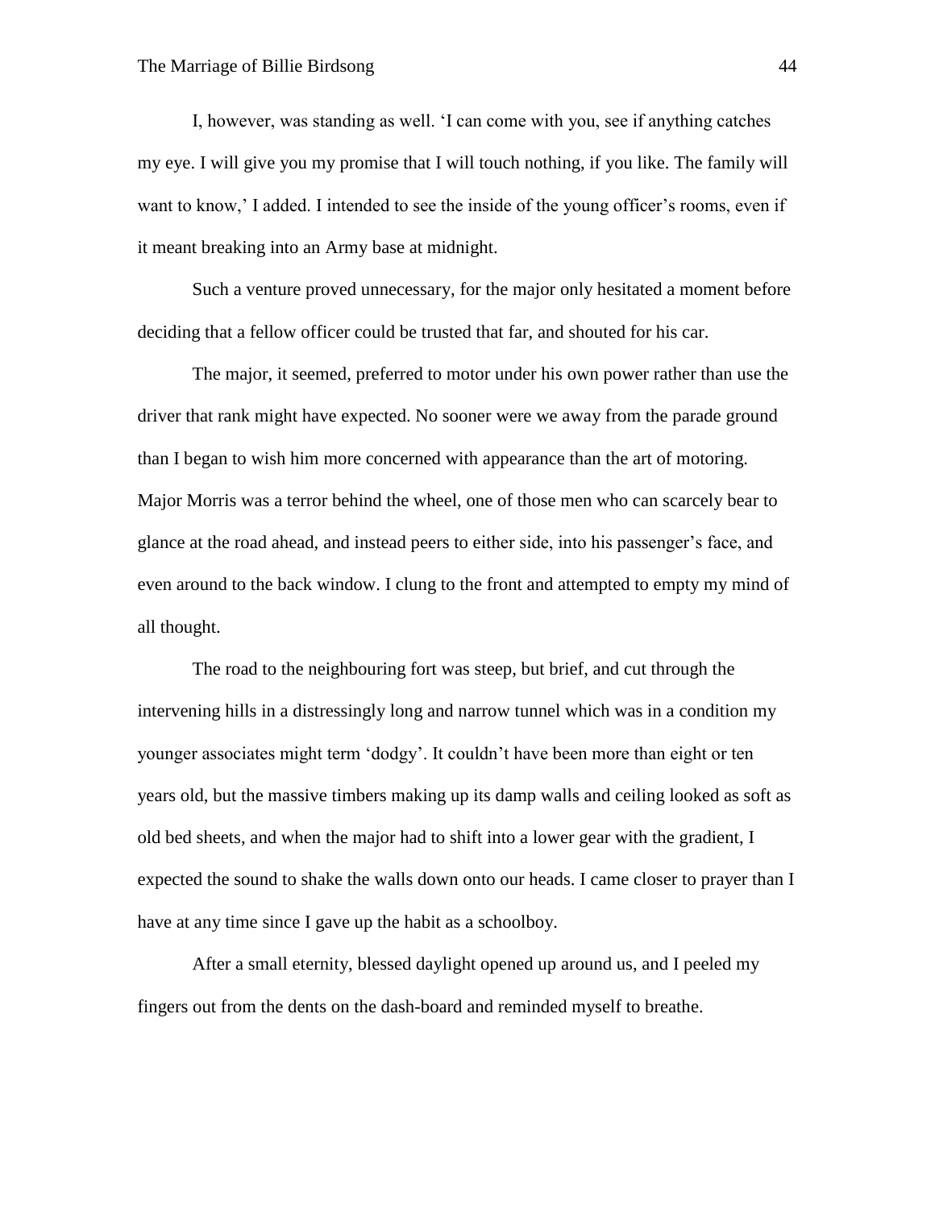I, however, was standing as well. 'I can come with you, see if anything catches my eye. I will give you my promise that I will touch nothing, if you like. The family will want to know,' I added. I intended to see the inside of the young officer's rooms, even if it meant breaking into an Army base at midnight.

Such a venture proved unnecessary, for the major only hesitated a moment before deciding that a fellow officer could be trusted that far, and shouted for his car.

The major, it seemed, preferred to motor under his own power rather than use the driver that rank might have expected. No sooner were we away from the parade ground than I began to wish him more concerned with appearance than the art of motoring. Major Morris was a terror behind the wheel, one of those men who can scarcely bear to glance at the road ahead, and instead peers to either side, into his passenger's face, and even around to the back window. I clung to the front and attempted to empty my mind of all thought.

The road to the neighbouring fort was steep, but brief, and cut through the intervening hills in a distressingly long and narrow tunnel which was in a condition my younger associates might term 'dodgy'. It couldn't have been more than eight or ten years old, but the massive timbers making up its damp walls and ceiling looked as soft as old bed sheets, and when the major had to shift into a lower gear with the gradient, I expected the sound to shake the walls down onto our heads. I came closer to prayer than I have at any time since I gave up the habit as a schoolboy.

After a small eternity, blessed daylight opened up around us, and I peeled my fingers out from the dents on the dash-board and reminded myself to breathe.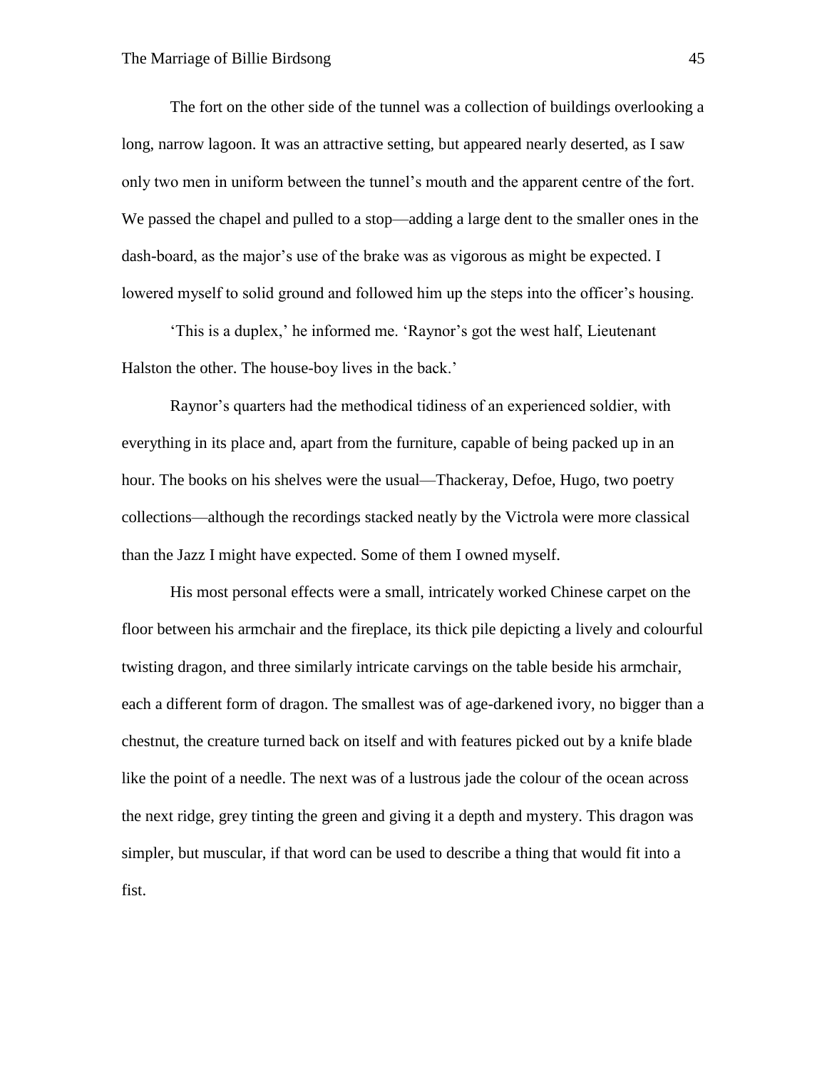The fort on the other side of the tunnel was a collection of buildings overlooking a long, narrow lagoon. It was an attractive setting, but appeared nearly deserted, as I saw only two men in uniform between the tunnel's mouth and the apparent centre of the fort. We passed the chapel and pulled to a stop—adding a large dent to the smaller ones in the dash-board, as the major's use of the brake was as vigorous as might be expected. I lowered myself to solid ground and followed him up the steps into the officer's housing.

'This is a duplex,' he informed me. 'Raynor's got the west half, Lieutenant Halston the other. The house-boy lives in the back.'

Raynor's quarters had the methodical tidiness of an experienced soldier, with everything in its place and, apart from the furniture, capable of being packed up in an hour. The books on his shelves were the usual—Thackeray, Defoe, Hugo, two poetry collections—although the recordings stacked neatly by the Victrola were more classical than the Jazz I might have expected. Some of them I owned myself.

His most personal effects were a small, intricately worked Chinese carpet on the floor between his armchair and the fireplace, its thick pile depicting a lively and colourful twisting dragon, and three similarly intricate carvings on the table beside his armchair, each a different form of dragon. The smallest was of age-darkened ivory, no bigger than a chestnut, the creature turned back on itself and with features picked out by a knife blade like the point of a needle. The next was of a lustrous jade the colour of the ocean across the next ridge, grey tinting the green and giving it a depth and mystery. This dragon was simpler, but muscular, if that word can be used to describe a thing that would fit into a fist.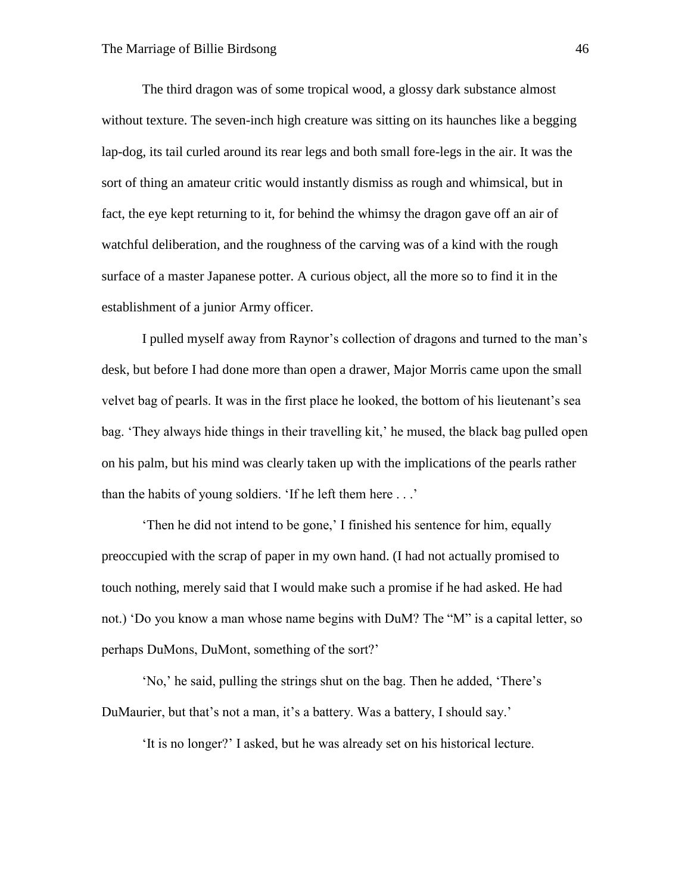The third dragon was of some tropical wood, a glossy dark substance almost without texture. The seven-inch high creature was sitting on its haunches like a begging lap-dog, its tail curled around its rear legs and both small fore-legs in the air. It was the sort of thing an amateur critic would instantly dismiss as rough and whimsical, but in fact, the eye kept returning to it, for behind the whimsy the dragon gave off an air of watchful deliberation, and the roughness of the carving was of a kind with the rough surface of a master Japanese potter. A curious object, all the more so to find it in the establishment of a junior Army officer.

I pulled myself away from Raynor's collection of dragons and turned to the man's desk, but before I had done more than open a drawer, Major Morris came upon the small velvet bag of pearls. It was in the first place he looked, the bottom of his lieutenant's sea bag. 'They always hide things in their travelling kit,' he mused, the black bag pulled open on his palm, but his mind was clearly taken up with the implications of the pearls rather than the habits of young soldiers. 'If he left them here . . .'

'Then he did not intend to be gone,' I finished his sentence for him, equally preoccupied with the scrap of paper in my own hand. (I had not actually promised to touch nothing, merely said that I would make such a promise if he had asked. He had not.) 'Do you know a man whose name begins with DuM? The "M" is a capital letter, so perhaps DuMons, DuMont, something of the sort?'

'No,' he said, pulling the strings shut on the bag. Then he added, 'There's DuMaurier, but that's not a man, it's a battery. Was a battery, I should say.'

'It is no longer?' I asked, but he was already set on his historical lecture.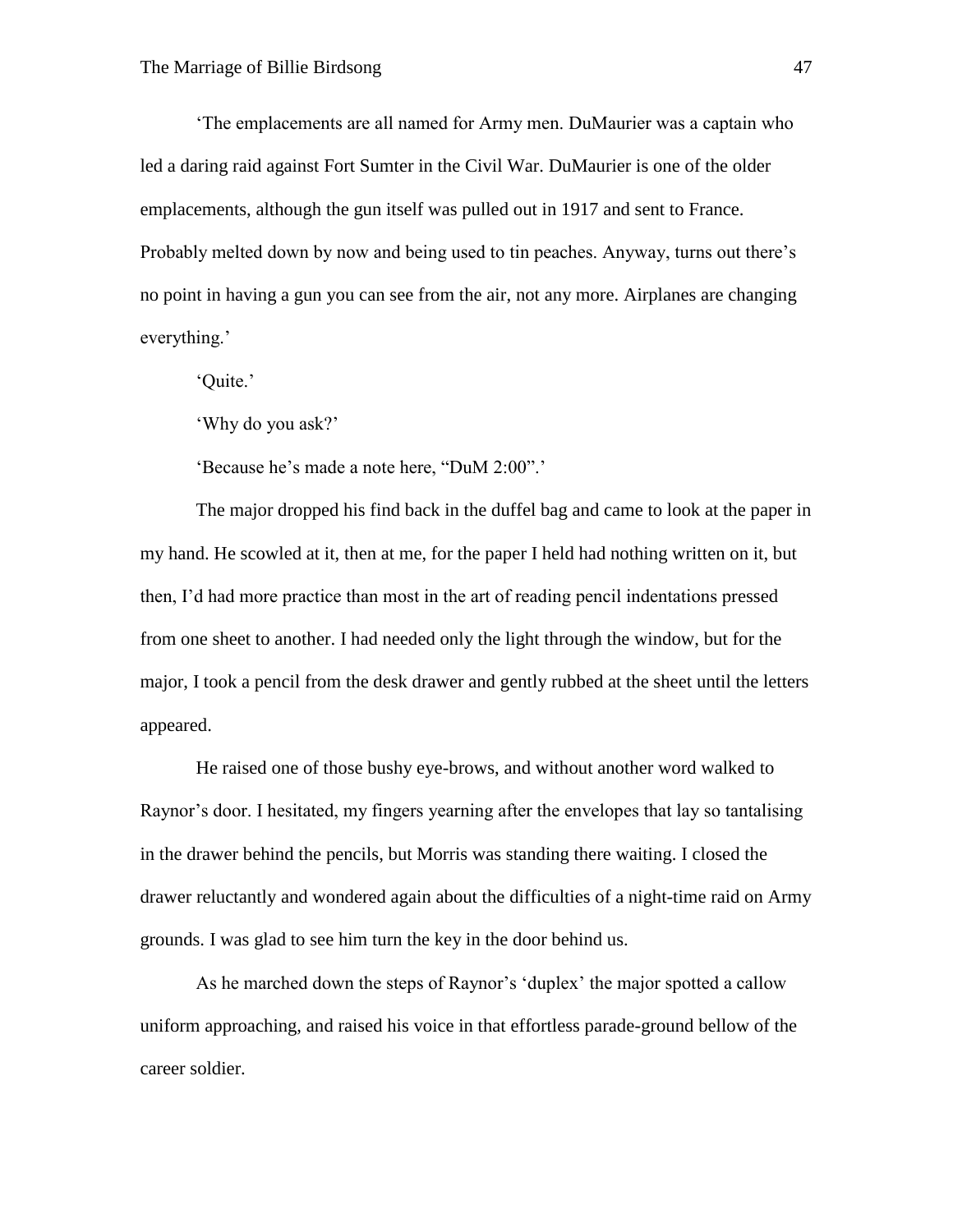'The emplacements are all named for Army men. DuMaurier was a captain who led a daring raid against Fort Sumter in the Civil War. DuMaurier is one of the older emplacements, although the gun itself was pulled out in 1917 and sent to France. Probably melted down by now and being used to tin peaches. Anyway, turns out there's no point in having a gun you can see from the air, not any more. Airplanes are changing everything.'

'Quite.'

'Why do you ask?'

'Because he's made a note here, "DuM 2:00".'

The major dropped his find back in the duffel bag and came to look at the paper in my hand. He scowled at it, then at me, for the paper I held had nothing written on it, but then, I'd had more practice than most in the art of reading pencil indentations pressed from one sheet to another. I had needed only the light through the window, but for the major, I took a pencil from the desk drawer and gently rubbed at the sheet until the letters appeared.

He raised one of those bushy eye-brows, and without another word walked to Raynor's door. I hesitated, my fingers yearning after the envelopes that lay so tantalising in the drawer behind the pencils, but Morris was standing there waiting. I closed the drawer reluctantly and wondered again about the difficulties of a night-time raid on Army grounds. I was glad to see him turn the key in the door behind us.

As he marched down the steps of Raynor's 'duplex' the major spotted a callow uniform approaching, and raised his voice in that effortless parade-ground bellow of the career soldier.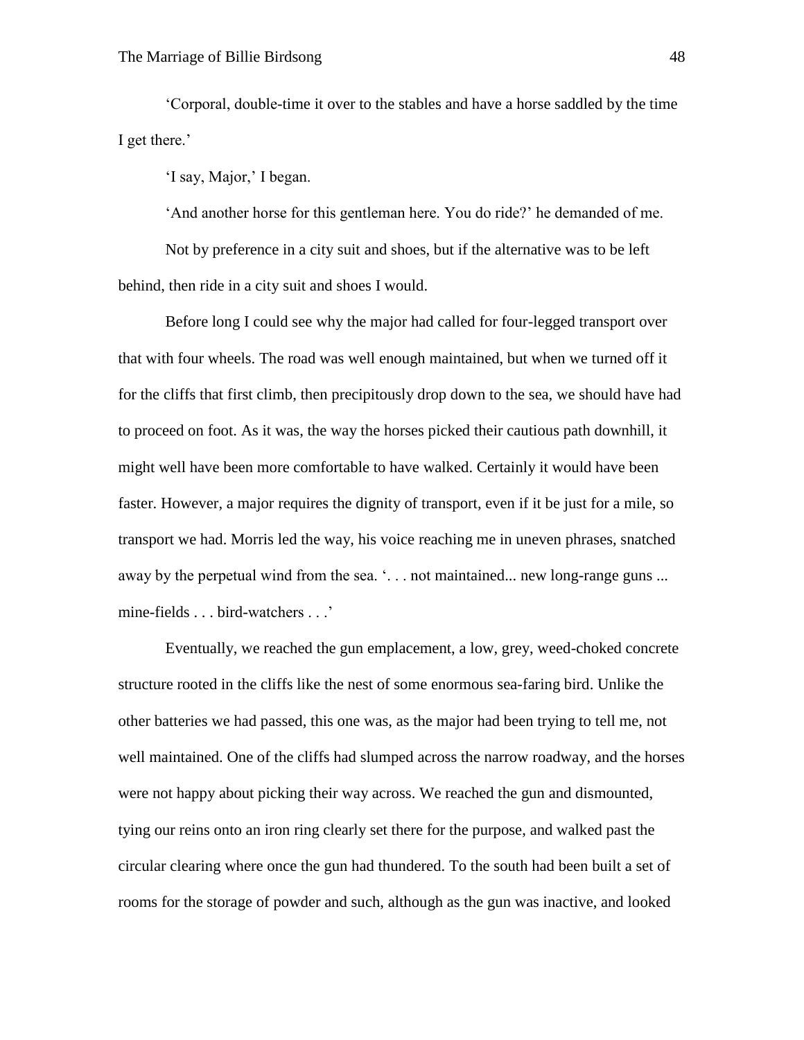'Corporal, double-time it over to the stables and have a horse saddled by the time I get there.'

'I say, Major,' I began.

'And another horse for this gentleman here. You do ride?' he demanded of me.

Not by preference in a city suit and shoes, but if the alternative was to be left behind, then ride in a city suit and shoes I would.

Before long I could see why the major had called for four-legged transport over that with four wheels. The road was well enough maintained, but when we turned off it for the cliffs that first climb, then precipitously drop down to the sea, we should have had to proceed on foot. As it was, the way the horses picked their cautious path downhill, it might well have been more comfortable to have walked. Certainly it would have been faster. However, a major requires the dignity of transport, even if it be just for a mile, so transport we had. Morris led the way, his voice reaching me in uneven phrases, snatched away by the perpetual wind from the sea. '. . . not maintained... new long-range guns ... mine-fields . . . bird-watchers . . .'

Eventually, we reached the gun emplacement, a low, grey, weed-choked concrete structure rooted in the cliffs like the nest of some enormous sea-faring bird. Unlike the other batteries we had passed, this one was, as the major had been trying to tell me, not well maintained. One of the cliffs had slumped across the narrow roadway, and the horses were not happy about picking their way across. We reached the gun and dismounted, tying our reins onto an iron ring clearly set there for the purpose, and walked past the circular clearing where once the gun had thundered. To the south had been built a set of rooms for the storage of powder and such, although as the gun was inactive, and looked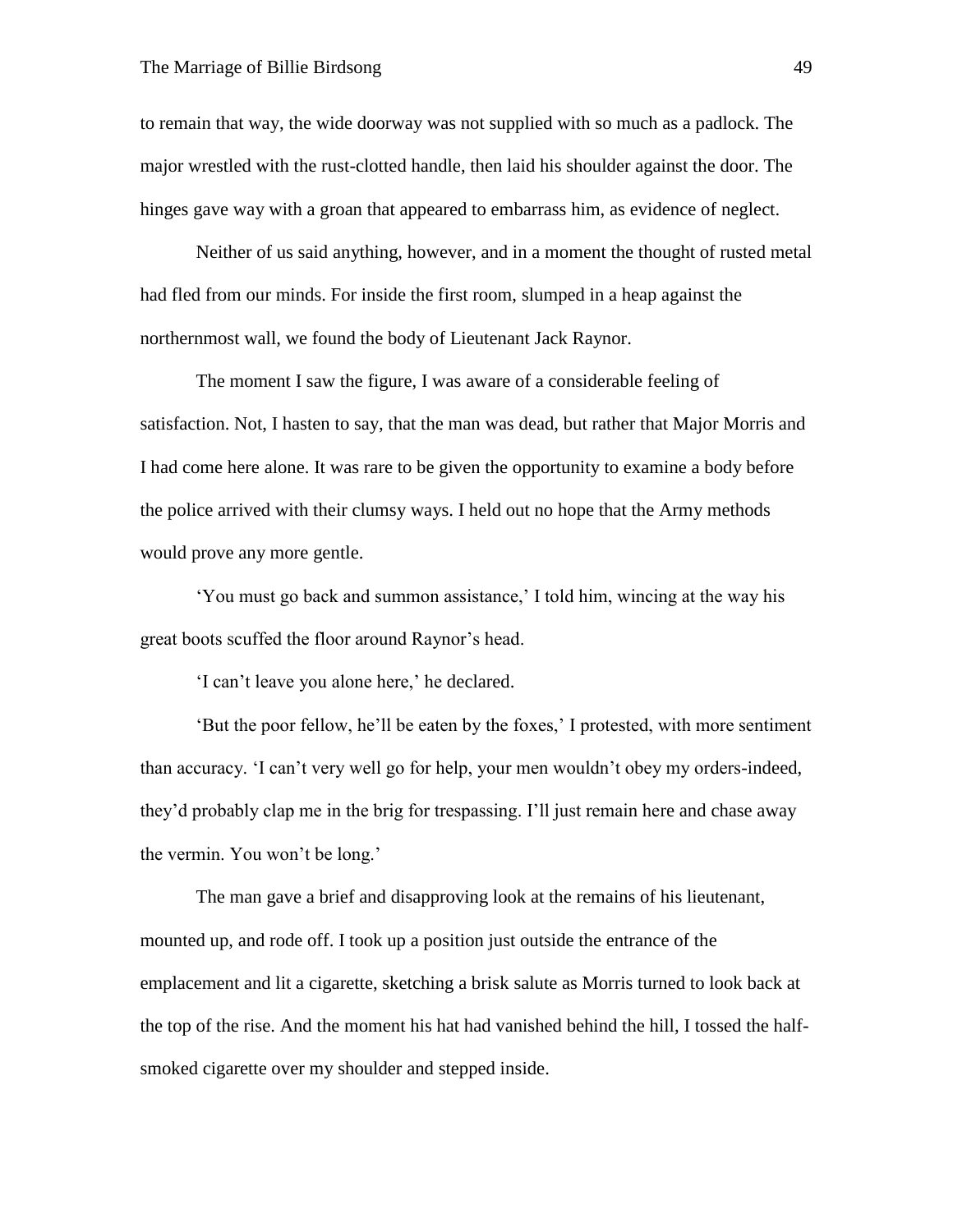to remain that way, the wide doorway was not supplied with so much as a padlock. The major wrestled with the rust-clotted handle, then laid his shoulder against the door. The hinges gave way with a groan that appeared to embarrass him, as evidence of neglect.

Neither of us said anything, however, and in a moment the thought of rusted metal had fled from our minds. For inside the first room, slumped in a heap against the northernmost wall, we found the body of Lieutenant Jack Raynor.

The moment I saw the figure, I was aware of a considerable feeling of satisfaction. Not, I hasten to say, that the man was dead, but rather that Major Morris and I had come here alone. It was rare to be given the opportunity to examine a body before the police arrived with their clumsy ways. I held out no hope that the Army methods would prove any more gentle.

'You must go back and summon assistance,' I told him, wincing at the way his great boots scuffed the floor around Raynor's head.

'I can't leave you alone here,' he declared.

'But the poor fellow, he'll be eaten by the foxes,' I protested, with more sentiment than accuracy. 'I can't very well go for help, your men wouldn't obey my orders-indeed, they'd probably clap me in the brig for trespassing. I'll just remain here and chase away the vermin. You won't be long.'

The man gave a brief and disapproving look at the remains of his lieutenant, mounted up, and rode off. I took up a position just outside the entrance of the emplacement and lit a cigarette, sketching a brisk salute as Morris turned to look back at the top of the rise. And the moment his hat had vanished behind the hill, I tossed the half-smoked cigarette over my shoulder and stepped inside.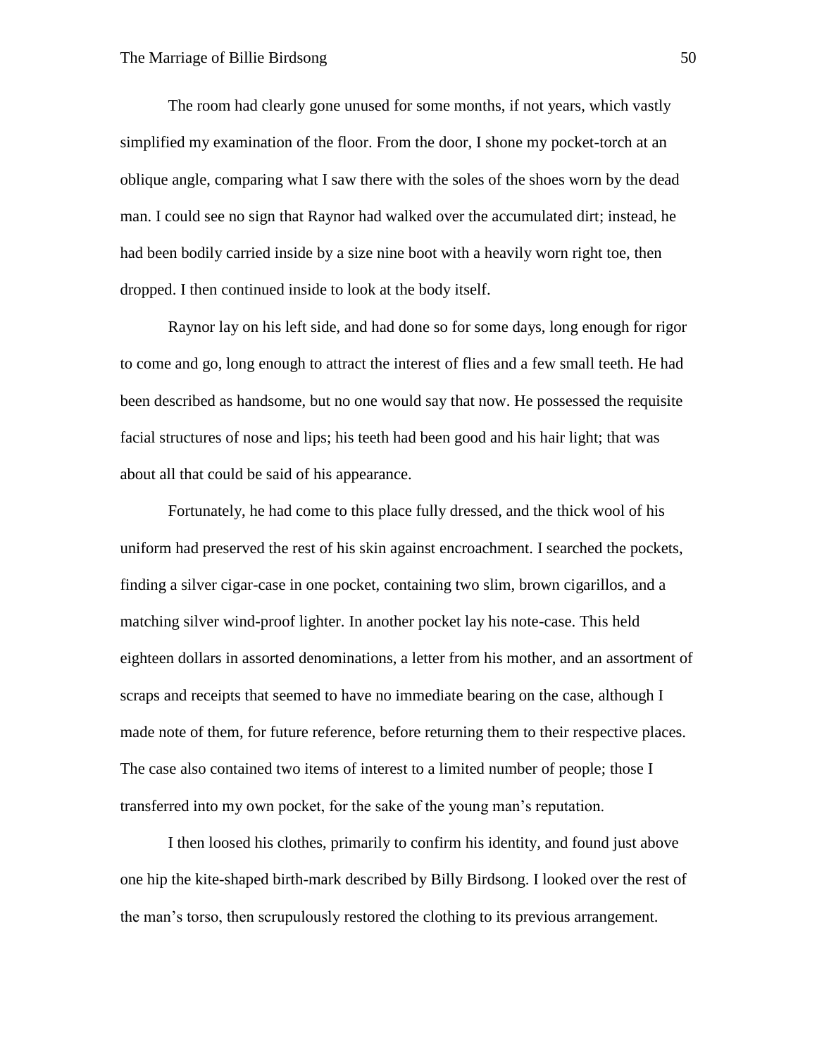The room had clearly gone unused for some months, if not years, which vastly simplified my examination of the floor. From the door, I shone my pocket-torch at an oblique angle, comparing what I saw there with the soles of the shoes worn by the dead man. I could see no sign that Raynor had walked over the accumulated dirt; instead, he had been bodily carried inside by a size nine boot with a heavily worn right toe, then dropped. I then continued inside to look at the body itself.

Raynor lay on his left side, and had done so for some days, long enough for rigor to come and go, long enough to attract the interest of flies and a few small teeth. He had been described as handsome, but no one would say that now. He possessed the requisite facial structures of nose and lips; his teeth had been good and his hair light; that was about all that could be said of his appearance.

Fortunately, he had come to this place fully dressed, and the thick wool of his uniform had preserved the rest of his skin against encroachment. I searched the pockets, finding a silver cigar-case in one pocket, containing two slim, brown cigarillos, and a matching silver wind-proof lighter. In another pocket lay his note-case. This held eighteen dollars in assorted denominations, a letter from his mother, and an assortment of scraps and receipts that seemed to have no immediate bearing on the case, although I made note of them, for future reference, before returning them to their respective places. The case also contained two items of interest to a limited number of people; those I transferred into my own pocket, for the sake of the young man's reputation.

I then loosed his clothes, primarily to confirm his identity, and found just above one hip the kite-shaped birth-mark described by Billy Birdsong. I looked over the rest of the man's torso, then scrupulously restored the clothing to its previous arrangement.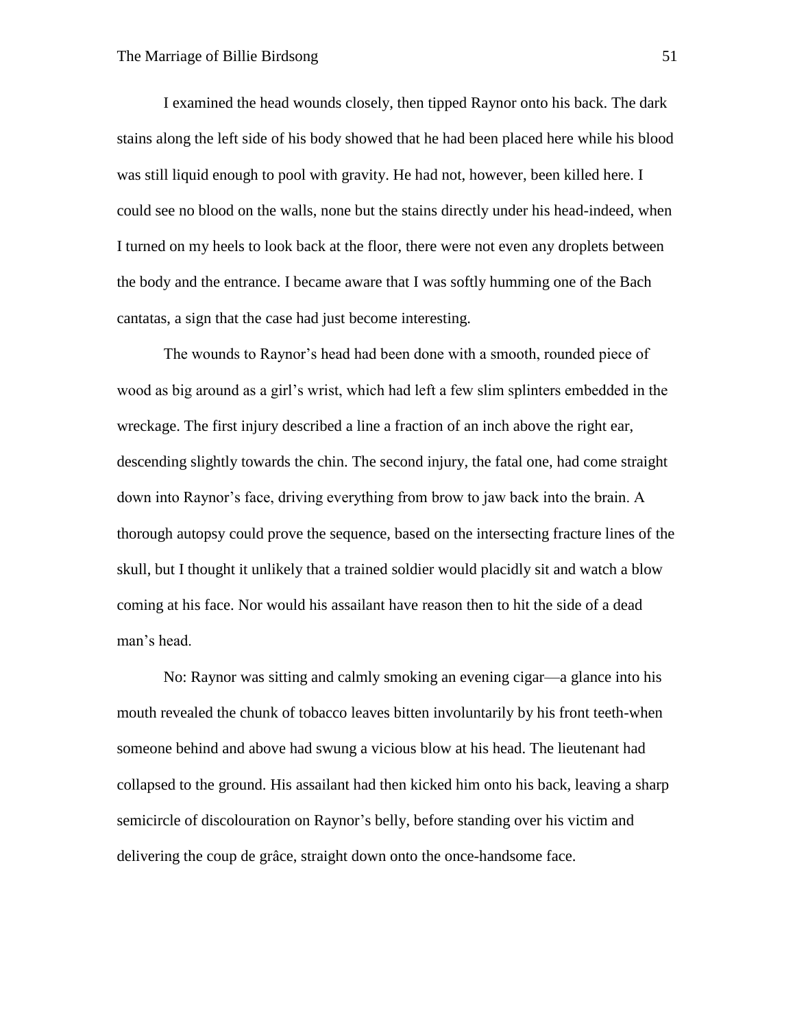I examined the head wounds closely, then tipped Raynor onto his back. The dark stains along the left side of his body showed that he had been placed here while his blood was still liquid enough to pool with gravity. He had not, however, been killed here. I could see no blood on the walls, none but the stains directly under his head-indeed, when I turned on my heels to look back at the floor, there were not even any droplets between the body and the entrance. I became aware that I was softly humming one of the Bach cantatas, a sign that the case had just become interesting.

The wounds to Raynor's head had been done with a smooth, rounded piece of wood as big around as a girl's wrist, which had left a few slim splinters embedded in the wreckage. The first injury described a line a fraction of an inch above the right ear, descending slightly towards the chin. The second injury, the fatal one, had come straight down into Raynor's face, driving everything from brow to jaw back into the brain. A thorough autopsy could prove the sequence, based on the intersecting fracture lines of the skull, but I thought it unlikely that a trained soldier would placidly sit and watch a blow coming at his face. Nor would his assailant have reason then to hit the side of a dead man's head.

No: Raynor was sitting and calmly smoking an evening cigar—a glance into his mouth revealed the chunk of tobacco leaves bitten involuntarily by his front teeth-when someone behind and above had swung a vicious blow at his head. The lieutenant had collapsed to the ground. His assailant had then kicked him onto his back, leaving a sharp semicircle of discolouration on Raynor's belly, before standing over his victim and delivering the coup de grâce, straight down onto the once-handsome face.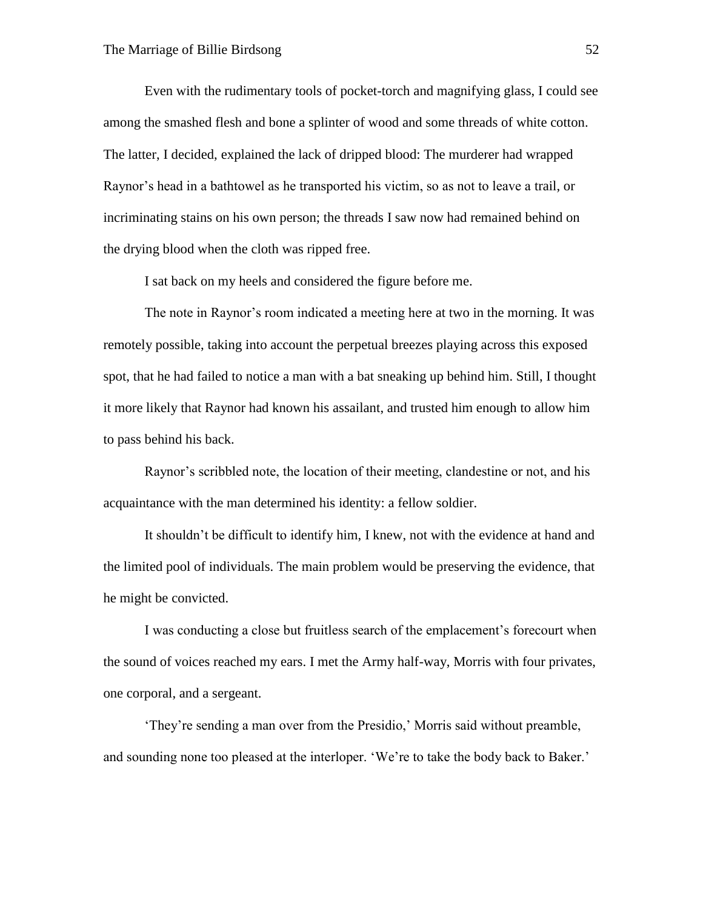Even with the rudimentary tools of pocket-torch and magnifying glass, I could see among the smashed flesh and bone a splinter of wood and some threads of white cotton. The latter, I decided, explained the lack of dripped blood: The murderer had wrapped Raynor's head in a bathtowel as he transported his victim, so as not to leave a trail, or incriminating stains on his own person; the threads I saw now had remained behind on the drying blood when the cloth was ripped free.

I sat back on my heels and considered the figure before me.

The note in Raynor's room indicated a meeting here at two in the morning. It was remotely possible, taking into account the perpetual breezes playing across this exposed spot, that he had failed to notice a man with a bat sneaking up behind him. Still, I thought it more likely that Raynor had known his assailant, and trusted him enough to allow him to pass behind his back.

Raynor's scribbled note, the location of their meeting, clandestine or not, and his acquaintance with the man determined his identity: a fellow soldier.

It shouldn't be difficult to identify him, I knew, not with the evidence at hand and the limited pool of individuals. The main problem would be preserving the evidence, that he might be convicted.

I was conducting a close but fruitless search of the emplacement's forecourt when the sound of voices reached my ears. I met the Army half-way, Morris with four privates, one corporal, and a sergeant.

'They're sending a man over from the Presidio,' Morris said without preamble, and sounding none too pleased at the interloper. 'We're to take the body back to Baker.'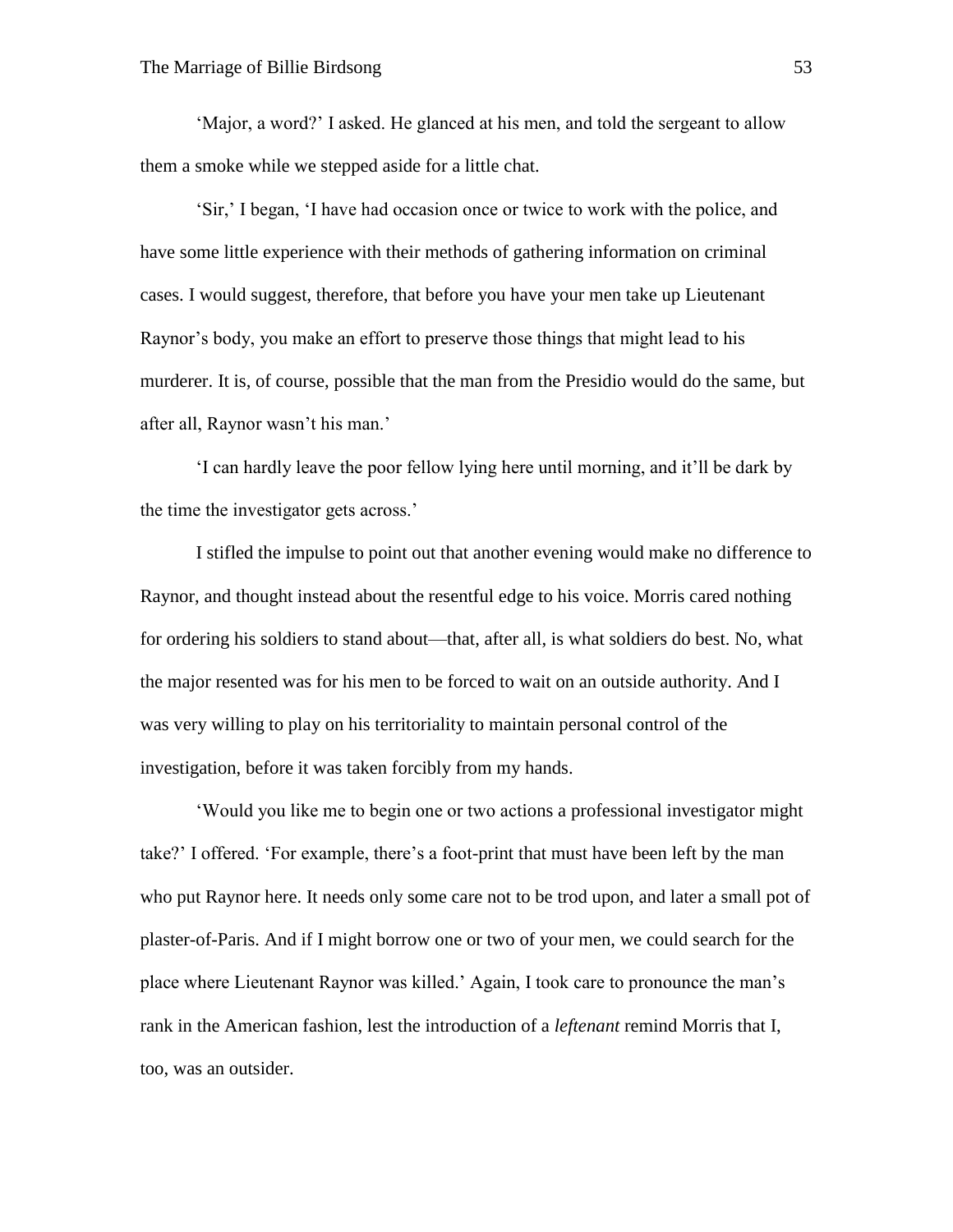'Major, a word?' I asked. He glanced at his men, and told the sergeant to allow them a smoke while we stepped aside for a little chat.

'Sir,' I began, 'I have had occasion once or twice to work with the police, and have some little experience with their methods of gathering information on criminal cases. I would suggest, therefore, that before you have your men take up Lieutenant Raynor's body, you make an effort to preserve those things that might lead to his murderer. It is, of course, possible that the man from the Presidio would do the same, but after all, Raynor wasn't his man.'

'I can hardly leave the poor fellow lying here until morning, and it'll be dark by the time the investigator gets across.'

I stifled the impulse to point out that another evening would make no difference to Raynor, and thought instead about the resentful edge to his voice. Morris cared nothing for ordering his soldiers to stand about—that, after all, is what soldiers do best. No, what the major resented was for his men to be forced to wait on an outside authority. And I was very willing to play on his territoriality to maintain personal control of the investigation, before it was taken forcibly from my hands.

'Would you like me to begin one or two actions a professional investigator might take?' I offered. 'For example, there's a foot-print that must have been left by the man who put Raynor here. It needs only some care not to be trod upon, and later a small pot of plaster-of-Paris. And if I might borrow one or two of your men, we could search for the place where Lieutenant Raynor was killed.' Again, I took care to pronounce the man's rank in the American fashion, lest the introduction of a *leftenant* remind Morris that I, too, was an outsider.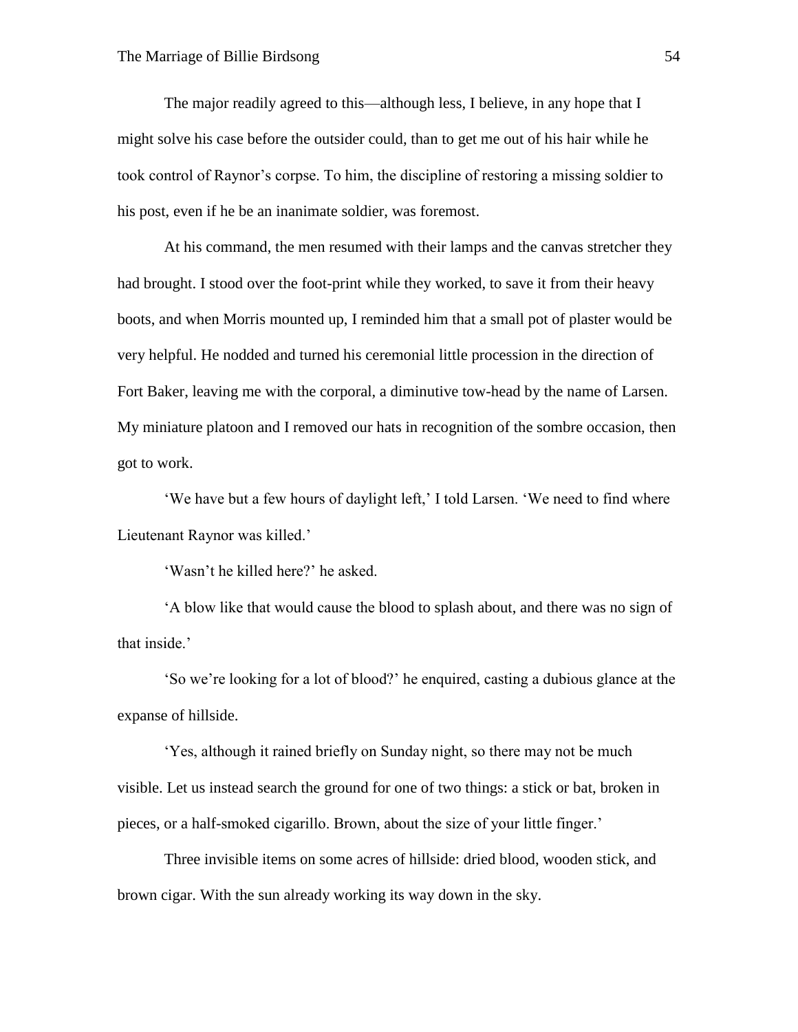The major readily agreed to this—although less, I believe, in any hope that I might solve his case before the outsider could, than to get me out of his hair while he took control of Raynor's corpse. To him, the discipline of restoring a missing soldier to his post, even if he be an inanimate soldier, was foremost.

At his command, the men resumed with their lamps and the canvas stretcher they had brought. I stood over the foot-print while they worked, to save it from their heavy boots, and when Morris mounted up, I reminded him that a small pot of plaster would be very helpful. He nodded and turned his ceremonial little procession in the direction of Fort Baker, leaving me with the corporal, a diminutive tow-head by the name of Larsen. My miniature platoon and I removed our hats in recognition of the sombre occasion, then got to work.

'We have but a few hours of daylight left,' I told Larsen. 'We need to find where Lieutenant Raynor was killed.'

'Wasn't he killed here?' he asked.

'A blow like that would cause the blood to splash about, and there was no sign of that inside.'

'So we're looking for a lot of blood?' he enquired, casting a dubious glance at the expanse of hillside.

'Yes, although it rained briefly on Sunday night, so there may not be much visible. Let us instead search the ground for one of two things: a stick or bat, broken in pieces, or a half-smoked cigarillo. Brown, about the size of your little finger.'

Three invisible items on some acres of hillside: dried blood, wooden stick, and brown cigar. With the sun already working its way down in the sky.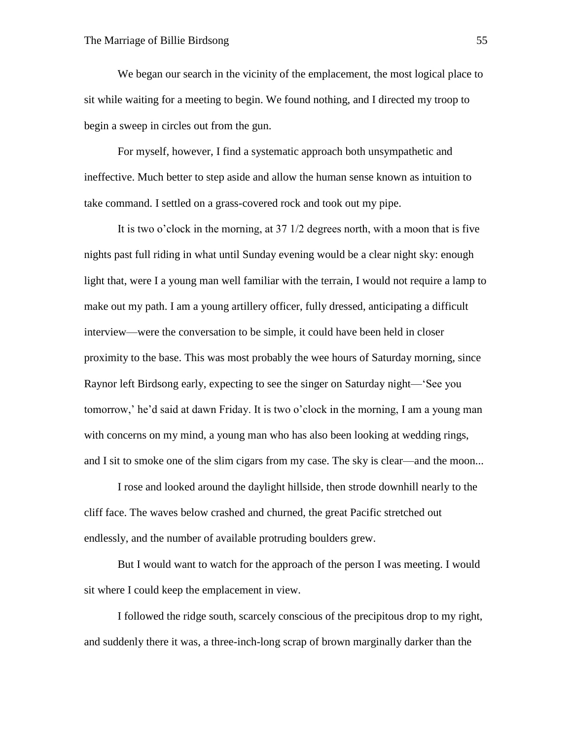We began our search in the vicinity of the emplacement, the most logical place to sit while waiting for a meeting to begin. We found nothing, and I directed my troop to begin a sweep in circles out from the gun.

For myself, however, I find a systematic approach both unsympathetic and ineffective. Much better to step aside and allow the human sense known as intuition to take command. I settled on a grass-covered rock and took out my pipe.

It is two o'clock in the morning, at 37 1/2 degrees north, with a moon that is five nights past full riding in what until Sunday evening would be a clear night sky: enough light that, were I a young man well familiar with the terrain, I would not require a lamp to make out my path. I am a young artillery officer, fully dressed, anticipating a difficult interview—were the conversation to be simple, it could have been held in closer proximity to the base. This was most probably the wee hours of Saturday morning, since Raynor left Birdsong early, expecting to see the singer on Saturday night—'See you tomorrow,' he'd said at dawn Friday. It is two o'clock in the morning, I am a young man with concerns on my mind, a young man who has also been looking at wedding rings, and I sit to smoke one of the slim cigars from my case. The sky is clear—and the moon...

I rose and looked around the daylight hillside, then strode downhill nearly to the cliff face. The waves below crashed and churned, the great Pacific stretched out endlessly, and the number of available protruding boulders grew.

But I would want to watch for the approach of the person I was meeting. I would sit where I could keep the emplacement in view.

I followed the ridge south, scarcely conscious of the precipitous drop to my right, and suddenly there it was, a three-inch-long scrap of brown marginally darker than the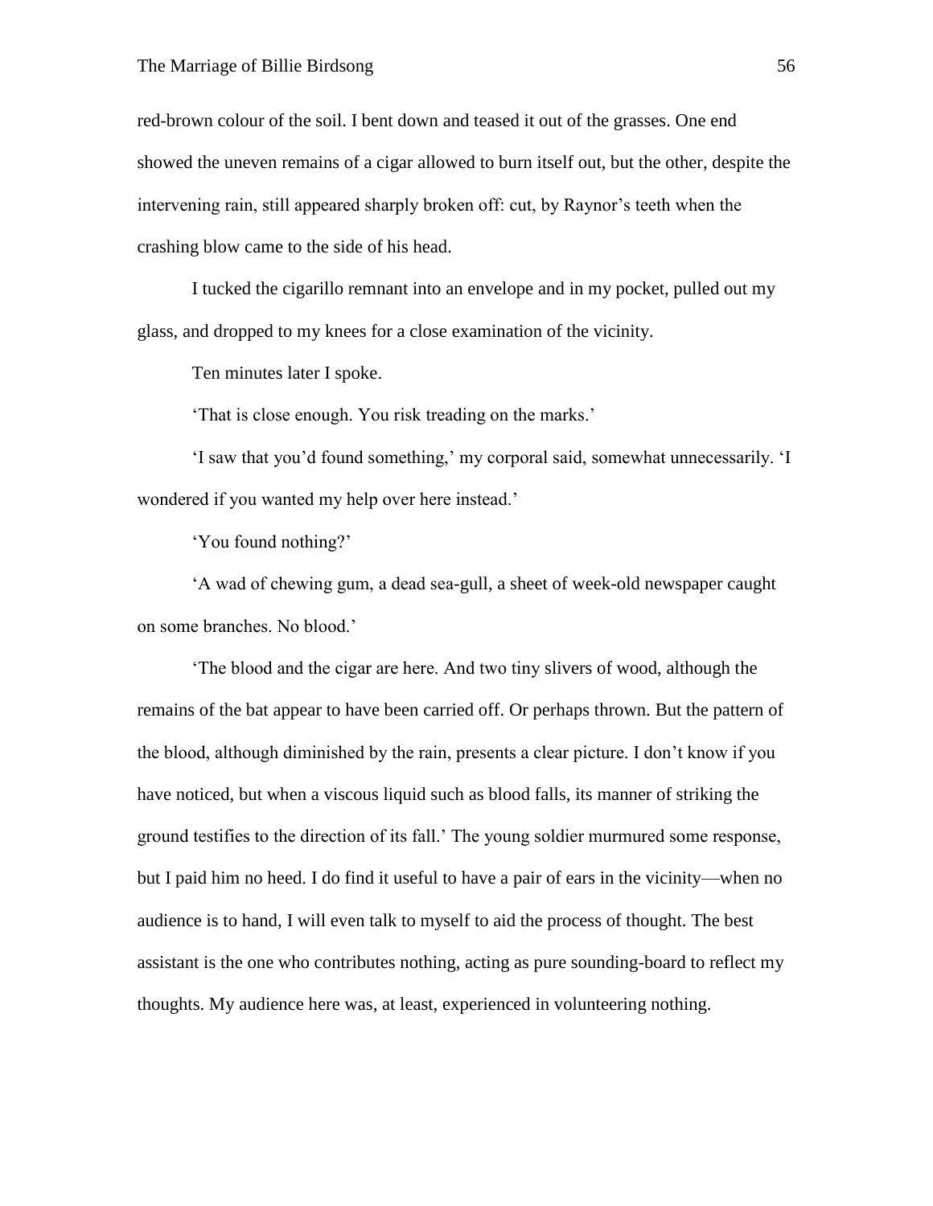red-brown colour of the soil. I bent down and teased it out of the grasses. One end showed the uneven remains of a cigar allowed to burn itself out, but the other, despite the intervening rain, still appeared sharply broken off: cut, by Raynor's teeth when the crashing blow came to the side of his head.

I tucked the cigarillo remnant into an envelope and in my pocket, pulled out my glass, and dropped to my knees for a close examination of the vicinity.

Ten minutes later I spoke.

'That is close enough. You risk treading on the marks.'

'I saw that you'd found something,' my corporal said, somewhat unnecessarily. 'I wondered if you wanted my help over here instead.'

'You found nothing?'

'A wad of chewing gum, a dead sea-gull, a sheet of week-old newspaper caught on some branches. No blood.'

'The blood and the cigar are here. And two tiny slivers of wood, although the remains of the bat appear to have been carried off. Or perhaps thrown. But the pattern of the blood, although diminished by the rain, presents a clear picture. I don't know if you have noticed, but when a viscous liquid such as blood falls, its manner of striking the ground testifies to the direction of its fall.' The young soldier murmured some response, but I paid him no heed. I do find it useful to have a pair of ears in the vicinity—when no audience is to hand, I will even talk to myself to aid the process of thought. The best assistant is the one who contributes nothing, acting as pure sounding-board to reflect my thoughts. My audience here was, at least, experienced in volunteering nothing.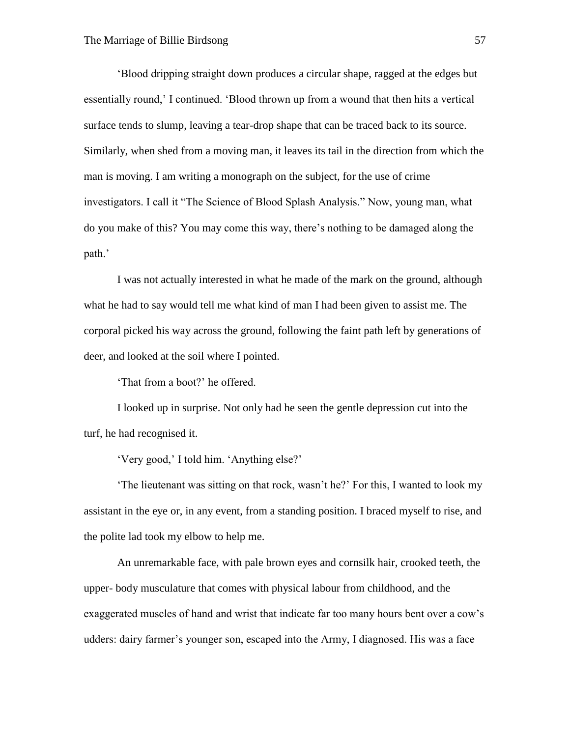'Blood dripping straight down produces a circular shape, ragged at the edges but essentially round,' I continued. 'Blood thrown up from a wound that then hits a vertical surface tends to slump, leaving a tear-drop shape that can be traced back to its source. Similarly, when shed from a moving man, it leaves its tail in the direction from which the man is moving. I am writing a monograph on the subject, for the use of crime investigators. I call it "The Science of Blood Splash Analysis." Now, young man, what do you make of this? You may come this way, there's nothing to be damaged along the path.'

I was not actually interested in what he made of the mark on the ground, although what he had to say would tell me what kind of man I had been given to assist me. The corporal picked his way across the ground, following the faint path left by generations of deer, and looked at the soil where I pointed.

'That from a boot?' he offered.

I looked up in surprise. Not only had he seen the gentle depression cut into the turf, he had recognised it.

'Very good,' I told him. 'Anything else?'

'The lieutenant was sitting on that rock, wasn't he?' For this, I wanted to look my assistant in the eye or, in any event, from a standing position. I braced myself to rise, and the polite lad took my elbow to help me.

An unremarkable face, with pale brown eyes and cornsilk hair, crooked teeth, the upper- body musculature that comes with physical labour from childhood, and the exaggerated muscles of hand and wrist that indicate far too many hours bent over a cow's udders: dairy farmer's younger son, escaped into the Army, I diagnosed. His was a face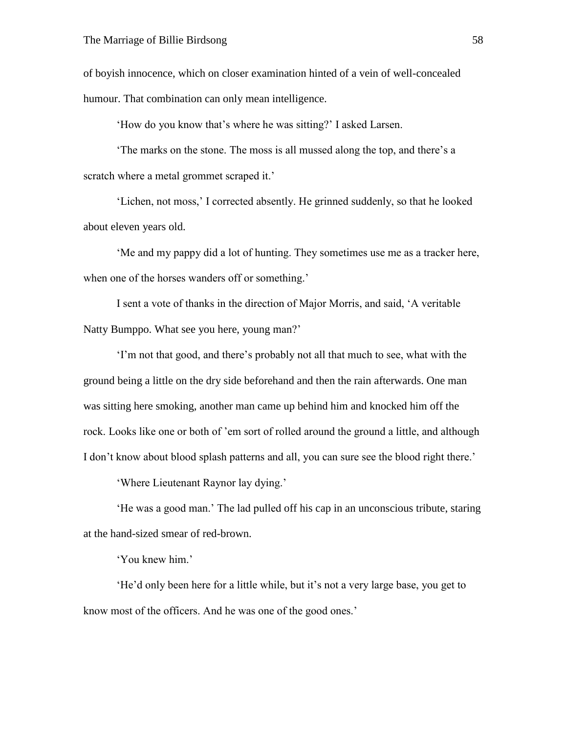of boyish innocence, which on closer examination hinted of a vein of well-concealed humour. That combination can only mean intelligence.

'How do you know that's where he was sitting?' I asked Larsen.

'The marks on the stone. The moss is all mussed along the top, and there's a scratch where a metal grommet scraped it.'

'Lichen, not moss,' I corrected absently. He grinned suddenly, so that he looked about eleven years old.

'Me and my pappy did a lot of hunting. They sometimes use me as a tracker here, when one of the horses wanders off or something.'

I sent a vote of thanks in the direction of Major Morris, and said, 'A veritable Natty Bumppo. What see you here, young man?'

'I'm not that good, and there's probably not all that much to see, what with the ground being a little on the dry side beforehand and then the rain afterwards. One man was sitting here smoking, another man came up behind him and knocked him off the rock. Looks like one or both of 'em sort of rolled around the ground a little, and although I don't know about blood splash patterns and all, you can sure see the blood right there.'

'Where Lieutenant Raynor lay dying.'

'He was a good man.' The lad pulled off his cap in an unconscious tribute, staring at the hand-sized smear of red-brown.

'You knew him.'

'He'd only been here for a little while, but it's not a very large base, you get to know most of the officers. And he was one of the good ones.'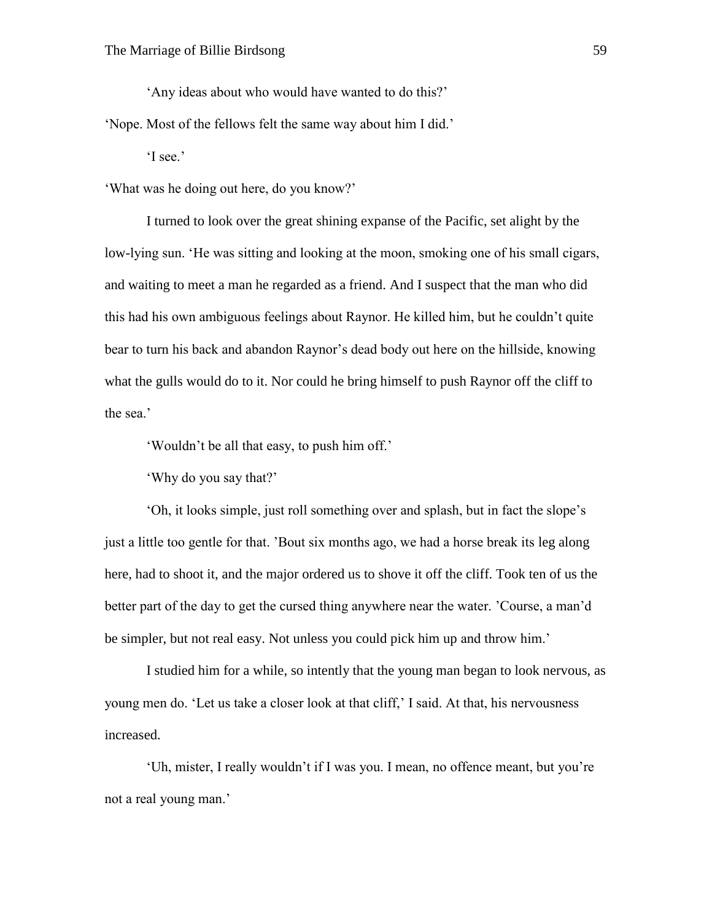'Any ideas about who would have wanted to do this?'

'Nope. Most of the fellows felt the same way about him I did.'

'I see.'

'What was he doing out here, do you know?'

I turned to look over the great shining expanse of the Pacific, set alight by the low-lying sun. 'He was sitting and looking at the moon, smoking one of his small cigars, and waiting to meet a man he regarded as a friend. And I suspect that the man who did this had his own ambiguous feelings about Raynor. He killed him, but he couldn't quite bear to turn his back and abandon Raynor's dead body out here on the hillside, knowing what the gulls would do to it. Nor could he bring himself to push Raynor off the cliff to the sea.'

'Wouldn't be all that easy, to push him off.'

'Why do you say that?'

'Oh, it looks simple, just roll something over and splash, but in fact the slope's just a little too gentle for that. 'Bout six months ago, we had a horse break its leg along here, had to shoot it, and the major ordered us to shove it off the cliff. Took ten of us the better part of the day to get the cursed thing anywhere near the water. 'Course, a man'd be simpler, but not real easy. Not unless you could pick him up and throw him.'

I studied him for a while, so intently that the young man began to look nervous, as young men do. 'Let us take a closer look at that cliff,' I said. At that, his nervousness increased.

'Uh, mister, I really wouldn't if I was you. I mean, no offence meant, but you're not a real young man.'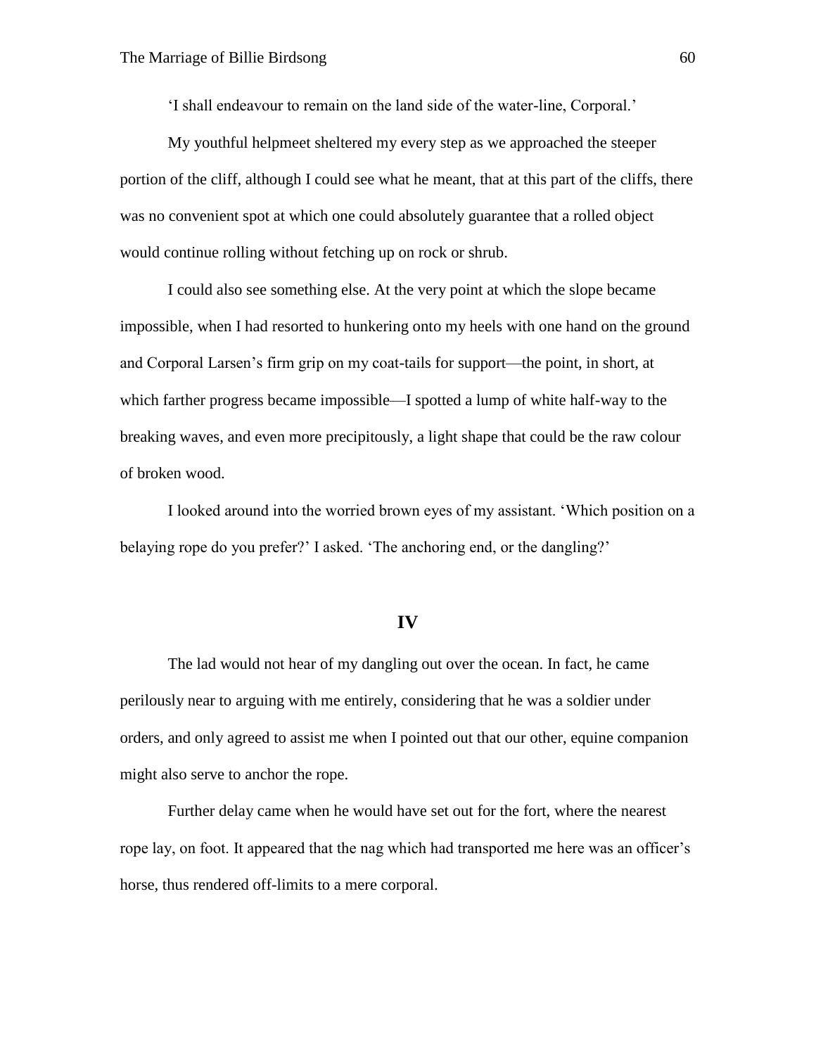'I shall endeavour to remain on the land side of the water-line, Corporal.'

My youthful helpmeet sheltered my every step as we approached the steeper portion of the cliff, although I could see what he meant, that at this part of the cliffs, there was no convenient spot at which one could absolutely guarantee that a rolled object would continue rolling without fetching up on rock or shrub.

I could also see something else. At the very point at which the slope became impossible, when I had resorted to hunkering onto my heels with one hand on the ground and Corporal Larsen's firm grip on my coat-tails for support—the point, in short, at which farther progress became impossible—I spotted a lump of white half-way to the breaking waves, and even more precipitously, a light shape that could be the raw colour of broken wood.

I looked around into the worried brown eyes of my assistant. 'Which position on a belaying rope do you prefer?' I asked. 'The anchoring end, or the dangling?'

## IV

The lad would not hear of my dangling out over the ocean. In fact, he came perilously near to arguing with me entirely, considering that he was a soldier under orders, and only agreed to assist me when I pointed out that our other, equine companion might also serve to anchor the rope.

Further delay came when he would have set out for the fort, where the nearest rope lay, on foot. It appeared that the nag which had transported me here was an officer's horse, thus rendered off-limits to a mere corporal.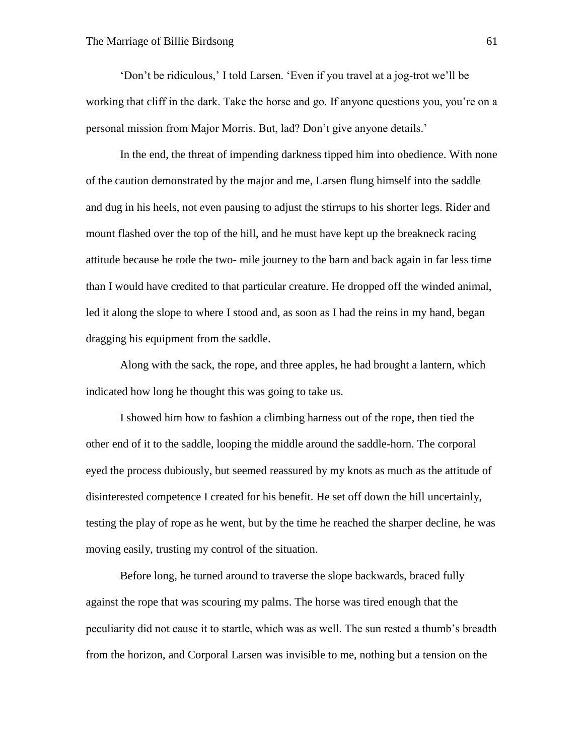'Don't be ridiculous,' I told Larsen. 'Even if you travel at a jog-trot we'll be working that cliff in the dark. Take the horse and go. If anyone questions you, you're on a personal mission from Major Morris. But, lad? Don't give anyone details.'

In the end, the threat of impending darkness tipped him into obedience. With none of the caution demonstrated by the major and me, Larsen flung himself into the saddle and dug in his heels, not even pausing to adjust the stirrups to his shorter legs. Rider and mount flashed over the top of the hill, and he must have kept up the breakneck racing attitude because he rode the two- mile journey to the barn and back again in far less time than I would have credited to that particular creature. He dropped off the winded animal, led it along the slope to where I stood and, as soon as I had the reins in my hand, began dragging his equipment from the saddle.

Along with the sack, the rope, and three apples, he had brought a lantern, which indicated how long he thought this was going to take us.

I showed him how to fashion a climbing harness out of the rope, then tied the other end of it to the saddle, looping the middle around the saddle-horn. The corporal eyed the process dubiously, but seemed reassured by my knots as much as the attitude of disinterested competence I created for his benefit. He set off down the hill uncertainly, testing the play of rope as he went, but by the time he reached the sharper decline, he was moving easily, trusting my control of the situation.

Before long, he turned around to traverse the slope backwards, braced fully against the rope that was scouring my palms. The horse was tired enough that the peculiarity did not cause it to startle, which was as well. The sun rested a thumb's breadth from the horizon, and Corporal Larsen was invisible to me, nothing but a tension on the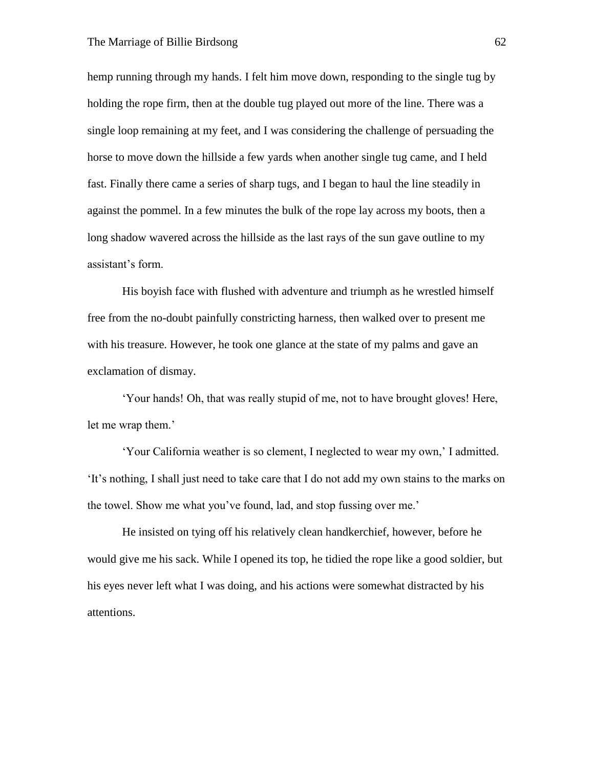hemp running through my hands. I felt him move down, responding to the single tug by holding the rope firm, then at the double tug played out more of the line. There was a single loop remaining at my feet, and I was considering the challenge of persuading the horse to move down the hillside a few yards when another single tug came, and I held fast. Finally there came a series of sharp tugs, and I began to haul the line steadily in against the pommel. In a few minutes the bulk of the rope lay across my boots, then a long shadow wavered across the hillside as the last rays of the sun gave outline to my assistant's form.

His boyish face with flushed with adventure and triumph as he wrestled himself free from the no-doubt painfully constricting harness, then walked over to present me with his treasure. However, he took one glance at the state of my palms and gave an exclamation of dismay.

'Your hands! Oh, that was really stupid of me, not to have brought gloves! Here, let me wrap them.'

'Your California weather is so clement, I neglected to wear my own,' I admitted. 'It's nothing, I shall just need to take care that I do not add my own stains to the marks on the towel. Show me what you've found, lad, and stop fussing over me.'

He insisted on tying off his relatively clean handkerchief, however, before he would give me his sack. While I opened its top, he tidied the rope like a good soldier, but his eyes never left what I was doing, and his actions were somewhat distracted by his attentions.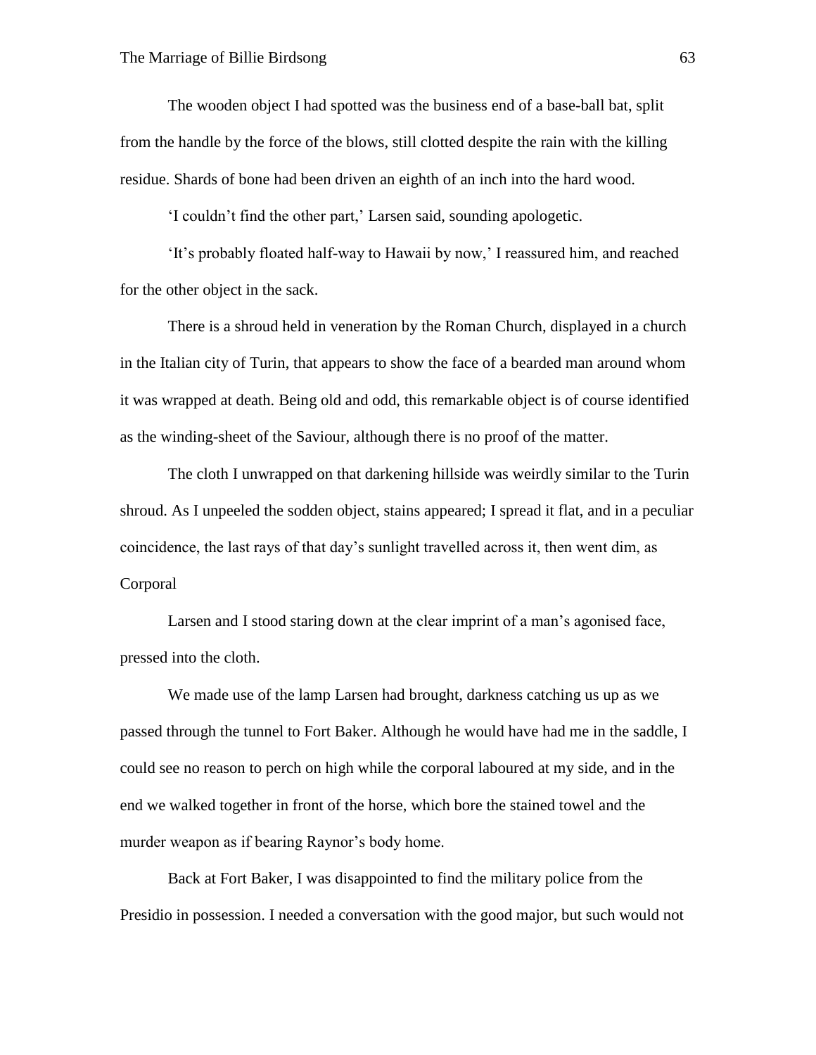The wooden object I had spotted was the business end of a base-ball bat, split from the handle by the force of the blows, still clotted despite the rain with the killing residue. Shards of bone had been driven an eighth of an inch into the hard wood.

'I couldn't find the other part,' Larsen said, sounding apologetic.

'It's probably floated half-way to Hawaii by now,' I reassured him, and reached for the other object in the sack.

There is a shroud held in veneration by the Roman Church, displayed in a church in the Italian city of Turin, that appears to show the face of a bearded man around whom it was wrapped at death. Being old and odd, this remarkable object is of course identified as the winding-sheet of the Saviour, although there is no proof of the matter.

The cloth I unwrapped on that darkening hillside was weirdly similar to the Turin shroud. As I unpeeled the sodden object, stains appeared; I spread it flat, and in a peculiar coincidence, the last rays of that day's sunlight travelled across it, then went dim, as Corporal Larsen and I stood staring down at the clear imprint of a man's agonised face, pressed into the cloth.

We made use of the lamp Larsen had brought, darkness catching us up as we passed through the tunnel to Fort Baker. Although he would have had me in the saddle, I could see no reason to perch on high while the corporal laboured at my side, and in the end we walked together in front of the horse, which bore the stained towel and the murder weapon as if bearing Raynor's body home.

Back at Fort Baker, I was disappointed to find the military police from the Presidio in possession. I needed a conversation with the good major, but such would not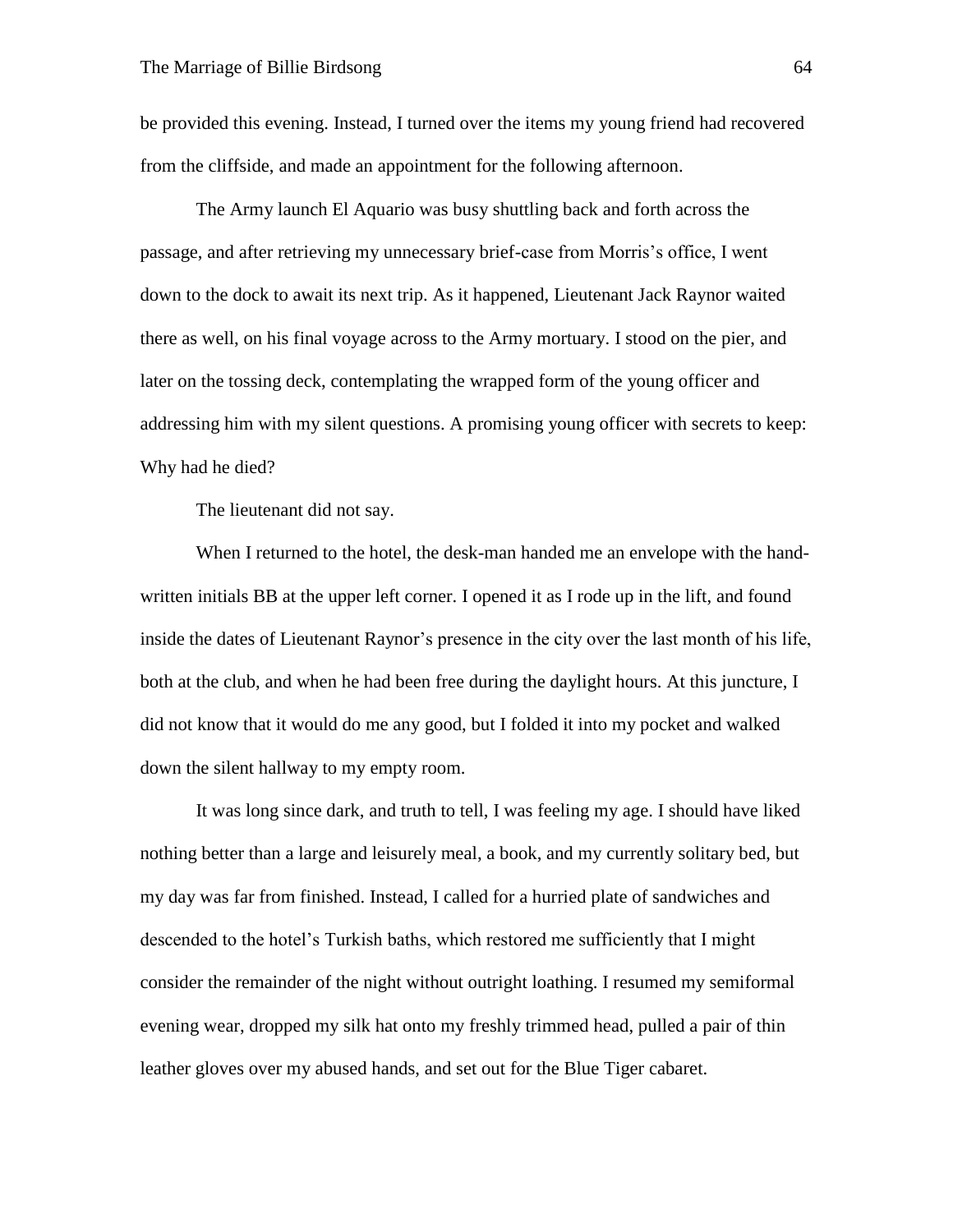be provided this evening. Instead, I turned over the items my young friend had recovered from the cliffside, and made an appointment for the following afternoon.

The Army launch El Aquario was busy shuttling back and forth across the passage, and after retrieving my unnecessary brief-case from Morris's office, I went down to the dock to await its next trip. As it happened, Lieutenant Jack Raynor waited there as well, on his final voyage across to the Army mortuary. I stood on the pier, and later on the tossing deck, contemplating the wrapped form of the young officer and addressing him with my silent questions. A promising young officer with secrets to keep: Why had he died?

The lieutenant did not say.

When I returned to the hotel, the desk-man handed me an envelope with the hand-written initials BB at the upper left corner. I opened it as I rode up in the lift, and found inside the dates of Lieutenant Raynor's presence in the city over the last month of his life, both at the club, and when he had been free during the daylight hours. At this juncture, I did not know that it would do me any good, but I folded it into my pocket and walked down the silent hallway to my empty room.

It was long since dark, and truth to tell, I was feeling my age. I should have liked nothing better than a large and leisurely meal, a book, and my currently solitary bed, but my day was far from finished. Instead, I called for a hurried plate of sandwiches and descended to the hotel's Turkish baths, which restored me sufficiently that I might consider the remainder of the night without outright loathing. I resumed my semiformal evening wear, dropped my silk hat onto my freshly trimmed head, pulled a pair of thin leather gloves over my abused hands, and set out for the Blue Tiger cabaret.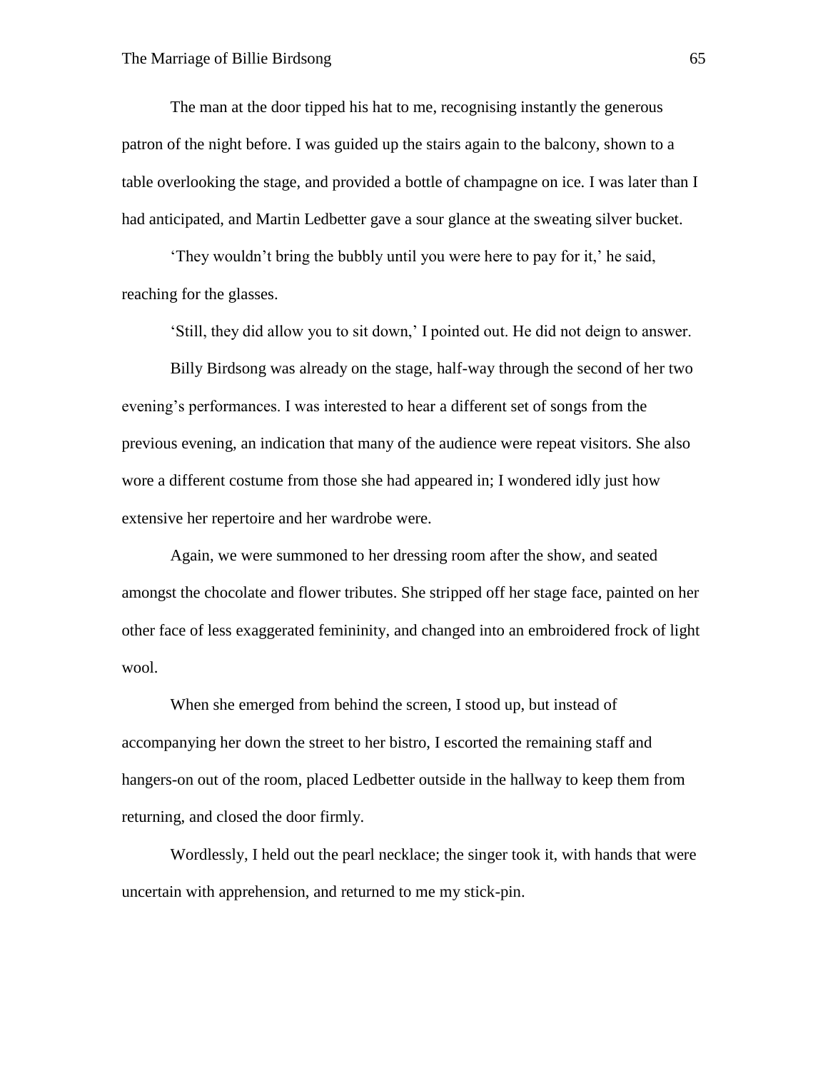The man at the door tipped his hat to me, recognising instantly the generous patron of the night before. I was guided up the stairs again to the balcony, shown to a table overlooking the stage, and provided a bottle of champagne on ice. I was later than I had anticipated, and Martin Ledbetter gave a sour glance at the sweating silver bucket.

'They wouldn't bring the bubbly until you were here to pay for it,' he said, reaching for the glasses.

'Still, they did allow you to sit down,' I pointed out. He did not deign to answer.

Billy Birdsong was already on the stage, half-way through the second of her two evening's performances. I was interested to hear a different set of songs from the previous evening, an indication that many of the audience were repeat visitors. She also wore a different costume from those she had appeared in; I wondered idly just how extensive her repertoire and her wardrobe were.

Again, we were summoned to her dressing room after the show, and seated amongst the chocolate and flower tributes. She stripped off her stage face, painted on her other face of less exaggerated femininity, and changed into an embroidered frock of light wool.

When she emerged from behind the screen, I stood up, but instead of accompanying her down the street to her bistro, I escorted the remaining staff and hangers-on out of the room, placed Ledbetter outside in the hallway to keep them from returning, and closed the door firmly.

Wordlessly, I held out the pearl necklace; the singer took it, with hands that were uncertain with apprehension, and returned to me my stick-pin.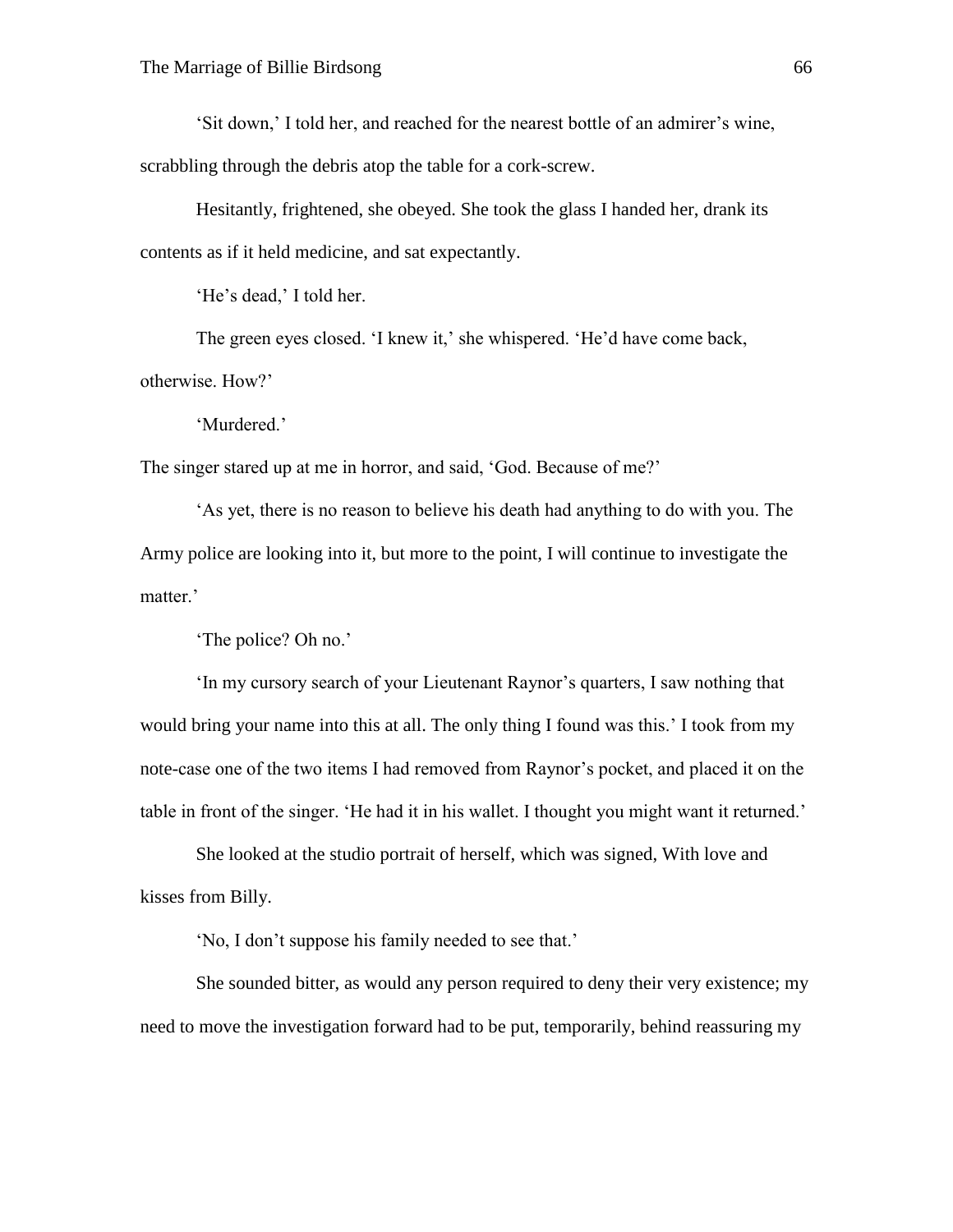'Sit down,' I told her, and reached for the nearest bottle of an admirer's wine, scrabbling through the debris atop the table for a cork-screw.

Hesitantly, frightened, she obeyed. She took the glass I handed her, drank its contents as if it held medicine, and sat expectantly.

'He's dead,' I told her.

The green eyes closed. 'I knew it,' she whispered. 'He'd have come back, otherwise. How?'

'Murdered.'

The singer stared up at me in horror, and said, 'God. Because of me?'

'As yet, there is no reason to believe his death had anything to do with you. The Army police are looking into it, but more to the point, I will continue to investigate the matter.'

'The police? Oh no.'

'In my cursory search of your Lieutenant Raynor's quarters, I saw nothing that would bring your name into this at all. The only thing I found was this.' I took from my note-case one of the two items I had removed from Raynor's pocket, and placed it on the table in front of the singer. 'He had it in his wallet. I thought you might want it returned.'

She looked at the studio portrait of herself, which was signed, With love and kisses from Billy.

'No, I don't suppose his family needed to see that.'

She sounded bitter, as would any person required to deny their very existence; my need to move the investigation forward had to be put, temporarily, behind reassuring my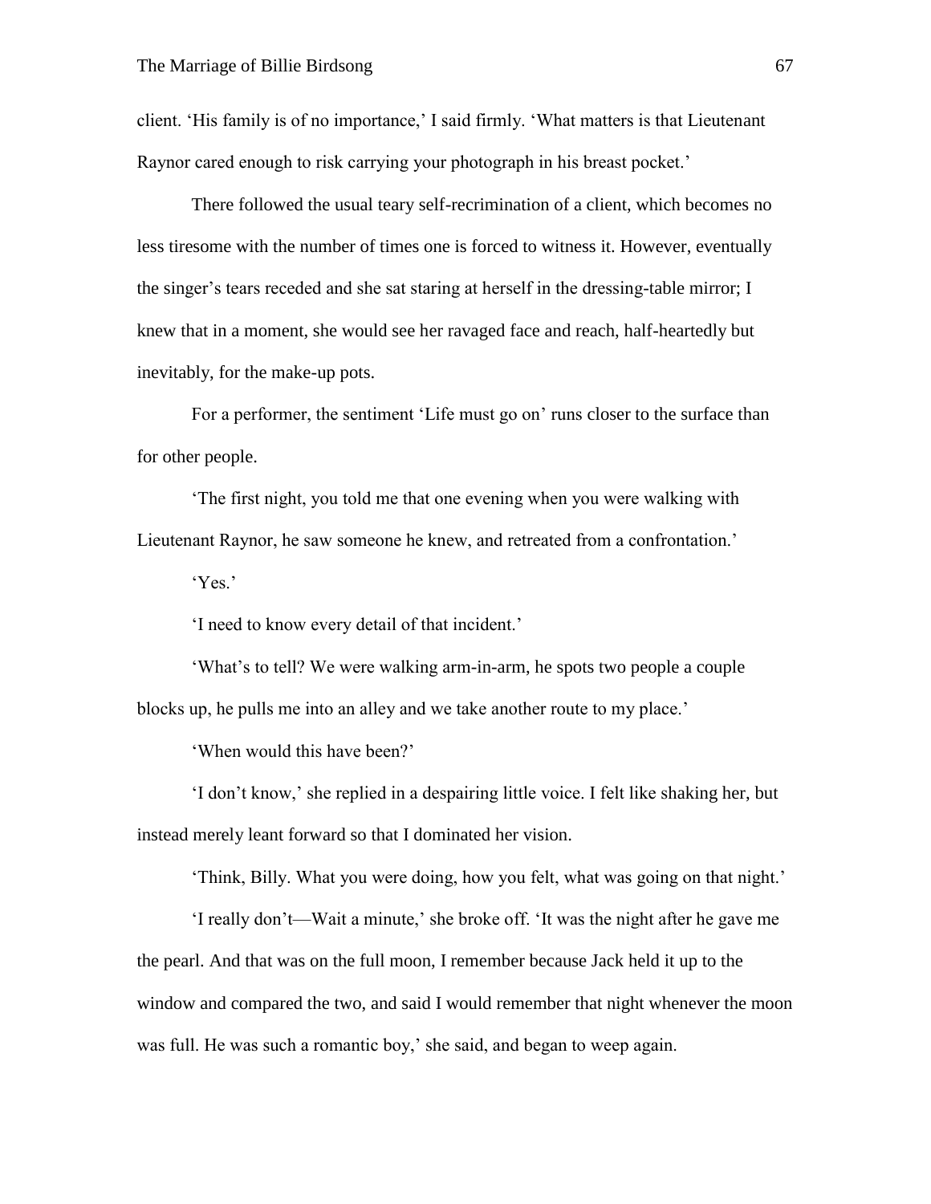client. 'His family is of no importance,' I said firmly. 'What matters is that Lieutenant Raynor cared enough to risk carrying your photograph in his breast pocket.'

There followed the usual teary self-recrimination of a client, which becomes no less tiresome with the number of times one is forced to witness it. However, eventually the singer's tears receded and she sat staring at herself in the dressing-table mirror; I knew that in a moment, she would see her ravaged face and reach, half-heartedly but inevitably, for the make-up pots.

For a performer, the sentiment 'Life must go on' runs closer to the surface than for other people.

'The first night, you told me that one evening when you were walking with Lieutenant Raynor, he saw someone he knew, and retreated from a confrontation.'

'Yes.'

'I need to know every detail of that incident.'

'What's to tell? We were walking arm-in-arm, he spots two people a couple blocks up, he pulls me into an alley and we take another route to my place.'

'When would this have been?'

'I don't know,' she replied in a despairing little voice. I felt like shaking her, but instead merely leant forward so that I dominated her vision.

'Think, Billy. What you were doing, how you felt, what was going on that night.'

'I really don't—Wait a minute,' she broke off. 'It was the night after he gave me the pearl. And that was on the full moon, I remember because Jack held it up to the window and compared the two, and said I would remember that night whenever the moon was full. He was such a romantic boy,' she said, and began to weep again.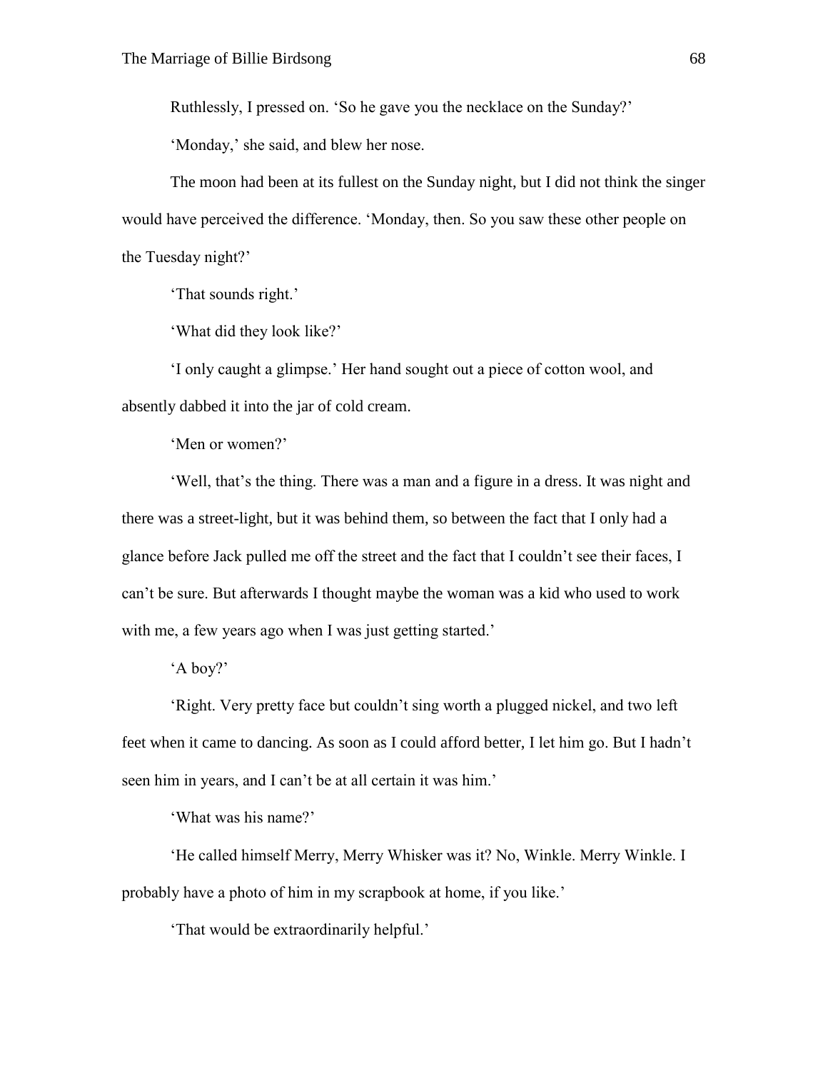Ruthlessly, I pressed on. 'So he gave you the necklace on the Sunday?'

'Monday,' she said, and blew her nose.

The moon had been at its fullest on the Sunday night, but I did not think the singer would have perceived the difference. 'Monday, then. So you saw these other people on the Tuesday night?'

'That sounds right.'

'What did they look like?'

'I only caught a glimpse.' Her hand sought out a piece of cotton wool, and absently dabbed it into the jar of cold cream.

'Men or women?'

'Well, that's the thing. There was a man and a figure in a dress. It was night and there was a street-light, but it was behind them, so between the fact that I only had a glance before Jack pulled me off the street and the fact that I couldn't see their faces, I can't be sure. But afterwards I thought maybe the woman was a kid who used to work with me, a few years ago when I was just getting started.'

'A boy?'

'Right. Very pretty face but couldn't sing worth a plugged nickel, and two left feet when it came to dancing. As soon as I could afford better, I let him go. But I hadn't seen him in years, and I can't be at all certain it was him.'

'What was his name?'

'He called himself Merry, Merry Whisker was it? No, Winkle. Merry Winkle. I probably have a photo of him in my scrapbook at home, if you like.'

'That would be extraordinarily helpful.'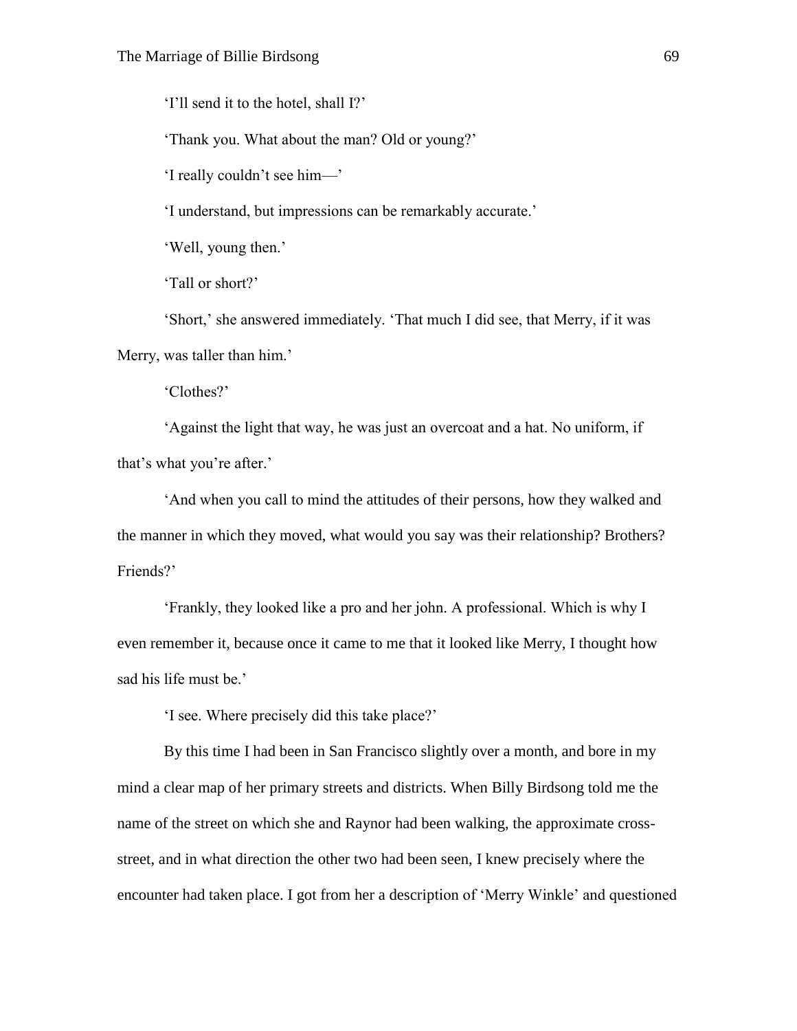'I'll send it to the hotel, shall I?'

'Thank you. What about the man? Old or young?'

'I really couldn't see him—'

'I understand, but impressions can be remarkably accurate.'

'Well, young then.'

'Tall or short?'

'Short,' she answered immediately. 'That much I did see, that Merry, if it was Merry, was taller than him.'

'Clothes?'

'Against the light that way, he was just an overcoat and a hat. No uniform, if that's what you're after.'

'And when you call to mind the attitudes of their persons, how they walked and the manner in which they moved, what would you say was their relationship? Brothers? Friends?'

'Frankly, they looked like a pro and her john. A professional. Which is why I even remember it, because once it came to me that it looked like Merry, I thought how sad his life must be.'

'I see. Where precisely did this take place?'

By this time I had been in San Francisco slightly over a month, and bore in my mind a clear map of her primary streets and districts. When Billy Birdsong told me the name of the street on which she and Raynor had been walking, the approximate cross-street, and in what direction the other two had been seen, I knew precisely where the encounter had taken place. I got from her a description of 'Merry Winkle' and questioned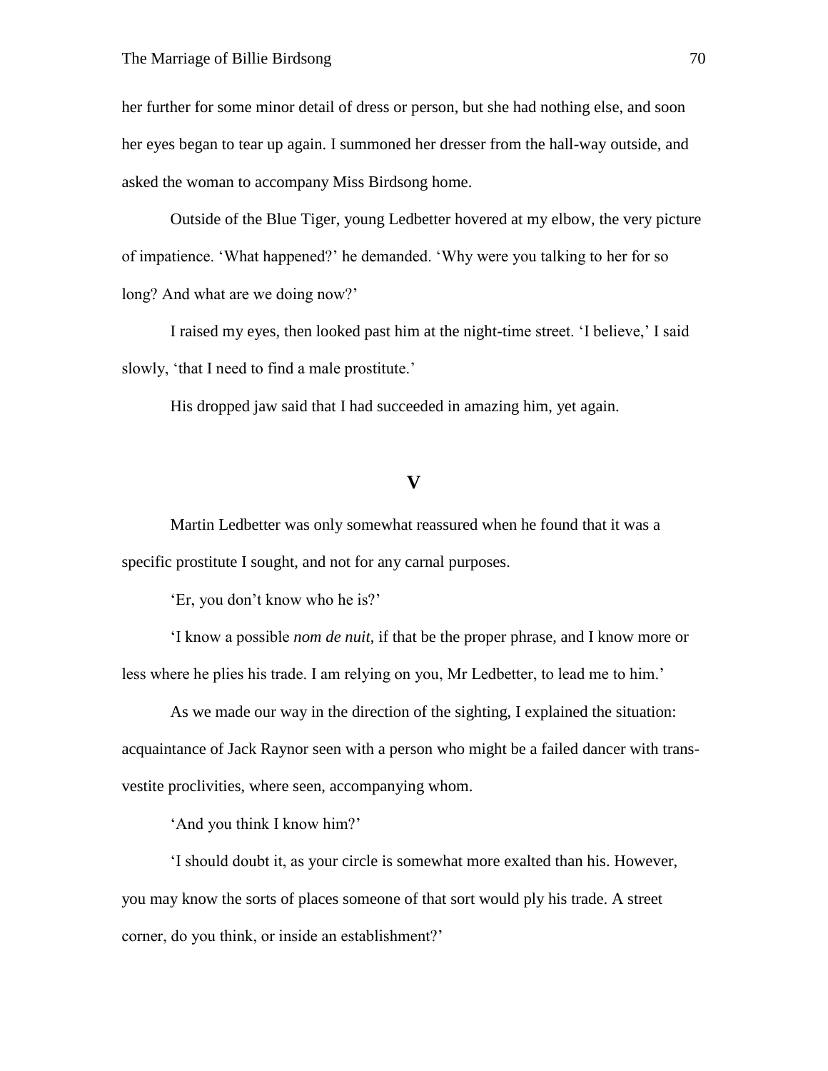her further for some minor detail of dress or person, but she had nothing else, and soon her eyes began to tear up again. I summoned her dresser from the hall-way outside, and asked the woman to accompany Miss Birdsong home.

Outside of the Blue Tiger, young Ledbetter hovered at my elbow, the very picture of impatience. 'What happened?' he demanded. 'Why were you talking to her for so long? And what are we doing now?'

I raised my eyes, then looked past him at the night-time street. 'I believe,' I said slowly, 'that I need to find a male prostitute.'

His dropped jaw said that I had succeeded in amazing him, yet again.

## V

Martin Ledbetter was only somewhat reassured when he found that it was a specific prostitute I sought, and not for any carnal purposes.

'Er, you don't know who he is?'

'I know a possible *nom de nuit*, if that be the proper phrase, and I know more or less where he plies his trade. I am relying on you, Mr Ledbetter, to lead me to him.'

As we made our way in the direction of the sighting, I explained the situation: acquaintance of Jack Raynor seen with a person who might be a failed dancer with trans-vestite proclivities, where seen, accompanying whom.

'And you think I know him?'

'I should doubt it, as your circle is somewhat more exalted than his. However, you may know the sorts of places someone of that sort would ply his trade. A street corner, do you think, or inside an establishment?'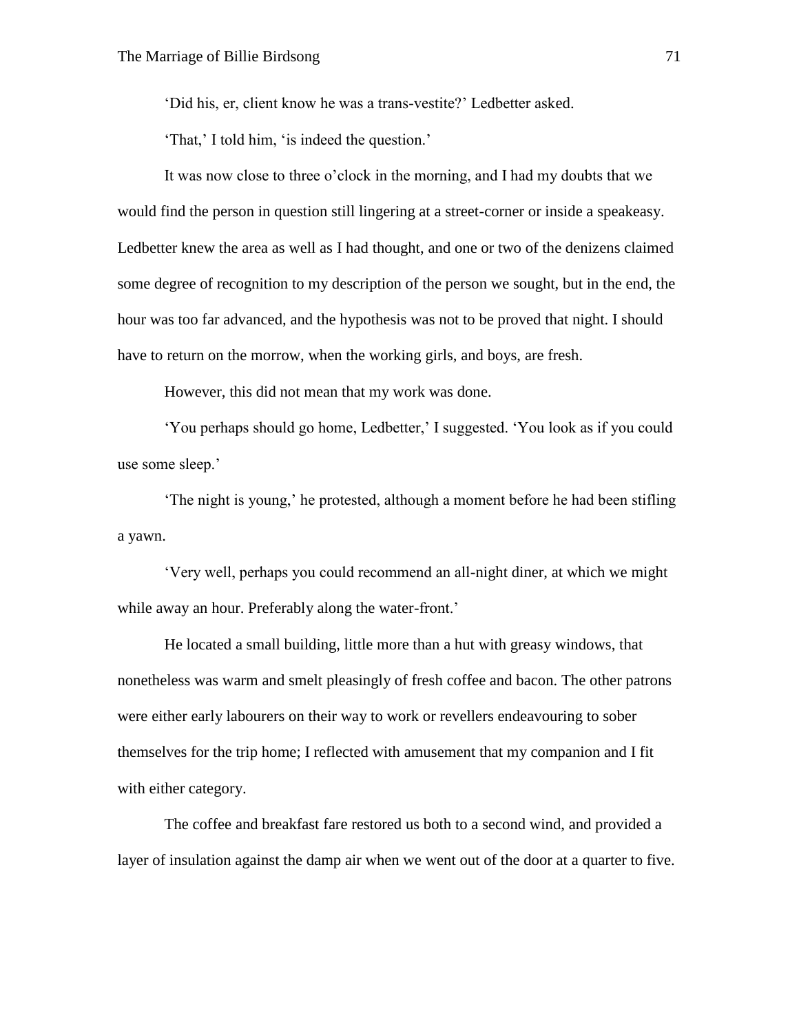'Did his, er, client know he was a trans-vestite?' Ledbetter asked.

'That,' I told him, 'is indeed the question.'

It was now close to three o'clock in the morning, and I had my doubts that we would find the person in question still lingering at a street-corner or inside a speakeasy. Ledbetter knew the area as well as I had thought, and one or two of the denizens claimed some degree of recognition to my description of the person we sought, but in the end, the hour was too far advanced, and the hypothesis was not to be proved that night. I should have to return on the morrow, when the working girls, and boys, are fresh.

However, this did not mean that my work was done.

'You perhaps should go home, Ledbetter,' I suggested. 'You look as if you could use some sleep.'

'The night is young,' he protested, although a moment before he had been stifling a yawn.

'Very well, perhaps you could recommend an all-night diner, at which we might while away an hour. Preferably along the water-front.'

He located a small building, little more than a hut with greasy windows, that nonetheless was warm and smelt pleasingly of fresh coffee and bacon. The other patrons were either early labourers on their way to work or revellers endeavouring to sober themselves for the trip home; I reflected with amusement that my companion and I fit with either category.

The coffee and breakfast fare restored us both to a second wind, and provided a layer of insulation against the damp air when we went out of the door at a quarter to five.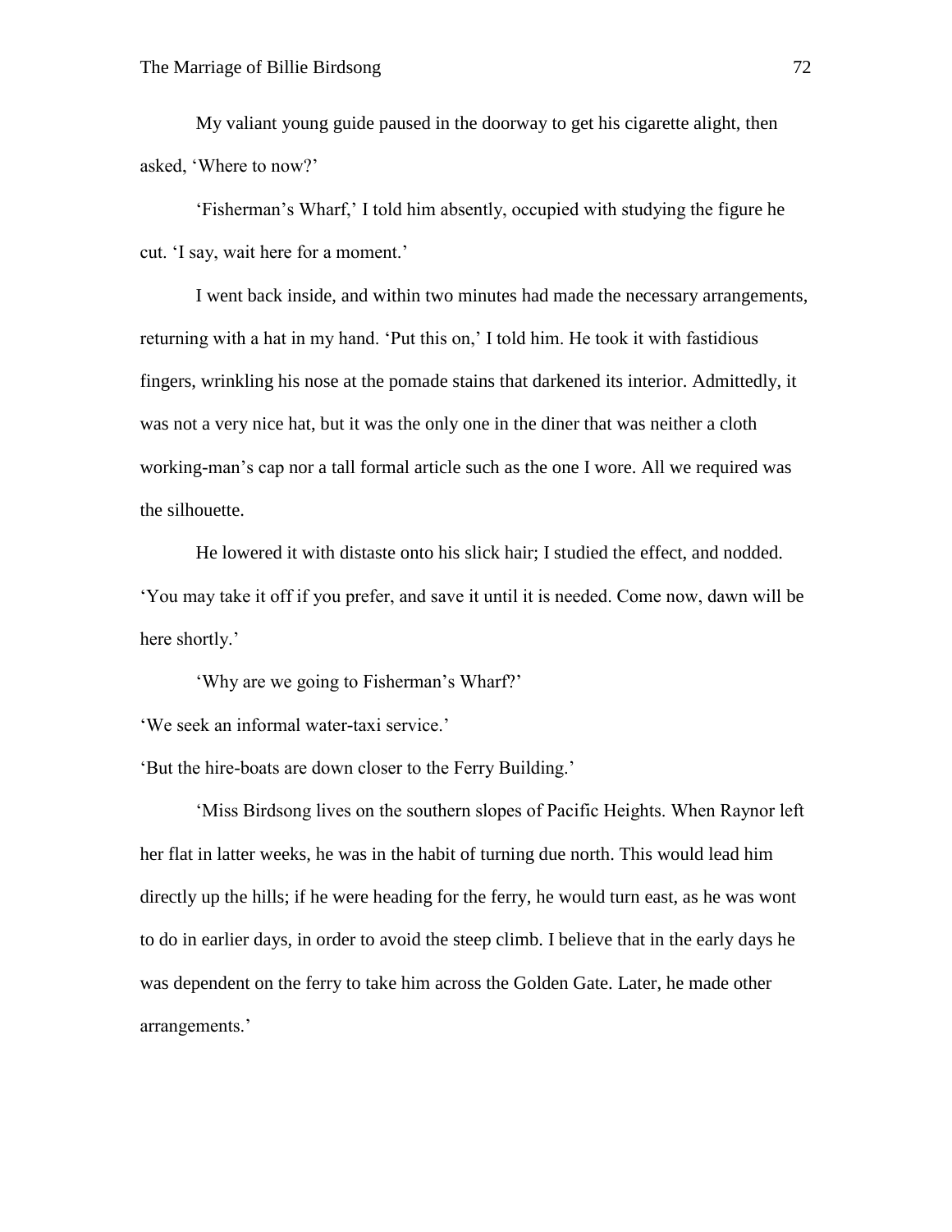My valiant young guide paused in the doorway to get his cigarette alight, then asked, 'Where to now?'

'Fisherman's Wharf,' I told him absently, occupied with studying the figure he cut. 'I say, wait here for a moment.'

I went back inside, and within two minutes had made the necessary arrangements, returning with a hat in my hand. 'Put this on,' I told him. He took it with fastidious fingers, wrinkling his nose at the pomade stains that darkened its interior. Admittedly, it was not a very nice hat, but it was the only one in the diner that was neither a cloth working-man's cap nor a tall formal article such as the one I wore. All we required was the silhouette.

He lowered it with distaste onto his slick hair; I studied the effect, and nodded. 'You may take it off if you prefer, and save it until it is needed. Come now, dawn will be here shortly.'

'Why are we going to Fisherman's Wharf?'

'We seek an informal water-taxi service.'

'But the hire-boats are down closer to the Ferry Building.'

'Miss Birdsong lives on the southern slopes of Pacific Heights. When Raynor left her flat in latter weeks, he was in the habit of turning due north. This would lead him directly up the hills; if he were heading for the ferry, he would turn east, as he was wont to do in earlier days, in order to avoid the steep climb. I believe that in the early days he was dependent on the ferry to take him across the Golden Gate. Later, he made other arrangements.'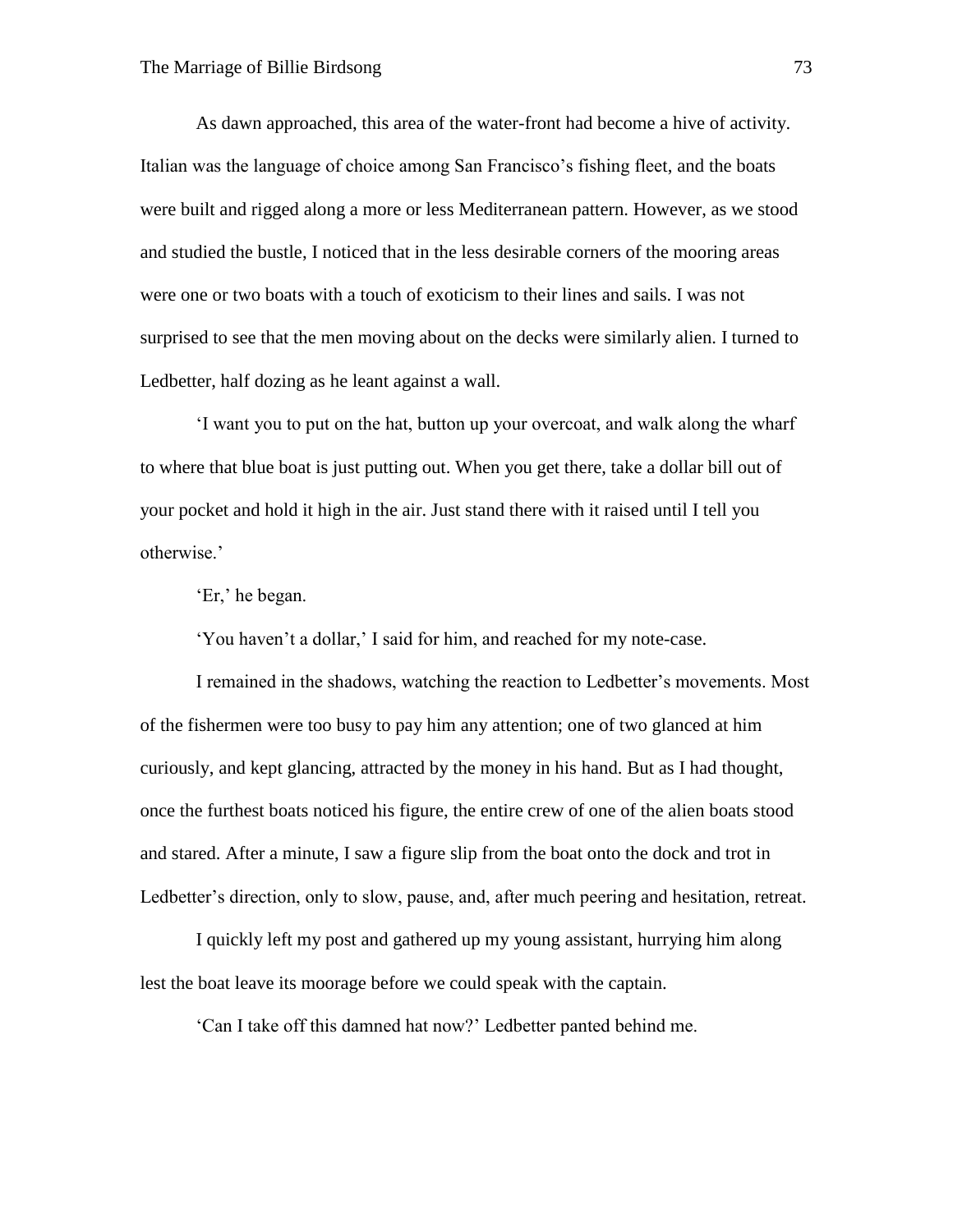As dawn approached, this area of the water-front had become a hive of activity. Italian was the language of choice among San Francisco's fishing fleet, and the boats were built and rigged along a more or less Mediterranean pattern. However, as we stood and studied the bustle, I noticed that in the less desirable corners of the mooring areas were one or two boats with a touch of exoticism to their lines and sails. I was not surprised to see that the men moving about on the decks were similarly alien. I turned to Ledbetter, half dozing as he leant against a wall.

'I want you to put on the hat, button up your overcoat, and walk along the wharf to where that blue boat is just putting out. When you get there, take a dollar bill out of your pocket and hold it high in the air. Just stand there with it raised until I tell you otherwise.'

'Er,' he began.

'You haven't a dollar,' I said for him, and reached for my note-case.

I remained in the shadows, watching the reaction to Ledbetter's movements. Most of the fishermen were too busy to pay him any attention; one of two glanced at him curiously, and kept glancing, attracted by the money in his hand. But as I had thought, once the furthest boats noticed his figure, the entire crew of one of the alien boats stood and stared. After a minute, I saw a figure slip from the boat onto the dock and trot in Ledbetter's direction, only to slow, pause, and, after much peering and hesitation, retreat.

I quickly left my post and gathered up my young assistant, hurrying him along lest the boat leave its moorage before we could speak with the captain.

'Can I take off this damned hat now?' Ledbetter panted behind me.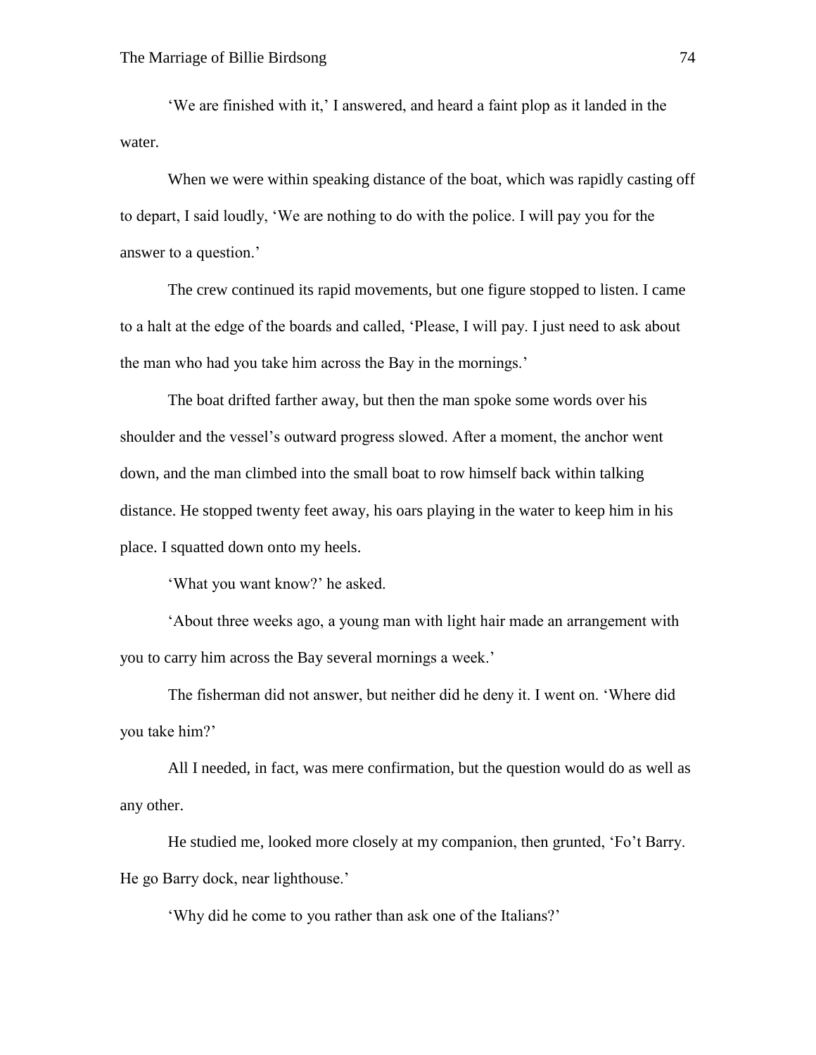'We are finished with it,' I answered, and heard a faint plop as it landed in the water.

When we were within speaking distance of the boat, which was rapidly casting off to depart, I said loudly, 'We are nothing to do with the police. I will pay you for the answer to a question.'

The crew continued its rapid movements, but one figure stopped to listen. I came to a halt at the edge of the boards and called, 'Please, I will pay. I just need to ask about the man who had you take him across the Bay in the mornings.'

The boat drifted farther away, but then the man spoke some words over his shoulder and the vessel's outward progress slowed. After a moment, the anchor went down, and the man climbed into the small boat to row himself back within talking distance. He stopped twenty feet away, his oars playing in the water to keep him in his place. I squatted down onto my heels.

'What you want know?' he asked.

'About three weeks ago, a young man with light hair made an arrangement with you to carry him across the Bay several mornings a week.'

The fisherman did not answer, but neither did he deny it. I went on. 'Where did you take him?'

All I needed, in fact, was mere confirmation, but the question would do as well as any other.

He studied me, looked more closely at my companion, then grunted, 'Fo't Barry. He go Barry dock, near lighthouse.'

'Why did he come to you rather than ask one of the Italians?'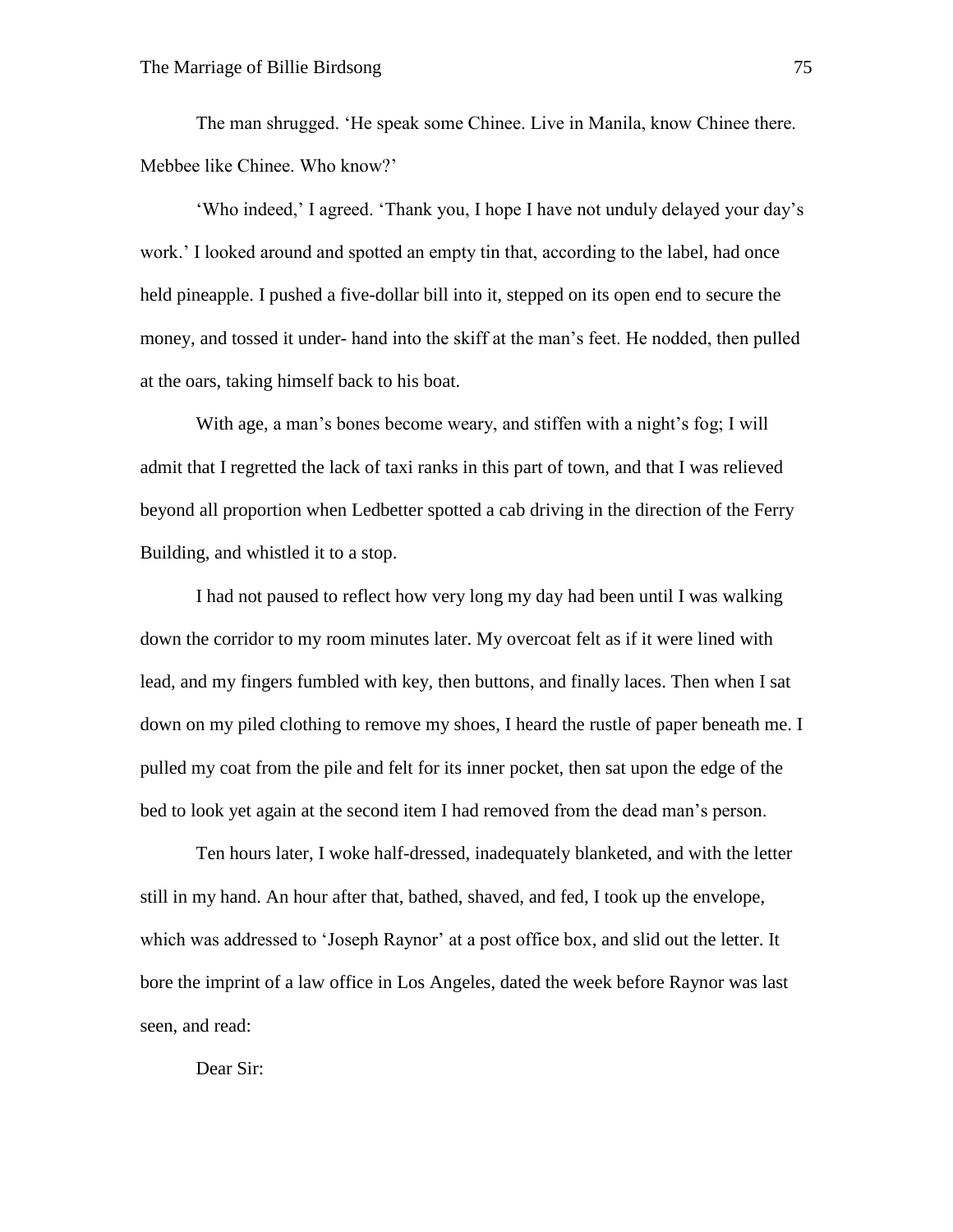The man shrugged. 'He speak some Chinee. Live in Manila, know Chinee there. Mebbee like Chinee. Who know?'

'Who indeed,' I agreed. 'Thank you, I hope I have not unduly delayed your day's work.' I looked around and spotted an empty tin that, according to the label, had once held pineapple. I pushed a five-dollar bill into it, stepped on its open end to secure the money, and tossed it under- hand into the skiff at the man's feet. He nodded, then pulled at the oars, taking himself back to his boat.

With age, a man's bones become weary, and stiffen with a night's fog; I will admit that I regretted the lack of taxi ranks in this part of town, and that I was relieved beyond all proportion when Ledbetter spotted a cab driving in the direction of the Ferry Building, and whistled it to a stop.

I had not paused to reflect how very long my day had been until I was walking down the corridor to my room minutes later. My overcoat felt as if it were lined with lead, and my fingers fumbled with key, then buttons, and finally laces. Then when I sat down on my piled clothing to remove my shoes, I heard the rustle of paper beneath me. I pulled my coat from the pile and felt for its inner pocket, then sat upon the edge of the bed to look yet again at the second item I had removed from the dead man's person.

Ten hours later, I woke half-dressed, inadequately blanketed, and with the letter still in my hand. An hour after that, bathed, shaved, and fed, I took up the envelope, which was addressed to 'Joseph Raynor' at a post office box, and slid out the letter. It bore the imprint of a law office in Los Angeles, dated the week before Raynor was last seen, and read:

Dear Sir: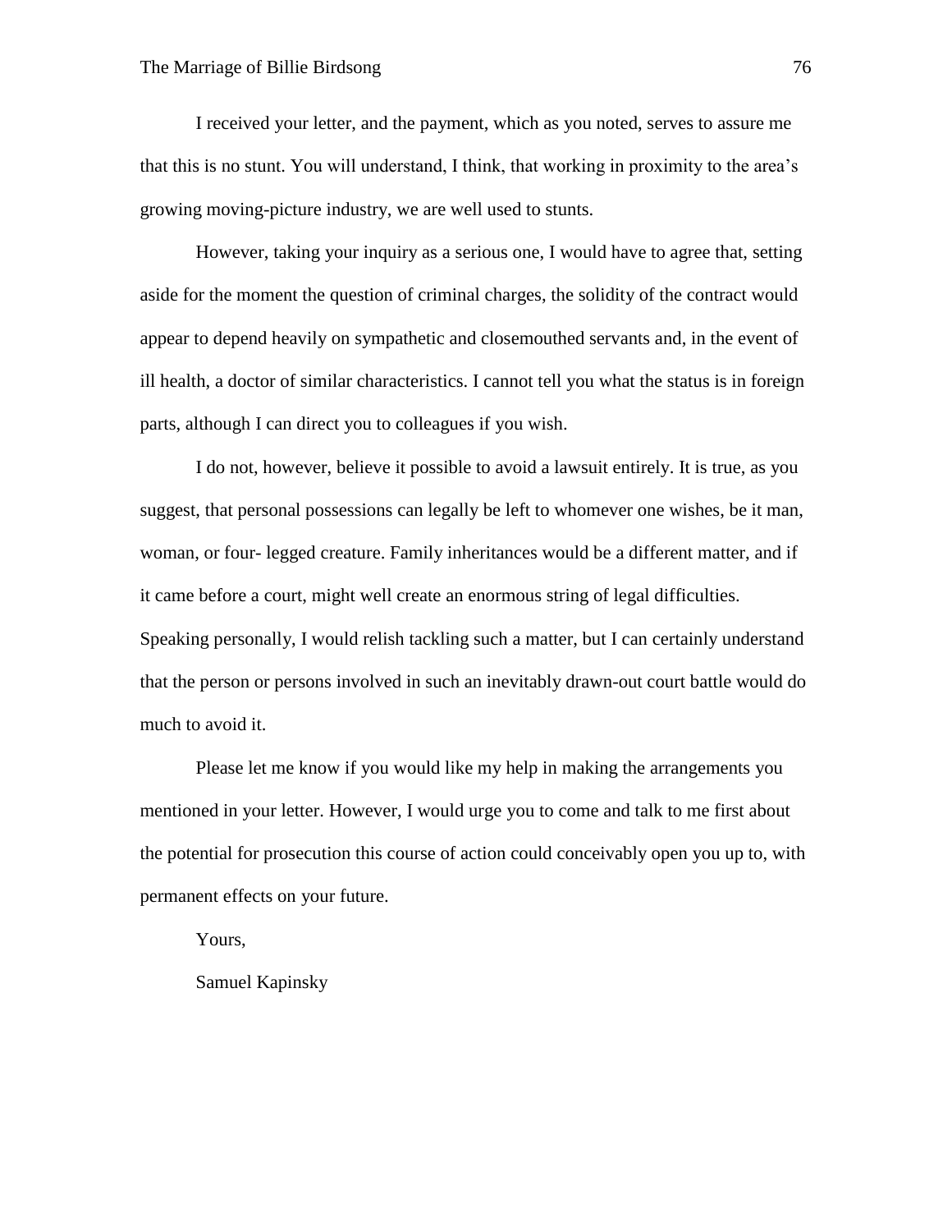I received your letter, and the payment, which as you noted, serves to assure me that this is no stunt. You will understand, I think, that working in proximity to the area's growing moving-picture industry, we are well used to stunts.

However, taking your inquiry as a serious one, I would have to agree that, setting aside for the moment the question of criminal charges, the solidity of the contract would appear to depend heavily on sympathetic and closemouthed servants and, in the event of ill health, a doctor of similar characteristics. I cannot tell you what the status is in foreign parts, although I can direct you to colleagues if you wish.

I do not, however, believe it possible to avoid a lawsuit entirely. It is true, as you suggest, that personal possessions can legally be left to whomever one wishes, be it man, woman, or four- legged creature. Family inheritances would be a different matter, and if it came before a court, might well create an enormous string of legal difficulties. Speaking personally, I would relish tackling such a matter, but I can certainly understand that the person or persons involved in such an inevitably drawn-out court battle would do much to avoid it.

Please let me know if you would like my help in making the arrangements you mentioned in your letter. However, I would urge you to come and talk to me first about the potential for prosecution this course of action could conceivably open you up to, with permanent effects on your future.

Yours,

Samuel Kapinsky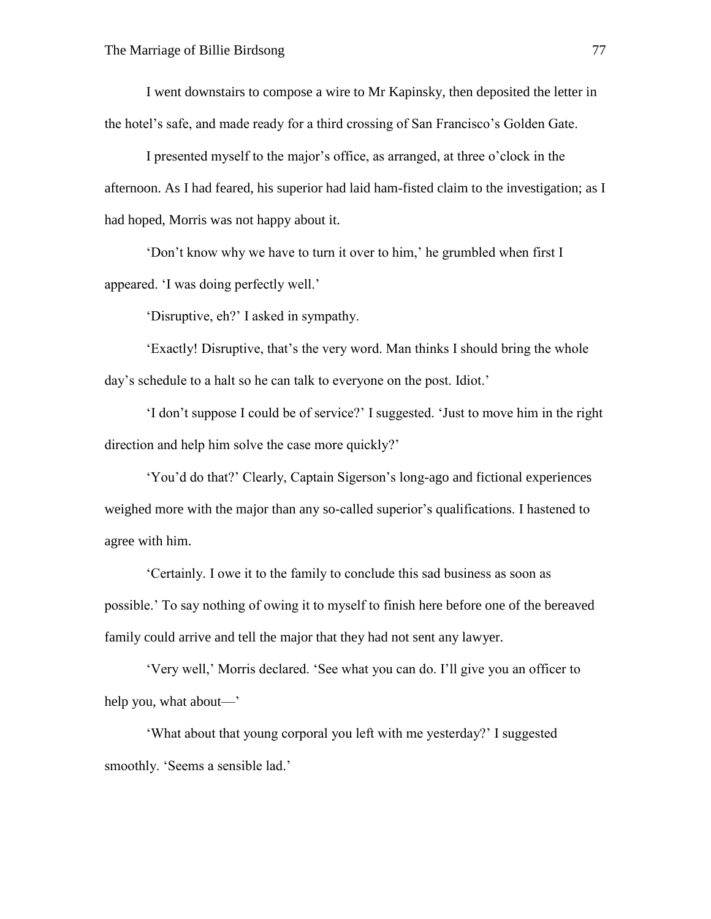I went downstairs to compose a wire to Mr Kapinsky, then deposited the letter in the hotel's safe, and made ready for a third crossing of San Francisco's Golden Gate.

I presented myself to the major's office, as arranged, at three o'clock in the afternoon. As I had feared, his superior had laid ham-fisted claim to the investigation; as I had hoped, Morris was not happy about it.

'Don't know why we have to turn it over to him,' he grumbled when first I appeared. 'I was doing perfectly well.'

'Disruptive, eh?' I asked in sympathy.

'Exactly! Disruptive, that's the very word. Man thinks I should bring the whole day's schedule to a halt so he can talk to everyone on the post. Idiot.'

'I don't suppose I could be of service?' I suggested. 'Just to move him in the right direction and help him solve the case more quickly?'

'You'd do that?' Clearly, Captain Sigerson's long-ago and fictional experiences weighed more with the major than any so-called superior's qualifications. I hastened to agree with him.

'Certainly. I owe it to the family to conclude this sad business as soon as possible.' To say nothing of owing it to myself to finish here before one of the bereaved family could arrive and tell the major that they had not sent any lawyer.

'Very well,' Morris declared. 'See what you can do. I'll give you an officer to help you, what about—'

'What about that young corporal you left with me yesterday?' I suggested smoothly. 'Seems a sensible lad.'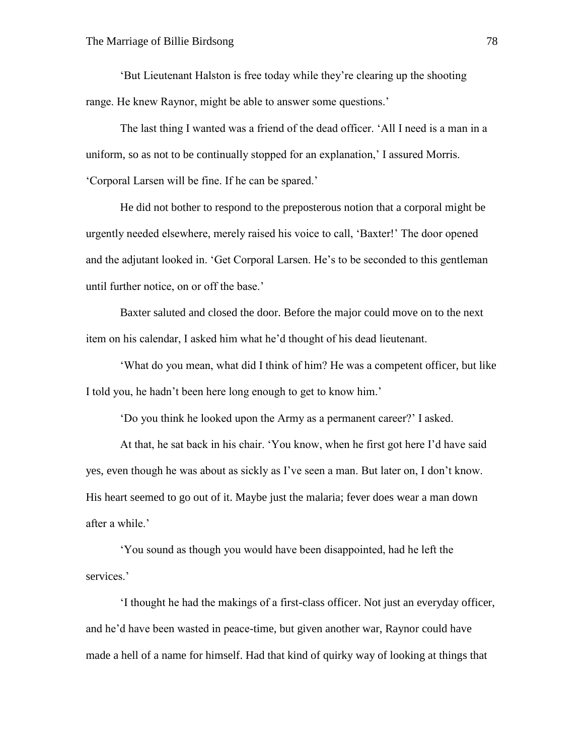'But Lieutenant Halston is free today while they're clearing up the shooting range. He knew Raynor, might be able to answer some questions.'

The last thing I wanted was a friend of the dead officer. 'All I need is a man in a uniform, so as not to be continually stopped for an explanation,' I assured Morris. 'Corporal Larsen will be fine. If he can be spared.'

He did not bother to respond to the preposterous notion that a corporal might be urgently needed elsewhere, merely raised his voice to call, 'Baxter!' The door opened and the adjutant looked in. 'Get Corporal Larsen. He's to be seconded to this gentleman until further notice, on or off the base.'

Baxter saluted and closed the door. Before the major could move on to the next item on his calendar, I asked him what he'd thought of his dead lieutenant.

'What do you mean, what did I think of him? He was a competent officer, but like I told you, he hadn't been here long enough to get to know him.'

'Do you think he looked upon the Army as a permanent career?' I asked.

At that, he sat back in his chair. 'You know, when he first got here I'd have said yes, even though he was about as sickly as I've seen a man. But later on, I don't know. His heart seemed to go out of it. Maybe just the malaria; fever does wear a man down after a while.'

'You sound as though you would have been disappointed, had he left the services.'

'I thought he had the makings of a first-class officer. Not just an everyday officer, and he'd have been wasted in peace-time, but given another war, Raynor could have made a hell of a name for himself. Had that kind of quirky way of looking at things that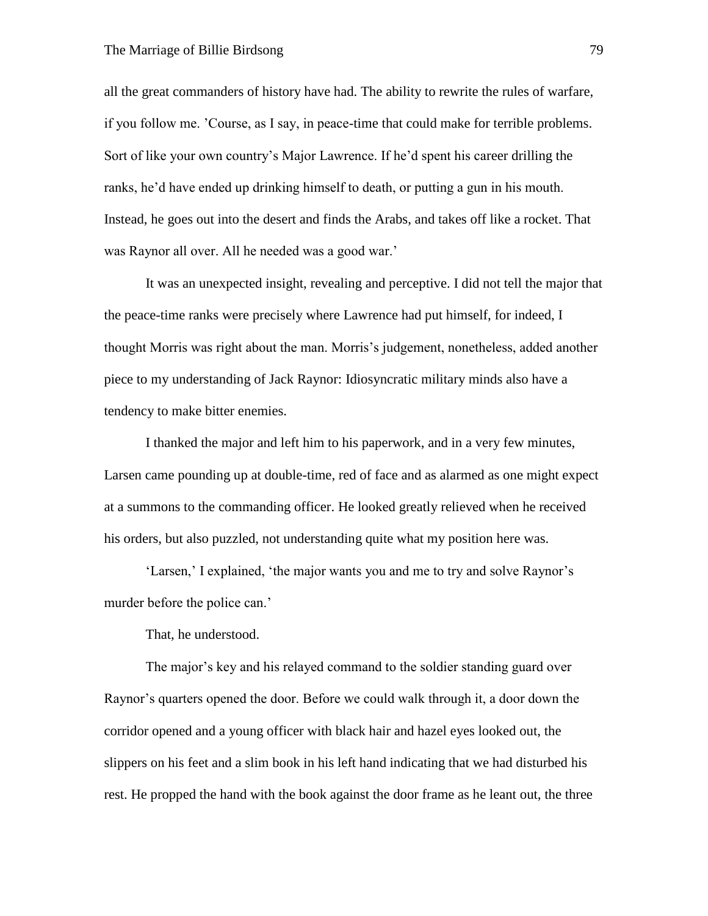all the great commanders of history have had. The ability to rewrite the rules of warfare, if you follow me. 'Course, as I say, in peace-time that could make for terrible problems. Sort of like your own country's Major Lawrence. If he'd spent his career drilling the ranks, he'd have ended up drinking himself to death, or putting a gun in his mouth. Instead, he goes out into the desert and finds the Arabs, and takes off like a rocket. That was Raynor all over. All he needed was a good war.'

It was an unexpected insight, revealing and perceptive. I did not tell the major that the peace-time ranks were precisely where Lawrence had put himself, for indeed, I thought Morris was right about the man. Morris's judgement, nonetheless, added another piece to my understanding of Jack Raynor: Idiosyncratic military minds also have a tendency to make bitter enemies.

I thanked the major and left him to his paperwork, and in a very few minutes, Larsen came pounding up at double-time, red of face and as alarmed as one might expect at a summons to the commanding officer. He looked greatly relieved when he received his orders, but also puzzled, not understanding quite what my position here was.

'Larsen,' I explained, 'the major wants you and me to try and solve Raynor's murder before the police can.'

That, he understood.

The major's key and his relayed command to the soldier standing guard over Raynor's quarters opened the door. Before we could walk through it, a door down the corridor opened and a young officer with black hair and hazel eyes looked out, the slippers on his feet and a slim book in his left hand indicating that we had disturbed his rest. He propped the hand with the book against the door frame as he leant out, the three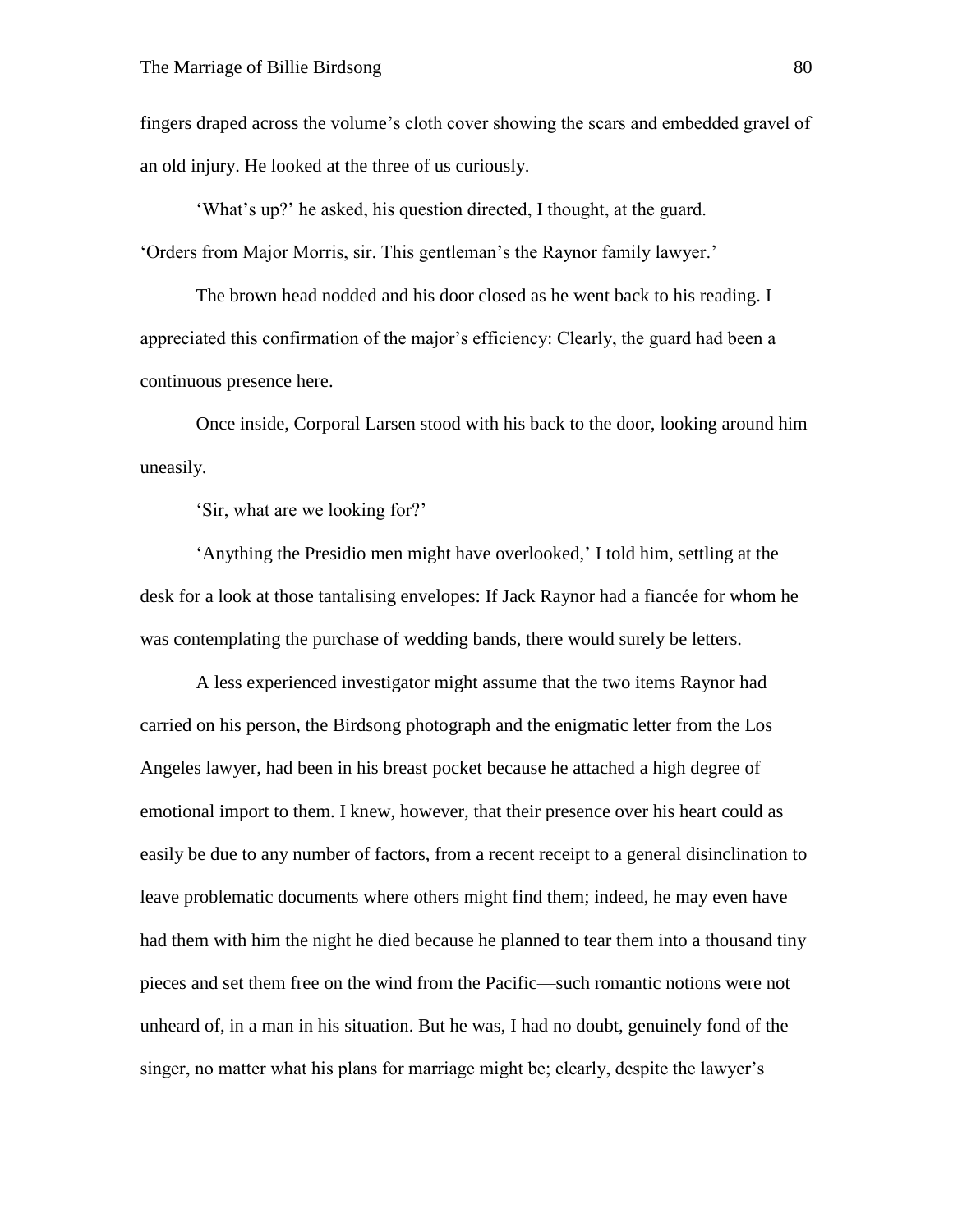fingers draped across the volume's cloth cover showing the scars and embedded gravel of an old injury. He looked at the three of us curiously.

'What's up?' he asked, his question directed, I thought, at the guard.

'Orders from Major Morris, sir. This gentleman's the Raynor family lawyer.'

The brown head nodded and his door closed as he went back to his reading. I appreciated this confirmation of the major's efficiency: Clearly, the guard had been a continuous presence here.

Once inside, Corporal Larsen stood with his back to the door, looking around him uneasily.

'Sir, what are we looking for?'

'Anything the Presidio men might have overlooked,' I told him, settling at the desk for a look at those tantalising envelopes: If Jack Raynor had a fiancée for whom he was contemplating the purchase of wedding bands, there would surely be letters.

A less experienced investigator might assume that the two items Raynor had carried on his person, the Birdsong photograph and the enigmatic letter from the Los Angeles lawyer, had been in his breast pocket because he attached a high degree of emotional import to them. I knew, however, that their presence over his heart could as easily be due to any number of factors, from a recent receipt to a general disinclination to leave problematic documents where others might find them; indeed, he may even have had them with him the night he died because he planned to tear them into a thousand tiny pieces and set them free on the wind from the Pacific—such romantic notions were not unheard of, in a man in his situation. But he was, I had no doubt, genuinely fond of the singer, no matter what his plans for marriage might be; clearly, despite the lawyer's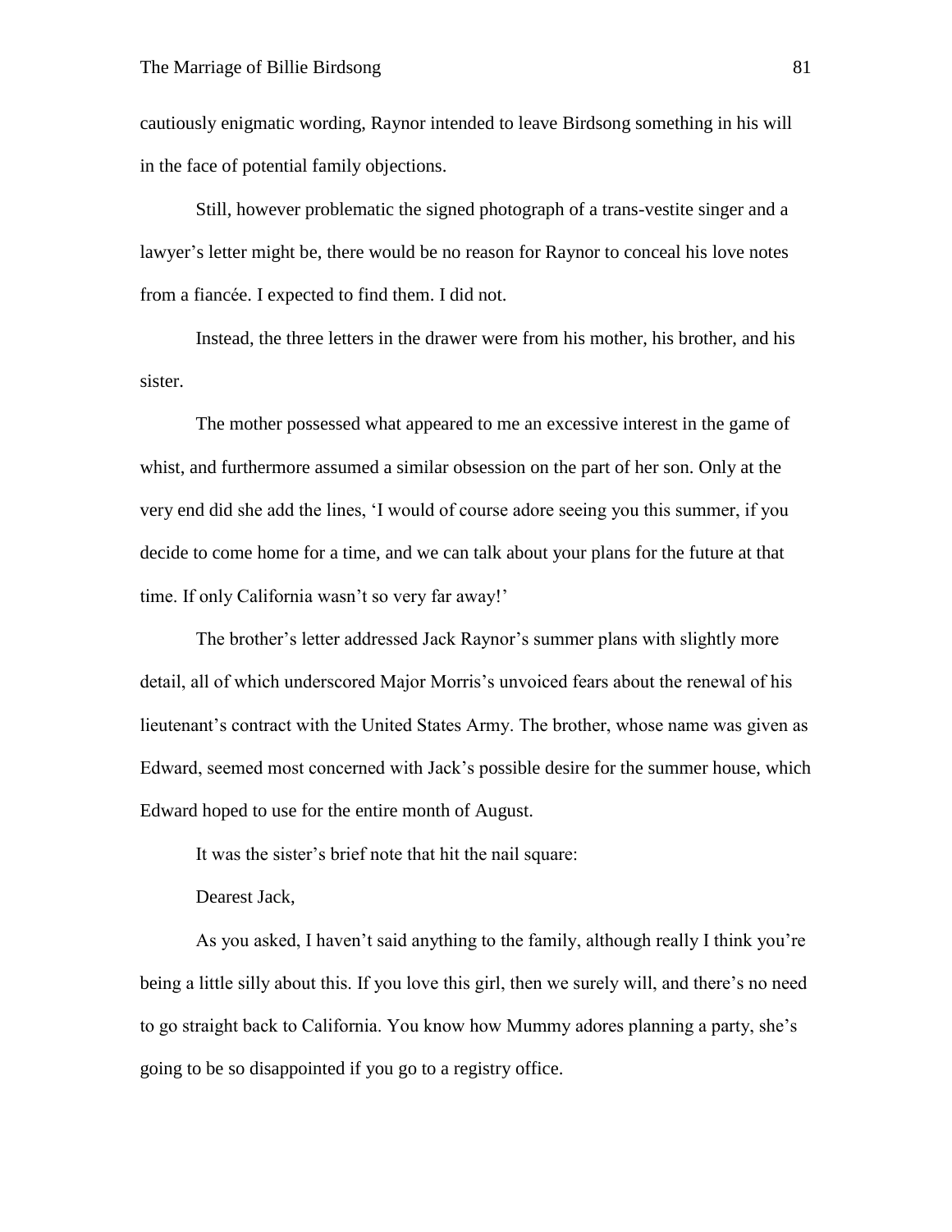cautiously enigmatic wording, Raynor intended to leave Birdsong something in his will in the face of potential family objections.

Still, however problematic the signed photograph of a trans-vestite singer and a lawyer's letter might be, there would be no reason for Raynor to conceal his love notes from a fiancée. I expected to find them. I did not.

Instead, the three letters in the drawer were from his mother, his brother, and his sister.

The mother possessed what appeared to me an excessive interest in the game of whist, and furthermore assumed a similar obsession on the part of her son. Only at the very end did she add the lines, 'I would of course adore seeing you this summer, if you decide to come home for a time, and we can talk about your plans for the future at that time. If only California wasn't so very far away!'

The brother's letter addressed Jack Raynor's summer plans with slightly more detail, all of which underscored Major Morris's unvoiced fears about the renewal of his lieutenant's contract with the United States Army. The brother, whose name was given as Edward, seemed most concerned with Jack's possible desire for the summer house, which Edward hoped to use for the entire month of August.

It was the sister's brief note that hit the nail square:

Dearest Jack,

As you asked, I haven't said anything to the family, although really I think you're being a little silly about this. If you love this girl, then we surely will, and there's no need to go straight back to California. You know how Mummy adores planning a party, she's going to be so disappointed if you go to a registry office.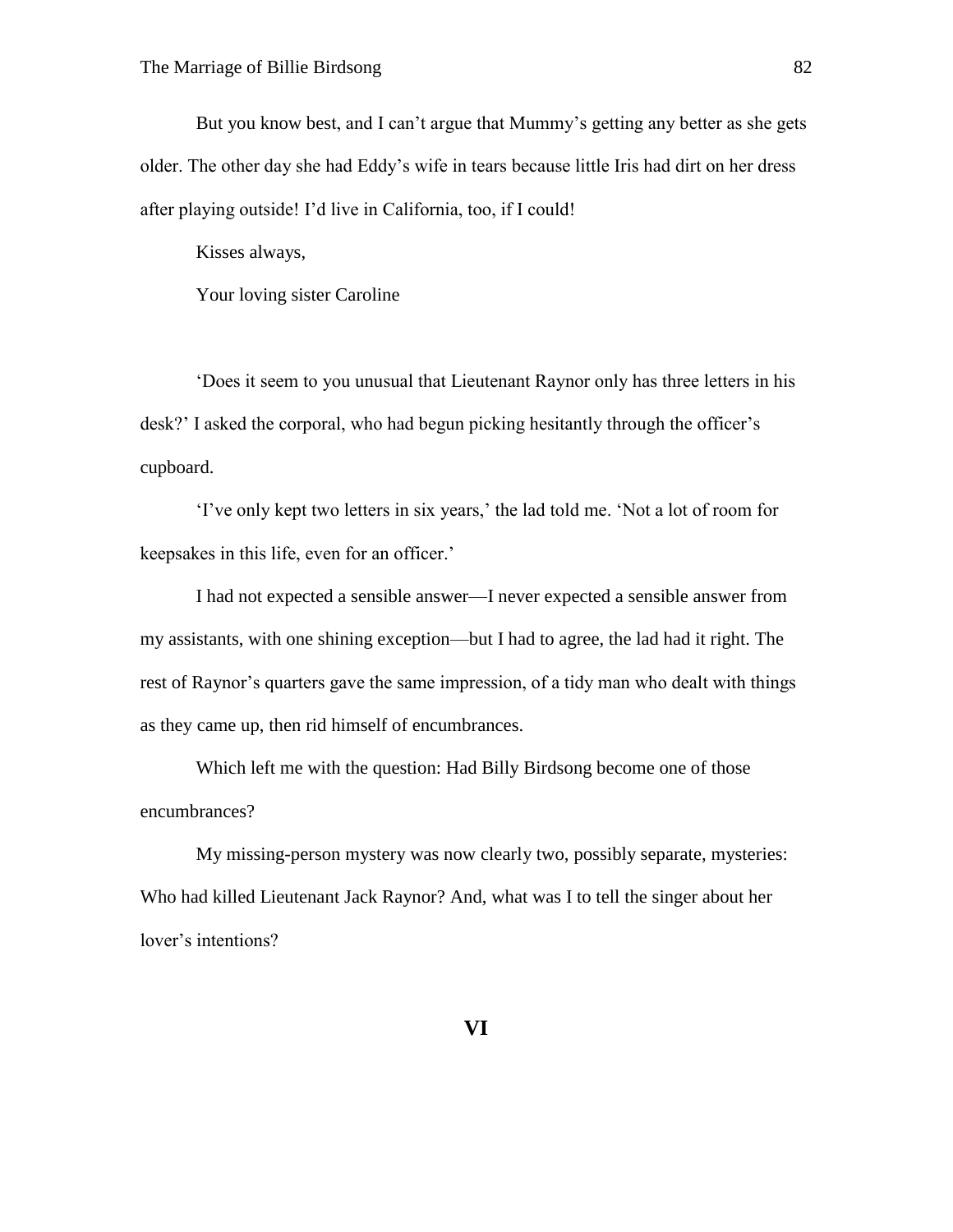But you know best, and I can't argue that Mummy's getting any better as she gets older. The other day she had Eddy's wife in tears because little Iris had dirt on her dress after playing outside! I'd live in California, too, if I could!

Kisses always,

Your loving sister Caroline

'Does it seem to you unusual that Lieutenant Raynor only has three letters in his desk?' I asked the corporal, who had begun picking hesitantly through the officer's cupboard.

'I've only kept two letters in six years,' the lad told me. 'Not a lot of room for keepsakes in this life, even for an officer.'

I had not expected a sensible answer—I never expected a sensible answer from my assistants, with one shining exception—but I had to agree, the lad had it right. The rest of Raynor's quarters gave the same impression, of a tidy man who dealt with things as they came up, then rid himself of encumbrances.

Which left me with the question: Had Billy Birdsong become one of those encumbrances?

My missing-person mystery was now clearly two, possibly separate, mysteries: Who had killed Lieutenant Jack Raynor? And, what was I to tell the singer about her lover's intentions?

## VI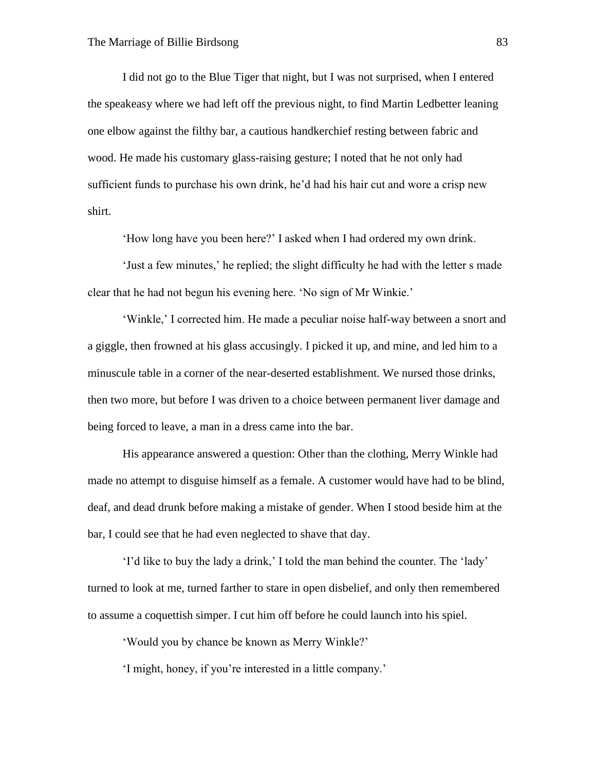I did not go to the Blue Tiger that night, but I was not surprised, when I entered the speakeasy where we had left off the previous night, to find Martin Ledbetter leaning one elbow against the filthy bar, a cautious handkerchief resting between fabric and wood. He made his customary glass-raising gesture; I noted that he not only had sufficient funds to purchase his own drink, he'd had his hair cut and wore a crisp new shirt.

'How long have you been here?' I asked when I had ordered my own drink.

'Just a few minutes,' he replied; the slight difficulty he had with the letter s made clear that he had not begun his evening here. 'No sign of Mr Winkie.'

'Winkle,' I corrected him. He made a peculiar noise half-way between a snort and a giggle, then frowned at his glass accusingly. I picked it up, and mine, and led him to a minuscule table in a corner of the near-deserted establishment. We nursed those drinks, then two more, but before I was driven to a choice between permanent liver damage and being forced to leave, a man in a dress came into the bar.

His appearance answered a question: Other than the clothing, Merry Winkle had made no attempt to disguise himself as a female. A customer would have had to be blind, deaf, and dead drunk before making a mistake of gender. When I stood beside him at the bar, I could see that he had even neglected to shave that day.

'I'd like to buy the lady a drink,' I told the man behind the counter. The 'lady' turned to look at me, turned farther to stare in open disbelief, and only then remembered to assume a coquettish simper. I cut him off before he could launch into his spiel.

'Would you by chance be known as Merry Winkle?'

'I might, honey, if you're interested in a little company.'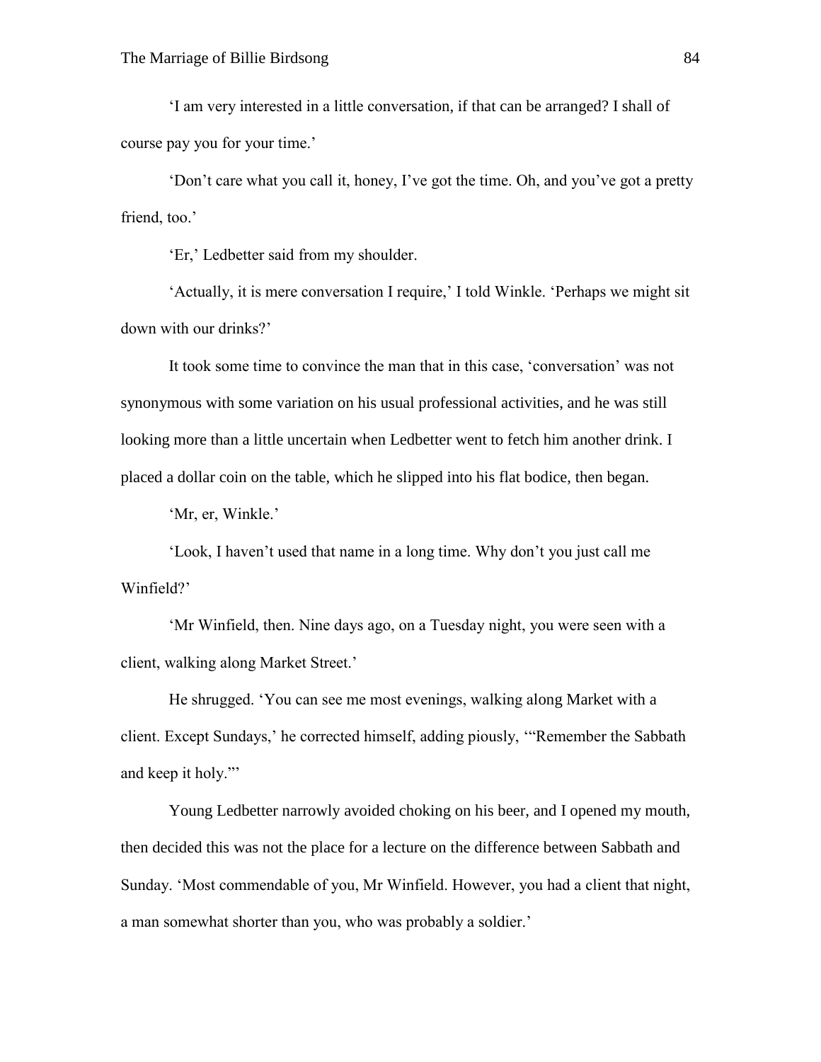'I am very interested in a little conversation, if that can be arranged? I shall of course pay you for your time.'

'Don't care what you call it, honey, I've got the time. Oh, and you've got a pretty friend, too.'

'Er,' Ledbetter said from my shoulder.

'Actually, it is mere conversation I require,' I told Winkle. 'Perhaps we might sit down with our drinks?'

It took some time to convince the man that in this case, 'conversation' was not synonymous with some variation on his usual professional activities, and he was still looking more than a little uncertain when Ledbetter went to fetch him another drink. I placed a dollar coin on the table, which he slipped into his flat bodice, then began.

'Mr, er, Winkle.'

'Look, I haven't used that name in a long time. Why don't you just call me Winfield?'

'Mr Winfield, then. Nine days ago, on a Tuesday night, you were seen with a client, walking along Market Street.'

He shrugged. 'You can see me most evenings, walking along Market with a client. Except Sundays,' he corrected himself, adding piously, '"Remember the Sabbath and keep it holy."'

Young Ledbetter narrowly avoided choking on his beer, and I opened my mouth, then decided this was not the place for a lecture on the difference between Sabbath and Sunday. 'Most commendable of you, Mr Winfield. However, you had a client that night, a man somewhat shorter than you, who was probably a soldier.'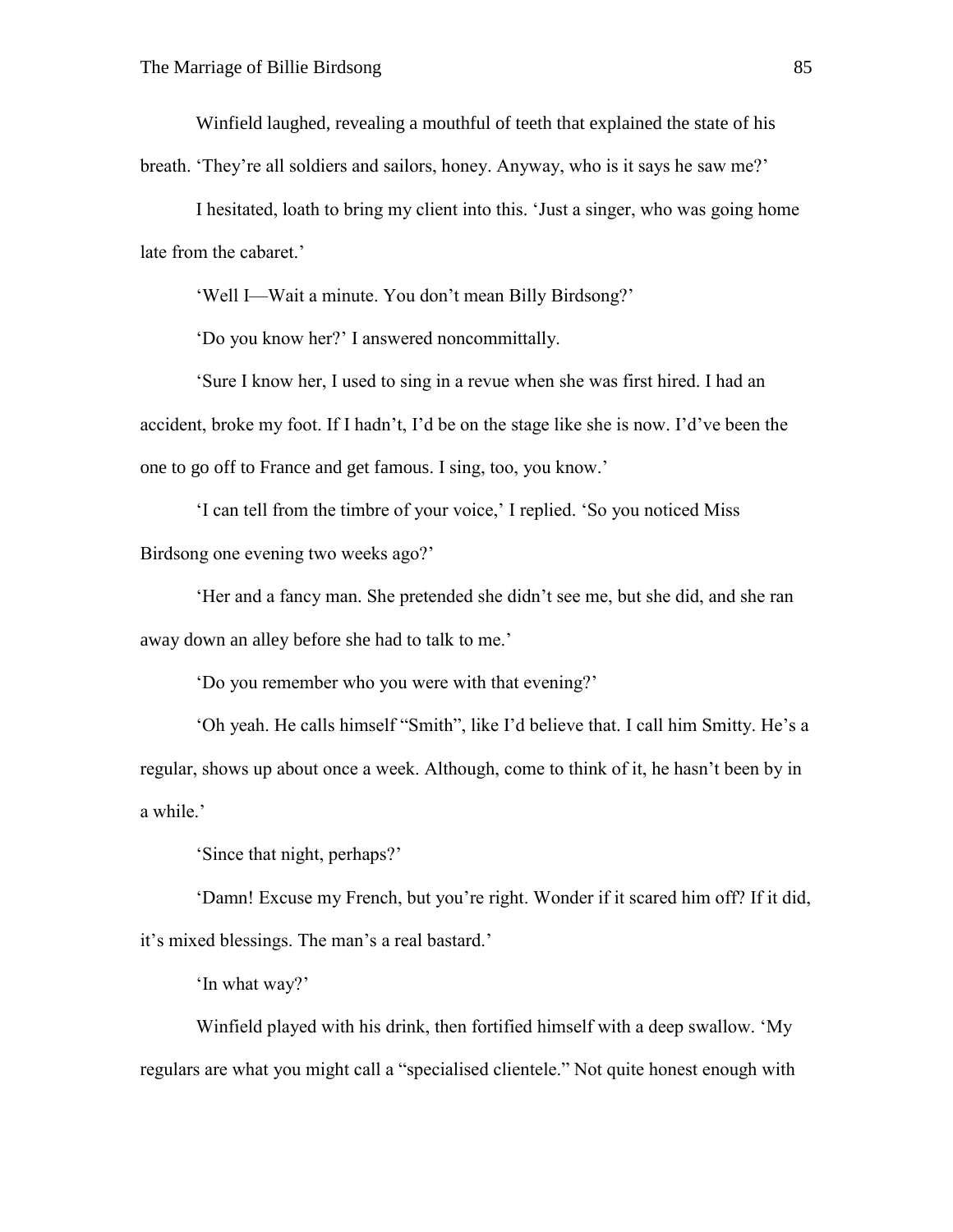Winfield laughed, revealing a mouthful of teeth that explained the state of his breath. 'They're all soldiers and sailors, honey. Anyway, who is it says he saw me?'

I hesitated, loath to bring my client into this. 'Just a singer, who was going home late from the cabaret.'

'Well I—Wait a minute. You don't mean Billy Birdsong?'

'Do you know her?' I answered noncommittally.

'Sure I know her, I used to sing in a revue when she was first hired. I had an accident, broke my foot. If I hadn't, I'd be on the stage like she is now. I'd've been the one to go off to France and get famous. I sing, too, you know.'

'I can tell from the timbre of your voice,' I replied. 'So you noticed Miss Birdsong one evening two weeks ago?'

'Her and a fancy man. She pretended she didn't see me, but she did, and she ran away down an alley before she had to talk to me.'

'Do you remember who you were with that evening?'

'Oh yeah. He calls himself "Smith", like I'd believe that. I call him Smitty. He's a regular, shows up about once a week. Although, come to think of it, he hasn't been by in a while.'

'Since that night, perhaps?'

'Damn! Excuse my French, but you're right. Wonder if it scared him off? If it did, it's mixed blessings. The man's a real bastard.'

'In what way?'

Winfield played with his drink, then fortified himself with a deep swallow. 'My regulars are what you might call a "specialised clientele." Not quite honest enough with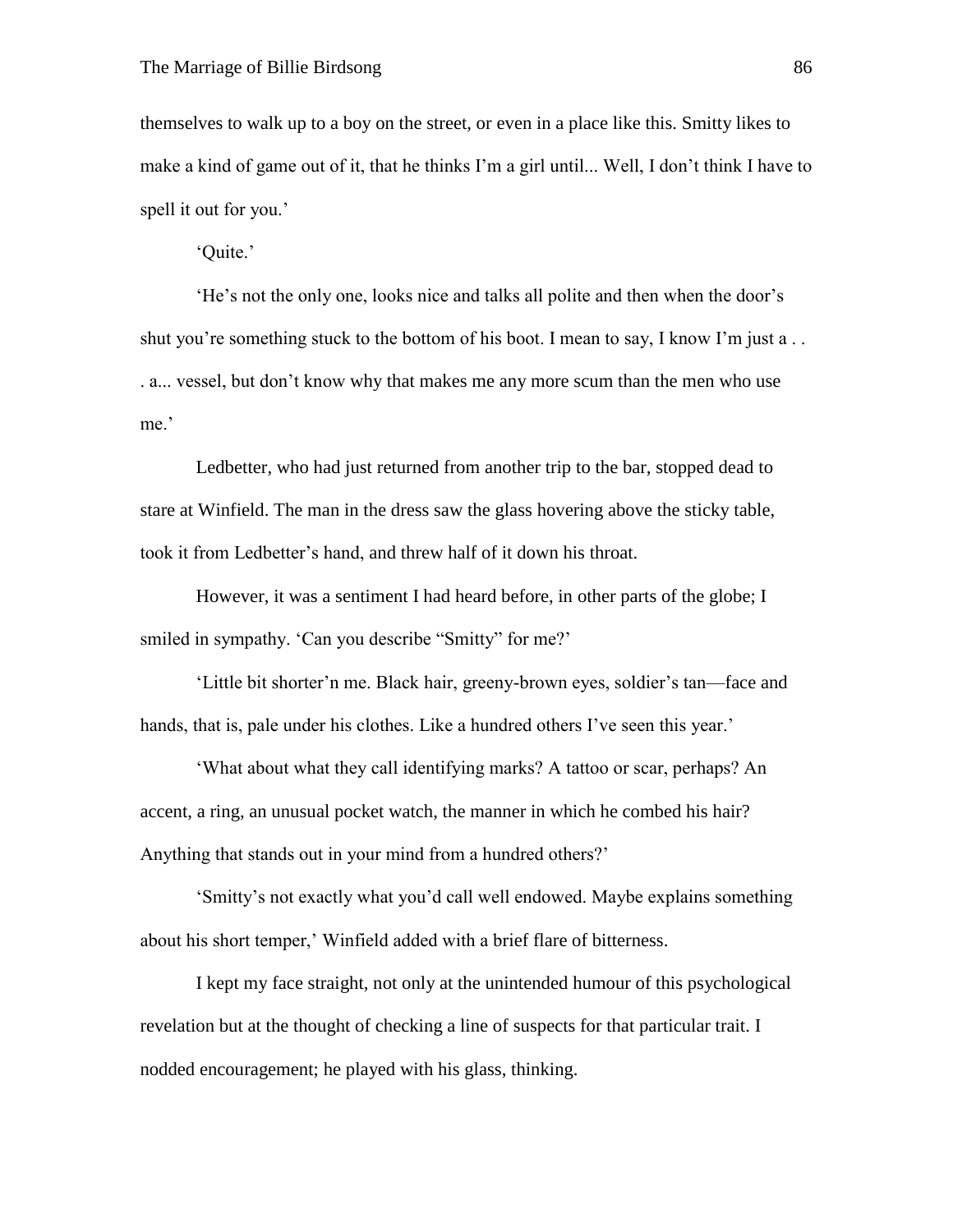themselves to walk up to a boy on the street, or even in a place like this. Smitty likes to make a kind of game out of it, that he thinks I'm a girl until... Well, I don't think I have to spell it out for you.'

'Quite.'

'He's not the only one, looks nice and talks all polite and then when the door's shut you're something stuck to the bottom of his boot. I mean to say, I know I'm just a . . . a... vessel, but don't know why that makes me any more scum than the men who use me.'

Ledbetter, who had just returned from another trip to the bar, stopped dead to stare at Winfield. The man in the dress saw the glass hovering above the sticky table, took it from Ledbetter's hand, and threw half of it down his throat.

However, it was a sentiment I had heard before, in other parts of the globe; I smiled in sympathy. 'Can you describe "Smitty" for me?'

'Little bit shorter'n me. Black hair, greeny-brown eyes, soldier's tan—face and hands, that is, pale under his clothes. Like a hundred others I've seen this year.'

'What about what they call identifying marks? A tattoo or scar, perhaps? An accent, a ring, an unusual pocket watch, the manner in which he combed his hair? Anything that stands out in your mind from a hundred others?'

'Smitty's not exactly what you'd call well endowed. Maybe explains something about his short temper,' Winfield added with a brief flare of bitterness.

I kept my face straight, not only at the unintended humour of this psychological revelation but at the thought of checking a line of suspects for that particular trait. I nodded encouragement; he played with his glass, thinking.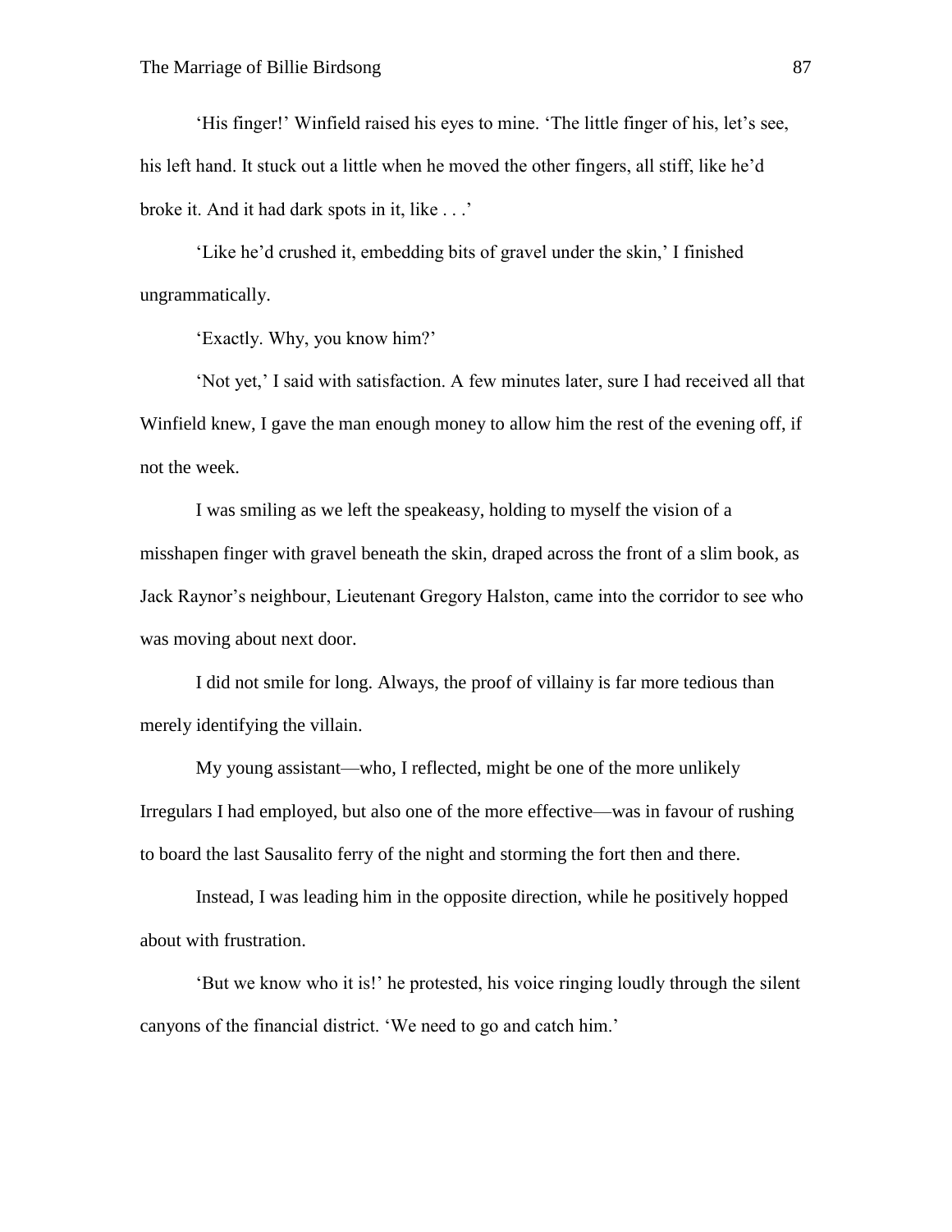'His finger!' Winfield raised his eyes to mine. 'The little finger of his, let's see, his left hand. It stuck out a little when he moved the other fingers, all stiff, like he'd broke it. And it had dark spots in it, like . . .'

'Like he'd crushed it, embedding bits of gravel under the skin,' I finished ungrammatically.

'Exactly. Why, you know him?'

'Not yet,' I said with satisfaction. A few minutes later, sure I had received all that Winfield knew, I gave the man enough money to allow him the rest of the evening off, if not the week.

I was smiling as we left the speakeasy, holding to myself the vision of a misshapen finger with gravel beneath the skin, draped across the front of a slim book, as Jack Raynor's neighbour, Lieutenant Gregory Halston, came into the corridor to see who was moving about next door.

I did not smile for long. Always, the proof of villainy is far more tedious than merely identifying the villain.

My young assistant—who, I reflected, might be one of the more unlikely Irregulars I had employed, but also one of the more effective—was in favour of rushing to board the last Sausalito ferry of the night and storming the fort then and there.

Instead, I was leading him in the opposite direction, while he positively hopped about with frustration.

'But we know who it is!' he protested, his voice ringing loudly through the silent canyons of the financial district. 'We need to go and catch him.'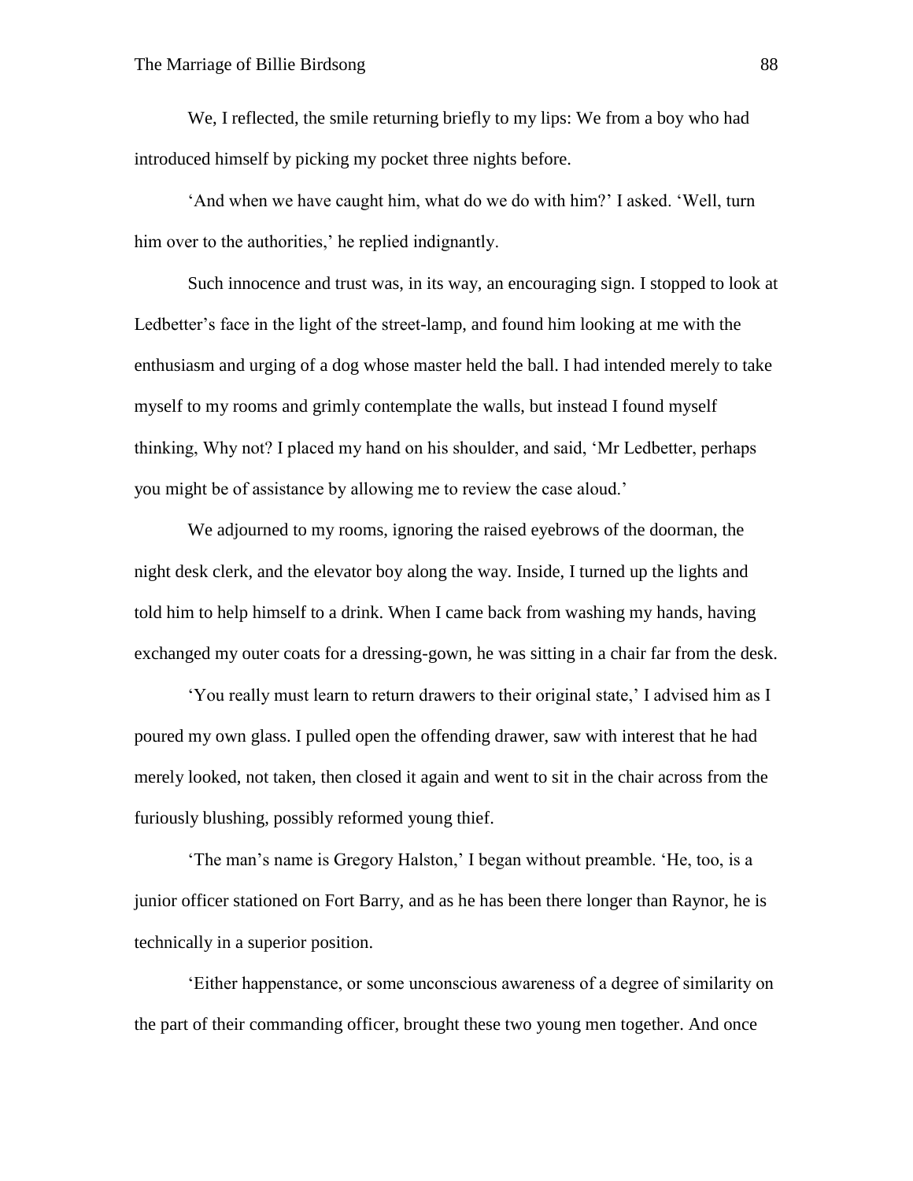We, I reflected, the smile returning briefly to my lips: We from a boy who had introduced himself by picking my pocket three nights before.

'And when we have caught him, what do we do with him?' I asked. 'Well, turn him over to the authorities,' he replied indignantly.

Such innocence and trust was, in its way, an encouraging sign. I stopped to look at Ledbetter's face in the light of the street-lamp, and found him looking at me with the enthusiasm and urging of a dog whose master held the ball. I had intended merely to take myself to my rooms and grimly contemplate the walls, but instead I found myself thinking, Why not? I placed my hand on his shoulder, and said, 'Mr Ledbetter, perhaps you might be of assistance by allowing me to review the case aloud.'

We adjourned to my rooms, ignoring the raised eyebrows of the doorman, the night desk clerk, and the elevator boy along the way. Inside, I turned up the lights and told him to help himself to a drink. When I came back from washing my hands, having exchanged my outer coats for a dressing-gown, he was sitting in a chair far from the desk.

'You really must learn to return drawers to their original state,' I advised him as I poured my own glass. I pulled open the offending drawer, saw with interest that he had merely looked, not taken, then closed it again and went to sit in the chair across from the furiously blushing, possibly reformed young thief.

'The man's name is Gregory Halston,' I began without preamble. 'He, too, is a junior officer stationed on Fort Barry, and as he has been there longer than Raynor, he is technically in a superior position.

'Either happenstance, or some unconscious awareness of a degree of similarity on the part of their commanding officer, brought these two young men together. And once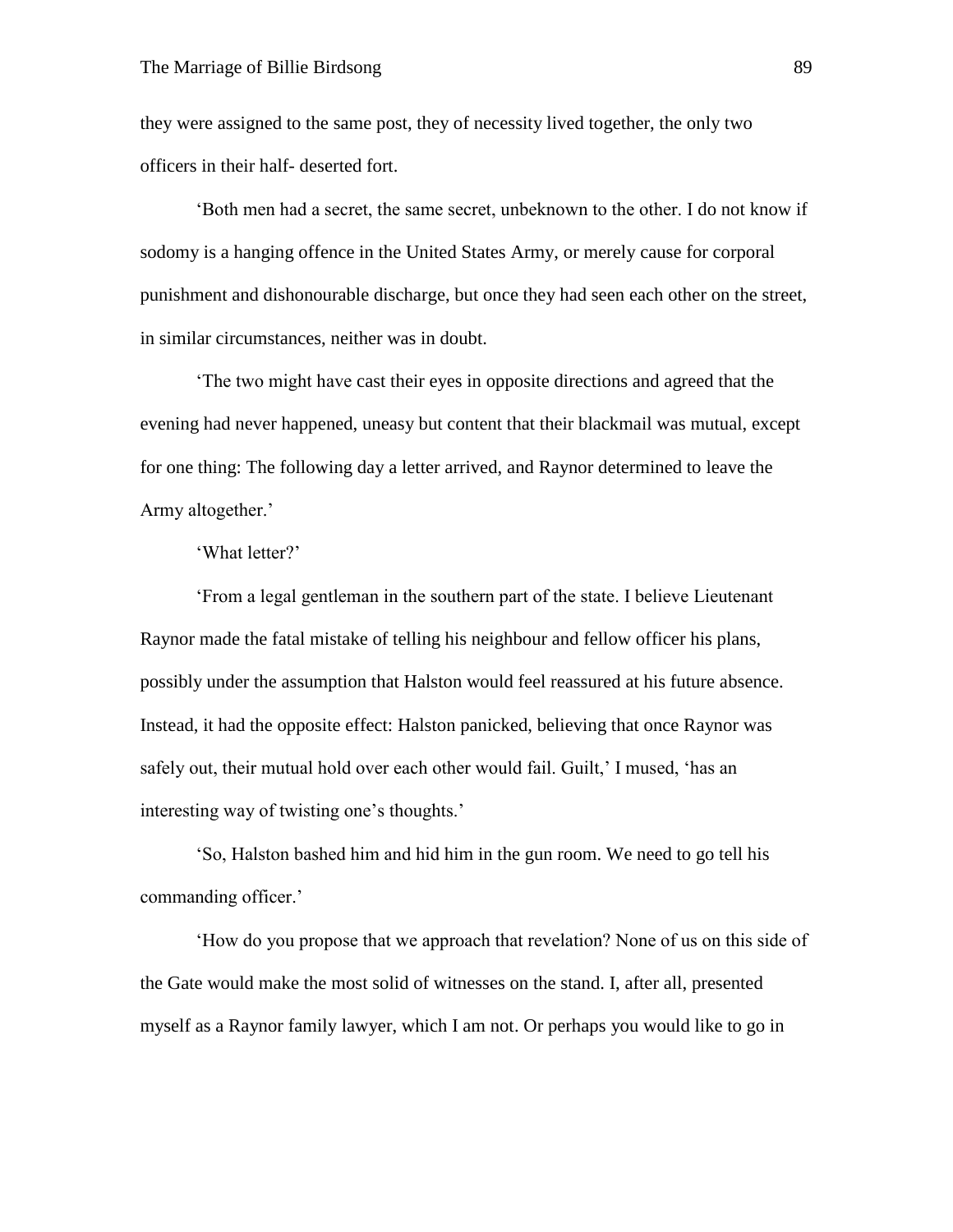they were assigned to the same post, they of necessity lived together, the only two officers in their half- deserted fort.

'Both men had a secret, the same secret, unbeknown to the other. I do not know if sodomy is a hanging offence in the United States Army, or merely cause for corporal punishment and dishonourable discharge, but once they had seen each other on the street, in similar circumstances, neither was in doubt.

'The two might have cast their eyes in opposite directions and agreed that the evening had never happened, uneasy but content that their blackmail was mutual, except for one thing: The following day a letter arrived, and Raynor determined to leave the Army altogether.'

'What letter?'

'From a legal gentleman in the southern part of the state. I believe Lieutenant Raynor made the fatal mistake of telling his neighbour and fellow officer his plans, possibly under the assumption that Halston would feel reassured at his future absence. Instead, it had the opposite effect: Halston panicked, believing that once Raynor was safely out, their mutual hold over each other would fail. Guilt,' I mused, 'has an interesting way of twisting one's thoughts.'

'So, Halston bashed him and hid him in the gun room. We need to go tell his commanding officer.'

'How do you propose that we approach that revelation? None of us on this side of the Gate would make the most solid of witnesses on the stand. I, after all, presented myself as a Raynor family lawyer, which I am not. Or perhaps you would like to go in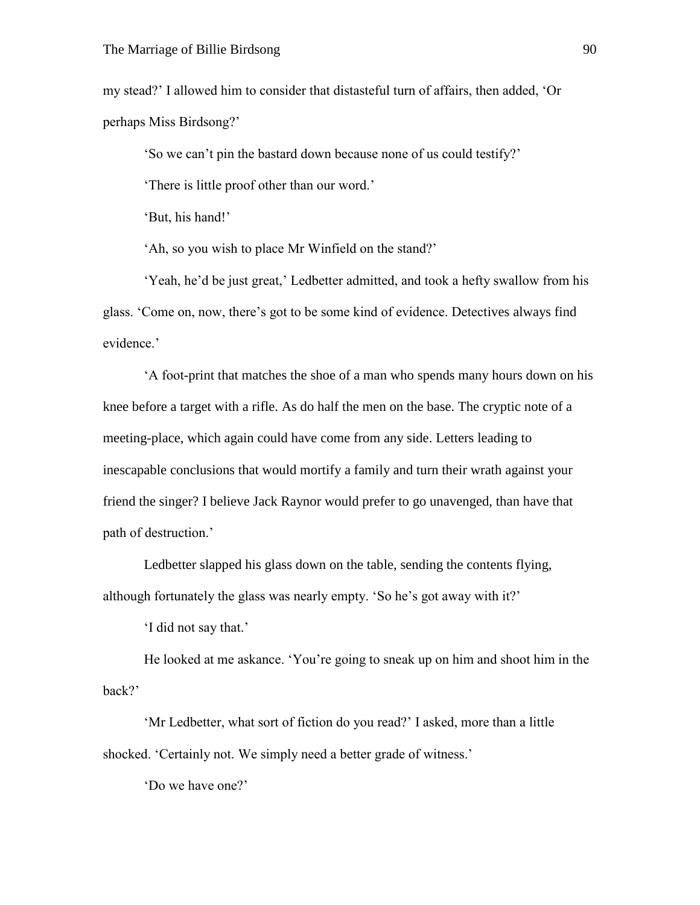my stead?' I allowed him to consider that distasteful turn of affairs, then added, 'Or perhaps Miss Birdsong?'

'So we can't pin the bastard down because none of us could testify?'

'There is little proof other than our word.'

'But, his hand!'

'Ah, so you wish to place Mr Winfield on the stand?'

'Yeah, he'd be just great,' Ledbetter admitted, and took a hefty swallow from his glass. 'Come on, now, there's got to be some kind of evidence. Detectives always find evidence.'

'A foot-print that matches the shoe of a man who spends many hours down on his knee before a target with a rifle. As do half the men on the base. The cryptic note of a meeting-place, which again could have come from any side. Letters leading to inescapable conclusions that would mortify a family and turn their wrath against your friend the singer? I believe Jack Raynor would prefer to go unavenged, than have that path of destruction.'

Ledbetter slapped his glass down on the table, sending the contents flying, although fortunately the glass was nearly empty. 'So he's got away with it?'

'I did not say that.'

He looked at me askance. 'You're going to sneak up on him and shoot him in the back?'

'Mr Ledbetter, what sort of fiction do you read?' I asked, more than a little shocked. 'Certainly not. We simply need a better grade of witness.'

'Do we have one?'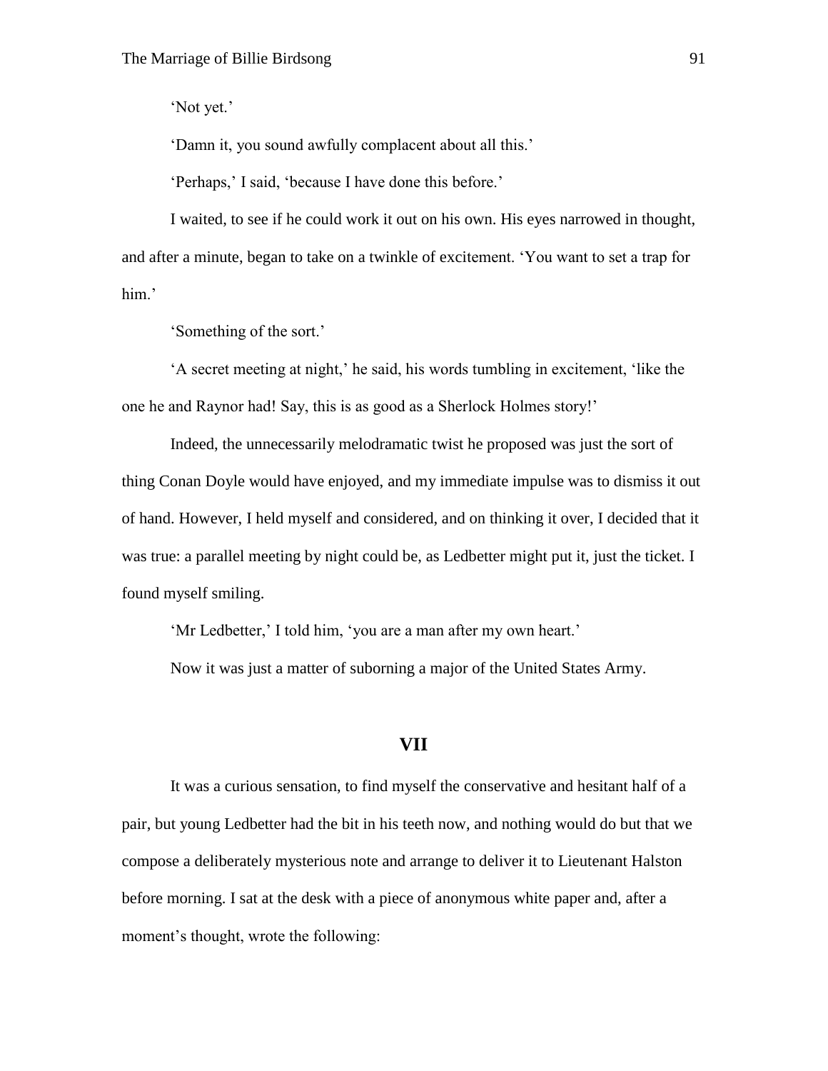'Not yet.'

'Damn it, you sound awfully complacent about all this.'

'Perhaps,' I said, 'because I have done this before.'

I waited, to see if he could work it out on his own. His eyes narrowed in thought, and after a minute, began to take on a twinkle of excitement. 'You want to set a trap for him.'

'Something of the sort.'

'A secret meeting at night,' he said, his words tumbling in excitement, 'like the one he and Raynor had! Say, this is as good as a Sherlock Holmes story!'

Indeed, the unnecessarily melodramatic twist he proposed was just the sort of thing Conan Doyle would have enjoyed, and my immediate impulse was to dismiss it out of hand. However, I held myself and considered, and on thinking it over, I decided that it was true: a parallel meeting by night could be, as Ledbetter might put it, just the ticket. I found myself smiling.

'Mr Ledbetter,' I told him, 'you are a man after my own heart.'

Now it was just a matter of suborning a major of the United States Army.

## VII

It was a curious sensation, to find myself the conservative and hesitant half of a pair, but young Ledbetter had the bit in his teeth now, and nothing would do but that we compose a deliberately mysterious note and arrange to deliver it to Lieutenant Halston before morning. I sat at the desk with a piece of anonymous white paper and, after a moment's thought, wrote the following: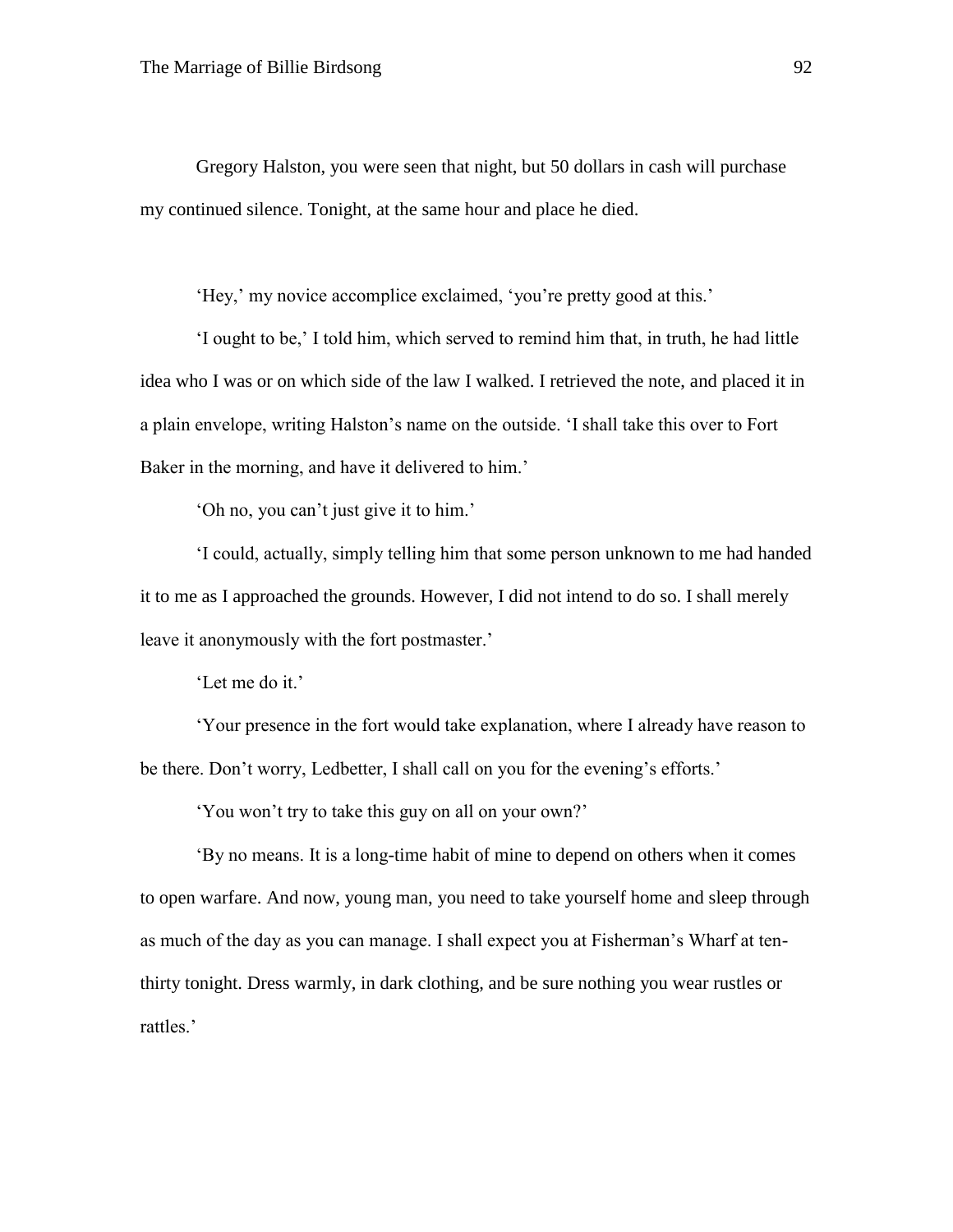Gregory Halston, you were seen that night, but 50 dollars in cash will purchase my continued silence. Tonight, at the same hour and place he died.

'Hey,' my novice accomplice exclaimed, 'you're pretty good at this.'

'I ought to be,' I told him, which served to remind him that, in truth, he had little idea who I was or on which side of the law I walked. I retrieved the note, and placed it in a plain envelope, writing Halston's name on the outside. 'I shall take this over to Fort Baker in the morning, and have it delivered to him.'

'Oh no, you can't just give it to him.'

'I could, actually, simply telling him that some person unknown to me had handed it to me as I approached the grounds. However, I did not intend to do so. I shall merely leave it anonymously with the fort postmaster.'

'Let me do it.'

'Your presence in the fort would take explanation, where I already have reason to be there. Don't worry, Ledbetter, I shall call on you for the evening's efforts.'

'You won't try to take this guy on all on your own?'

'By no means. It is a long-time habit of mine to depend on others when it comes to open warfare. And now, young man, you need to take yourself home and sleep through as much of the day as you can manage. I shall expect you at Fisherman's Wharf at ten-thirty tonight. Dress warmly, in dark clothing, and be sure nothing you wear rustles or rattles.'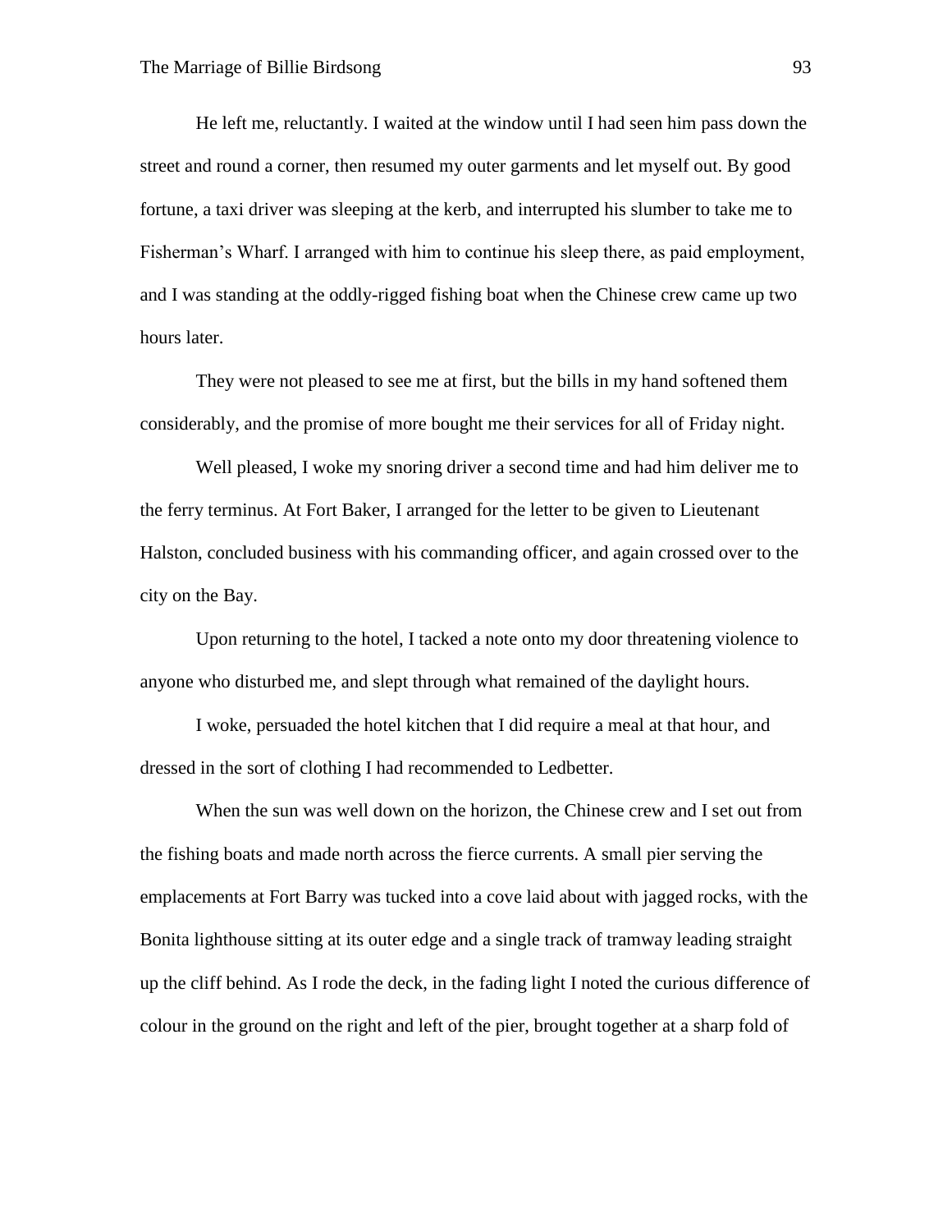He left me, reluctantly. I waited at the window until I had seen him pass down the street and round a corner, then resumed my outer garments and let myself out. By good fortune, a taxi driver was sleeping at the kerb, and interrupted his slumber to take me to Fisherman's Wharf. I arranged with him to continue his sleep there, as paid employment, and I was standing at the oddly-rigged fishing boat when the Chinese crew came up two hours later.

They were not pleased to see me at first, but the bills in my hand softened them considerably, and the promise of more bought me their services for all of Friday night.

Well pleased, I woke my snoring driver a second time and had him deliver me to the ferry terminus. At Fort Baker, I arranged for the letter to be given to Lieutenant Halston, concluded business with his commanding officer, and again crossed over to the city on the Bay.

Upon returning to the hotel, I tacked a note onto my door threatening violence to anyone who disturbed me, and slept through what remained of the daylight hours.

I woke, persuaded the hotel kitchen that I did require a meal at that hour, and dressed in the sort of clothing I had recommended to Ledbetter.

When the sun was well down on the horizon, the Chinese crew and I set out from the fishing boats and made north across the fierce currents. A small pier serving the emplacements at Fort Barry was tucked into a cove laid about with jagged rocks, with the Bonita lighthouse sitting at its outer edge and a single track of tramway leading straight up the cliff behind. As I rode the deck, in the fading light I noted the curious difference of colour in the ground on the right and left of the pier, brought together at a sharp fold of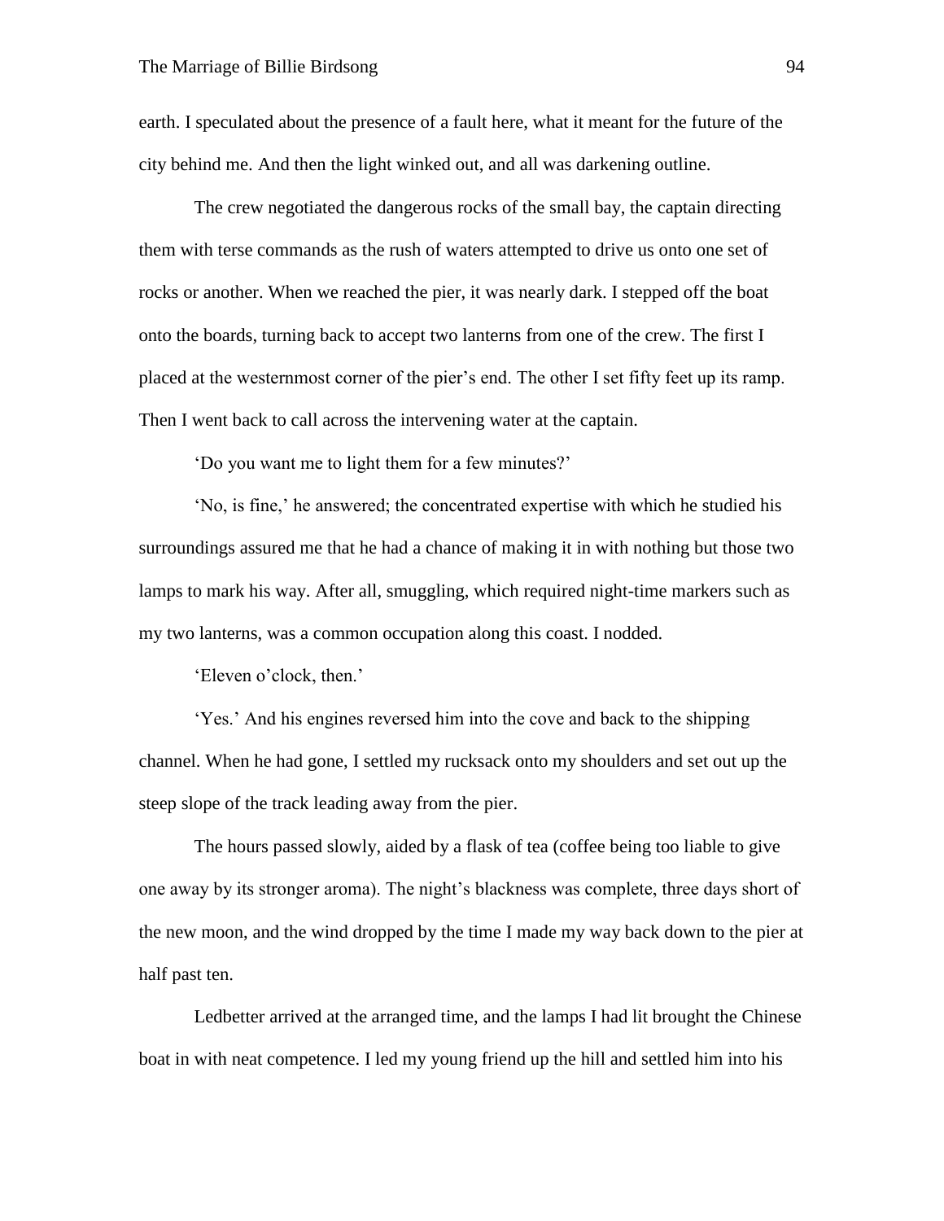earth. I speculated about the presence of a fault here, what it meant for the future of the city behind me. And then the light winked out, and all was darkening outline.

The crew negotiated the dangerous rocks of the small bay, the captain directing them with terse commands as the rush of waters attempted to drive us onto one set of rocks or another. When we reached the pier, it was nearly dark. I stepped off the boat onto the boards, turning back to accept two lanterns from one of the crew. The first I placed at the westernmost corner of the pier's end. The other I set fifty feet up its ramp. Then I went back to call across the intervening water at the captain.

'Do you want me to light them for a few minutes?'

'No, is fine,' he answered; the concentrated expertise with which he studied his surroundings assured me that he had a chance of making it in with nothing but those two lamps to mark his way. After all, smuggling, which required night-time markers such as my two lanterns, was a common occupation along this coast. I nodded.

'Eleven o'clock, then.'

'Yes.' And his engines reversed him into the cove and back to the shipping channel. When he had gone, I settled my rucksack onto my shoulders and set out up the steep slope of the track leading away from the pier.

The hours passed slowly, aided by a flask of tea (coffee being too liable to give one away by its stronger aroma). The night's blackness was complete, three days short of the new moon, and the wind dropped by the time I made my way back down to the pier at half past ten.

Ledbetter arrived at the arranged time, and the lamps I had lit brought the Chinese boat in with neat competence. I led my young friend up the hill and settled him into his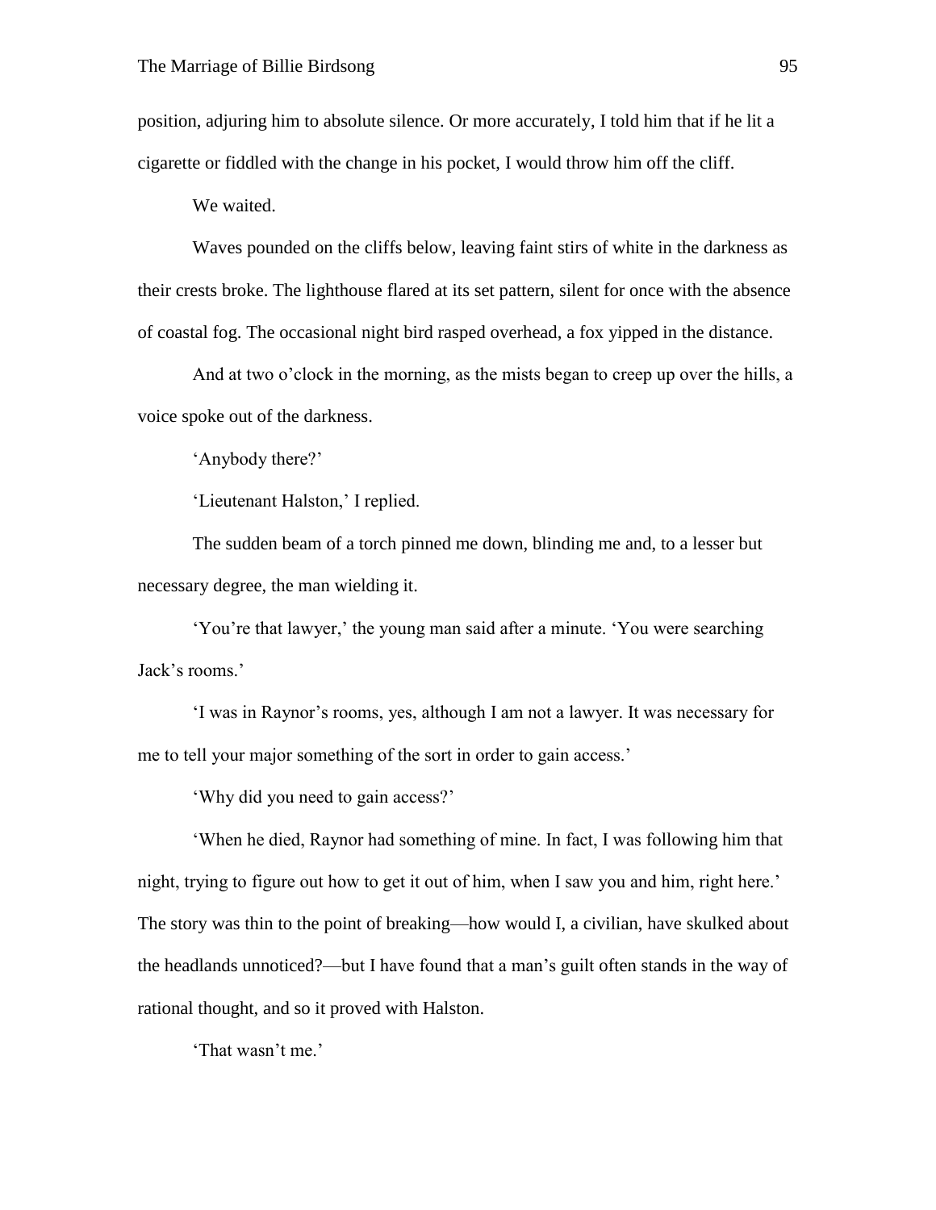position, adjuring him to absolute silence. Or more accurately, I told him that if he lit a cigarette or fiddled with the change in his pocket, I would throw him off the cliff.

We waited.

Waves pounded on the cliffs below, leaving faint stirs of white in the darkness as their crests broke. The lighthouse flared at its set pattern, silent for once with the absence of coastal fog. The occasional night bird rasped overhead, a fox yipped in the distance.

And at two o'clock in the morning, as the mists began to creep up over the hills, a voice spoke out of the darkness.

'Anybody there?'

'Lieutenant Halston,' I replied.

The sudden beam of a torch pinned me down, blinding me and, to a lesser but necessary degree, the man wielding it.

'You're that lawyer,' the young man said after a minute. 'You were searching Jack's rooms.'

'I was in Raynor's rooms, yes, although I am not a lawyer. It was necessary for me to tell your major something of the sort in order to gain access.'

'Why did you need to gain access?'

'When he died, Raynor had something of mine. In fact, I was following him that night, trying to figure out how to get it out of him, when I saw you and him, right here.' The story was thin to the point of breaking—how would I, a civilian, have skulked about the headlands unnoticed?—but I have found that a man's guilt often stands in the way of rational thought, and so it proved with Halston.

'That wasn't me.'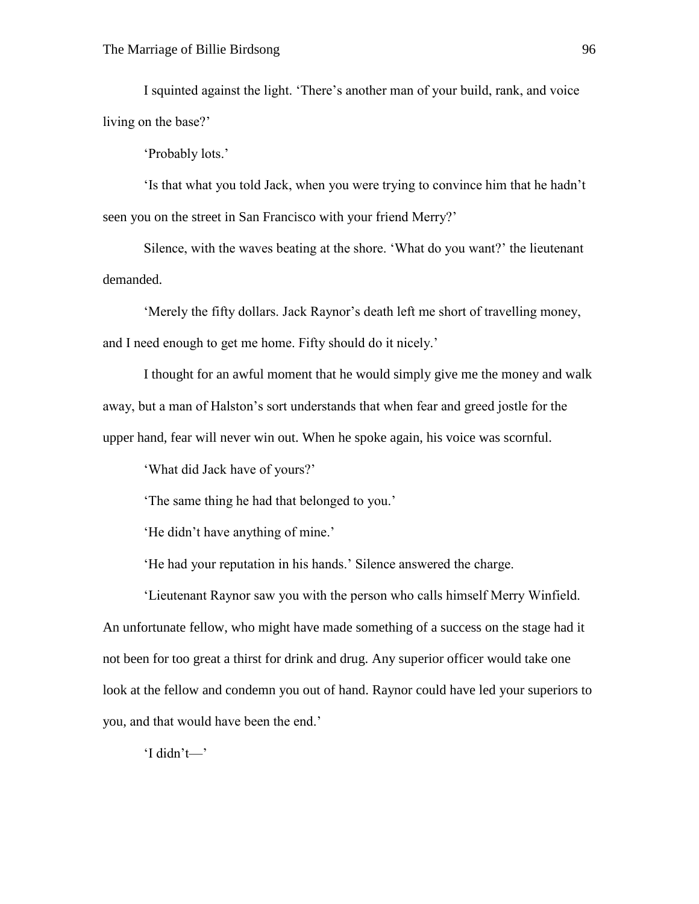I squinted against the light. ‘There’s another man of your build, rank, and voice living on the base?’

‘Probably lots.’

‘Is that what you told Jack, when you were trying to convince him that he hadn’t seen you on the street in San Francisco with your friend Merry?’

Silence, with the waves beating at the shore. ‘What do you want?’ the lieutenant demanded.

‘Merely the fifty dollars. Jack Raynor’s death left me short of travelling money, and I need enough to get me home. Fifty should do it nicely.’

I thought for an awful moment that he would simply give me the money and walk away, but a man of Halston’s sort understands that when fear and greed jostle for the upper hand, fear will never win out. When he spoke again, his voice was scornful.

‘What did Jack have of yours?’

‘The same thing he had that belonged to you.’

‘He didn’t have anything of mine.’

‘He had your reputation in his hands.’ Silence answered the charge.

‘Lieutenant Raynor saw you with the person who calls himself Merry Winfield. An unfortunate fellow, who might have made something of a success on the stage had it not been for too great a thirst for drink and drug. Any superior officer would take one look at the fellow and condemn you out of hand. Raynor could have led your superiors to you, and that would have been the end.’

‘I didn’t—’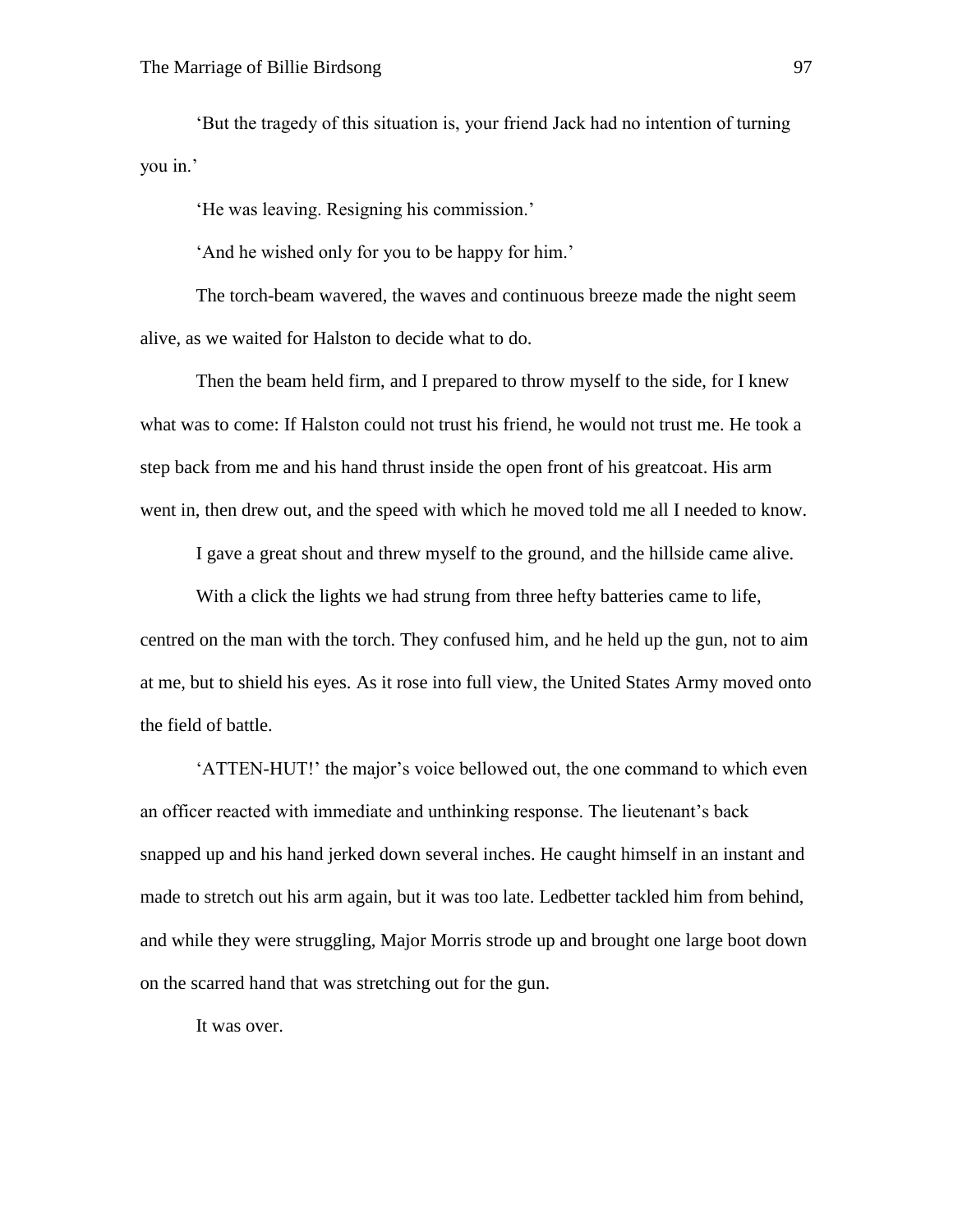'But the tragedy of this situation is, your friend Jack had no intention of turning you in.'

'He was leaving. Resigning his commission.'

'And he wished only for you to be happy for him.'

The torch-beam wavered, the waves and continuous breeze made the night seem alive, as we waited for Halston to decide what to do.

Then the beam held firm, and I prepared to throw myself to the side, for I knew what was to come: If Halston could not trust his friend, he would not trust me. He took a step back from me and his hand thrust inside the open front of his greatcoat. His arm went in, then drew out, and the speed with which he moved told me all I needed to know.

I gave a great shout and threw myself to the ground, and the hillside came alive.

With a click the lights we had strung from three hefty batteries came to life, centred on the man with the torch. They confused him, and he held up the gun, not to aim at me, but to shield his eyes. As it rose into full view, the United States Army moved onto the field of battle.

'ATTEN-HUT!' the major's voice bellowed out, the one command to which even an officer reacted with immediate and unthinking response. The lieutenant's back snapped up and his hand jerked down several inches. He caught himself in an instant and made to stretch out his arm again, but it was too late. Ledbetter tackled him from behind, and while they were struggling, Major Morris strode up and brought one large boot down on the scarred hand that was stretching out for the gun.

It was over.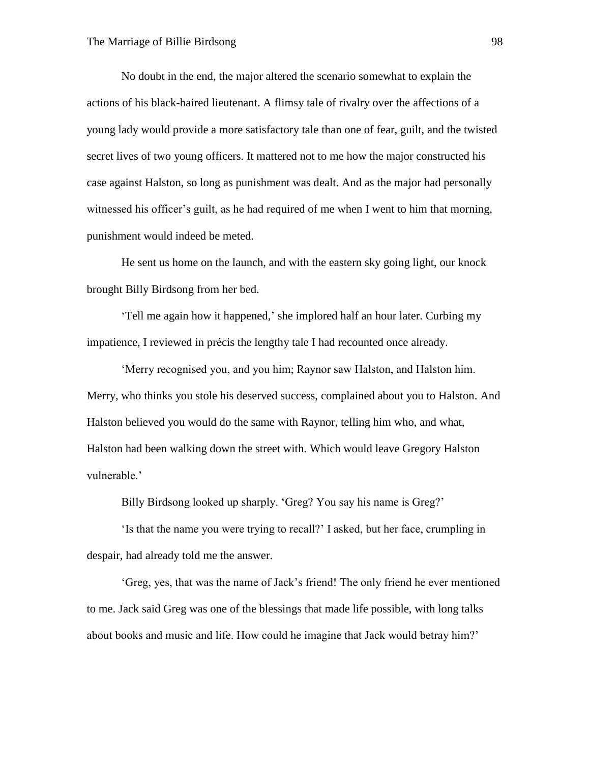No doubt in the end, the major altered the scenario somewhat to explain the actions of his black-haired lieutenant. A flimsy tale of rivalry over the affections of a young lady would provide a more satisfactory tale than one of fear, guilt, and the twisted secret lives of two young officers. It mattered not to me how the major constructed his case against Halston, so long as punishment was dealt. And as the major had personally witnessed his officer's guilt, as he had required of me when I went to him that morning, punishment would indeed be meted.

He sent us home on the launch, and with the eastern sky going light, our knock brought Billy Birdsong from her bed.

'Tell me again how it happened,' she implored half an hour later. Curbing my impatience, I reviewed in précis the lengthy tale I had recounted once already.

'Merry recognised you, and you him; Raynor saw Halston, and Halston him. Merry, who thinks you stole his deserved success, complained about you to Halston. And Halston believed you would do the same with Raynor, telling him who, and what, Halston had been walking down the street with. Which would leave Gregory Halston vulnerable.'

Billy Birdsong looked up sharply. 'Greg? You say his name is Greg?'

'Is that the name you were trying to recall?' I asked, but her face, crumpling in despair, had already told me the answer.

'Greg, yes, that was the name of Jack's friend! The only friend he ever mentioned to me. Jack said Greg was one of the blessings that made life possible, with long talks about books and music and life. How could he imagine that Jack would betray him?'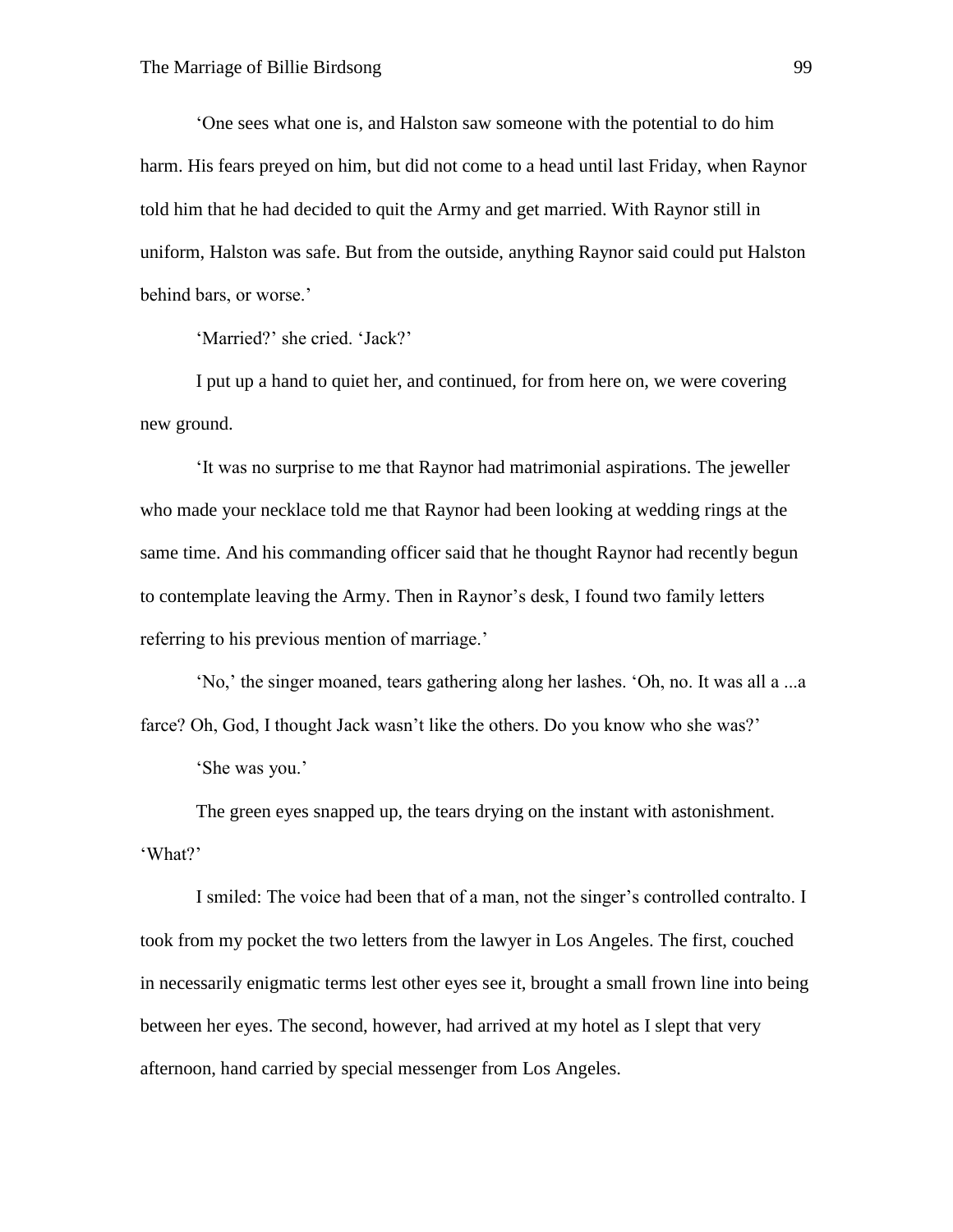'One sees what one is, and Halston saw someone with the potential to do him harm. His fears preyed on him, but did not come to a head until last Friday, when Raynor told him that he had decided to quit the Army and get married. With Raynor still in uniform, Halston was safe. But from the outside, anything Raynor said could put Halston behind bars, or worse.'

'Married?' she cried. 'Jack?'

I put up a hand to quiet her, and continued, for from here on, we were covering new ground.

'It was no surprise to me that Raynor had matrimonial aspirations. The jeweller who made your necklace told me that Raynor had been looking at wedding rings at the same time. And his commanding officer said that he thought Raynor had recently begun to contemplate leaving the Army. Then in Raynor's desk, I found two family letters referring to his previous mention of marriage.'

'No,' the singer moaned, tears gathering along her lashes. 'Oh, no. It was all a ...a farce? Oh, God, I thought Jack wasn't like the others. Do you know who she was?'

'She was you.'

The green eyes snapped up, the tears drying on the instant with astonishment. 'What?'

I smiled: The voice had been that of a man, not the singer's controlled contralto. I took from my pocket the two letters from the lawyer in Los Angeles. The first, couched in necessarily enigmatic terms lest other eyes see it, brought a small frown line into being between her eyes. The second, however, had arrived at my hotel as I slept that very afternoon, hand carried by special messenger from Los Angeles.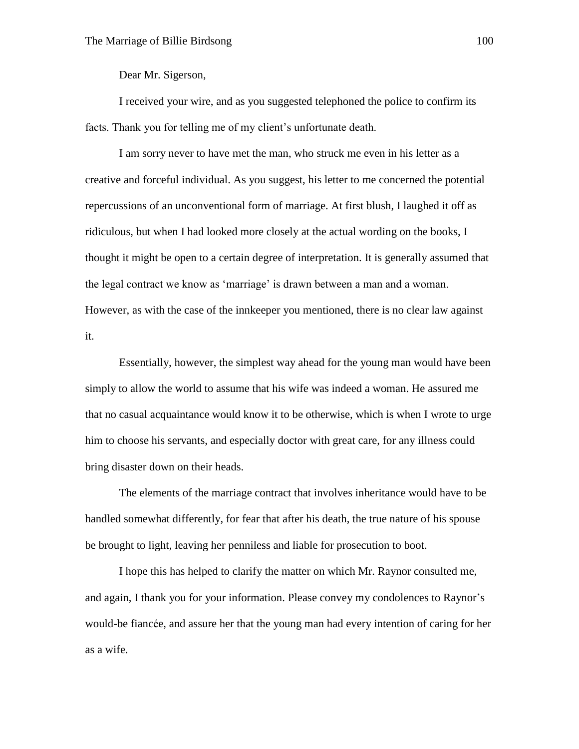Dear Mr. Sigerson,

I received your wire, and as you suggested telephoned the police to confirm its facts. Thank you for telling me of my client's unfortunate death.

I am sorry never to have met the man, who struck me even in his letter as a creative and forceful individual. As you suggest, his letter to me concerned the potential repercussions of an unconventional form of marriage. At first blush, I laughed it off as ridiculous, but when I had looked more closely at the actual wording on the books, I thought it might be open to a certain degree of interpretation. It is generally assumed that the legal contract we know as 'marriage' is drawn between a man and a woman. However, as with the case of the innkeeper you mentioned, there is no clear law against it.

Essentially, however, the simplest way ahead for the young man would have been simply to allow the world to assume that his wife was indeed a woman. He assured me that no casual acquaintance would know it to be otherwise, which is when I wrote to urge him to choose his servants, and especially doctor with great care, for any illness could bring disaster down on their heads.

The elements of the marriage contract that involves inheritance would have to be handled somewhat differently, for fear that after his death, the true nature of his spouse be brought to light, leaving her penniless and liable for prosecution to boot.

I hope this has helped to clarify the matter on which Mr. Raynor consulted me, and again, I thank you for your information. Please convey my condolences to Raynor's would-be fiancée, and assure her that the young man had every intention of caring for her as a wife.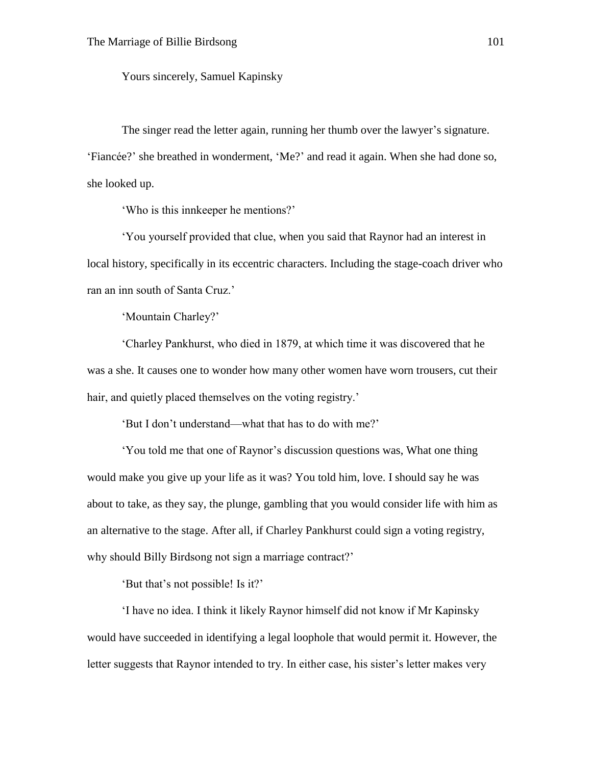Yours sincerely, Samuel Kapinsky

The singer read the letter again, running her thumb over the lawyer's signature. 'Fiancée?' she breathed in wonderment, 'Me?' and read it again. When she had done so, she looked up.

'Who is this innkeeper he mentions?'

'You yourself provided that clue, when you said that Raynor had an interest in local history, specifically in its eccentric characters. Including the stage-coach driver who ran an inn south of Santa Cruz.'

'Mountain Charley?'

'Charley Pankhurst, who died in 1879, at which time it was discovered that he was a she. It causes one to wonder how many other women have worn trousers, cut their hair, and quietly placed themselves on the voting registry.'

'But I don't understand—what that has to do with me?'

'You told me that one of Raynor's discussion questions was, What one thing would make you give up your life as it was? You told him, love. I should say he was about to take, as they say, the plunge, gambling that you would consider life with him as an alternative to the stage. After all, if Charley Pankhurst could sign a voting registry, why should Billy Birdsong not sign a marriage contract?'

'But that's not possible! Is it?'

'I have no idea. I think it likely Raynor himself did not know if Mr Kapinsky would have succeeded in identifying a legal loophole that would permit it. However, the letter suggests that Raynor intended to try. In either case, his sister's letter makes very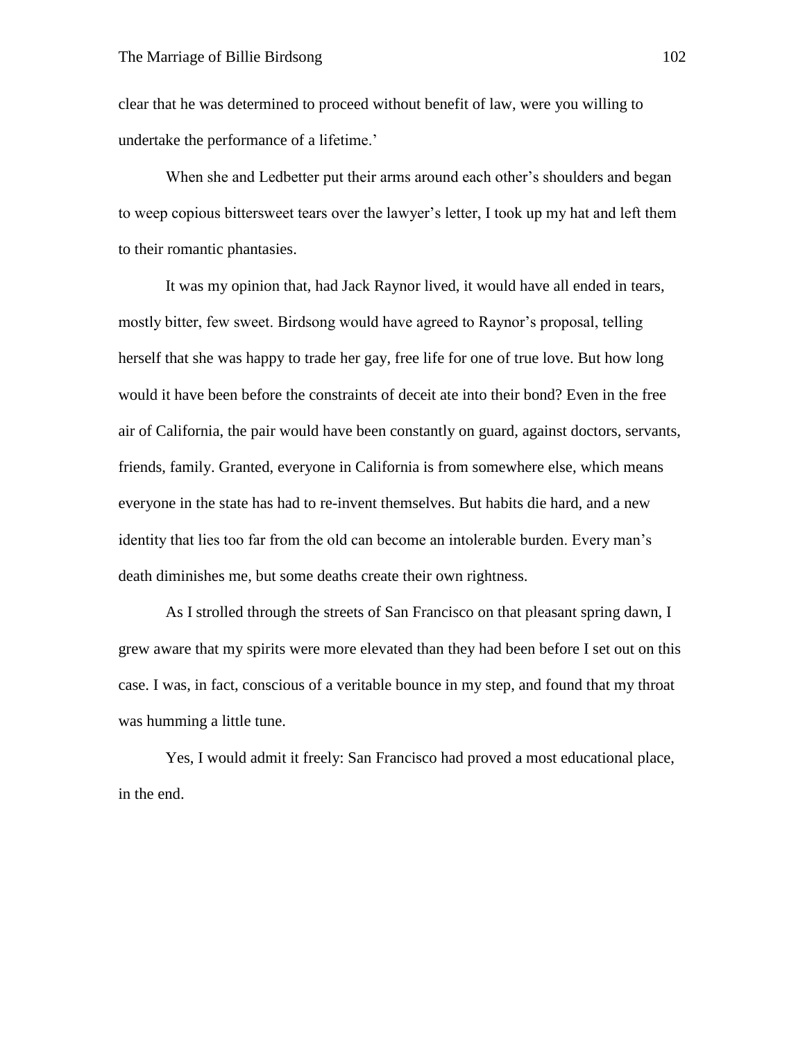clear that he was determined to proceed without benefit of law, were you willing to undertake the performance of a lifetime.'

When she and Ledbetter put their arms around each other's shoulders and began to weep copious bittersweet tears over the lawyer's letter, I took up my hat and left them to their romantic phantasies.

It was my opinion that, had Jack Raynor lived, it would have all ended in tears, mostly bitter, few sweet. Birdsong would have agreed to Raynor's proposal, telling herself that she was happy to trade her gay, free life for one of true love. But how long would it have been before the constraints of deceit ate into their bond? Even in the free air of California, the pair would have been constantly on guard, against doctors, servants, friends, family. Granted, everyone in California is from somewhere else, which means everyone in the state has had to re-invent themselves. But habits die hard, and a new identity that lies too far from the old can become an intolerable burden. Every man's death diminishes me, but some deaths create their own rightness.

As I strolled through the streets of San Francisco on that pleasant spring dawn, I grew aware that my spirits were more elevated than they had been before I set out on this case. I was, in fact, conscious of a veritable bounce in my step, and found that my throat was humming a little tune.

Yes, I would admit it freely: San Francisco had proved a most educational place, in the end.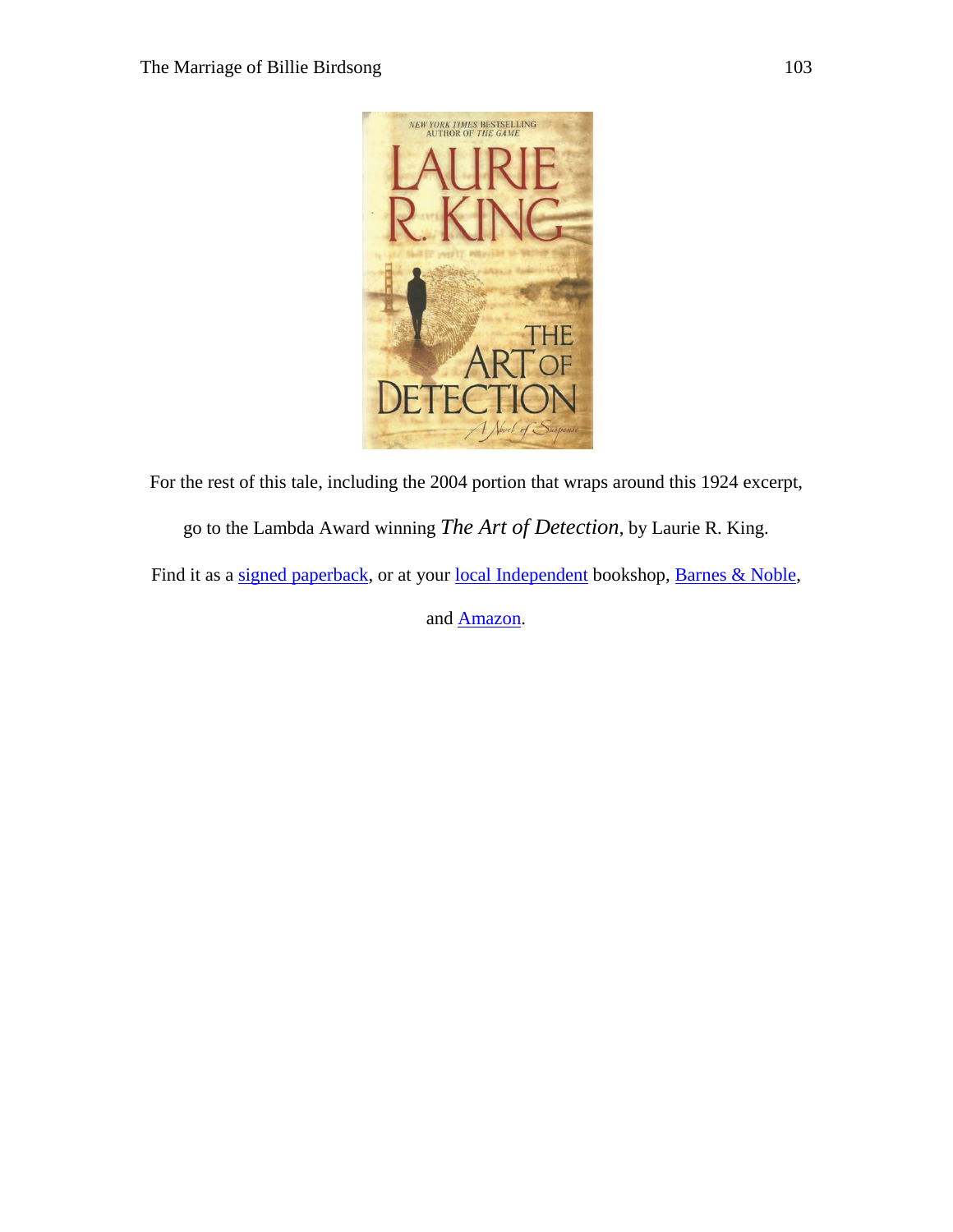For the rest of this tale, including the 2004 portion that wraps around this 1924 excerpt, go to the Lambda Award winning *The Art of Detection*, by Laurie R. King.

Find it as a signed paperback, or at your local Independent bookshop, Barnes & Noble, and Amazon.